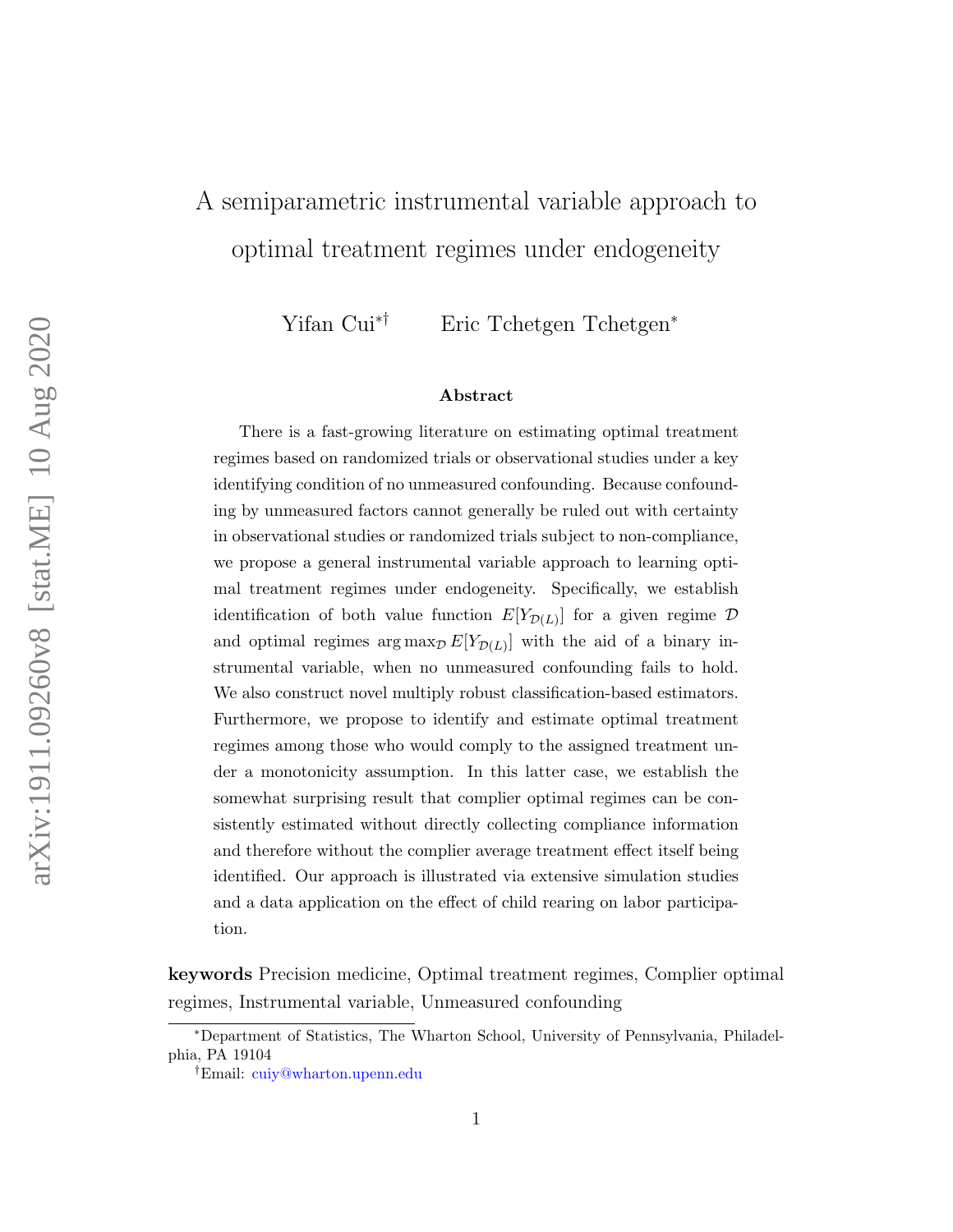# A semiparametric instrumental variable approach to optimal treatment regimes under endogeneity

Yifan Cui[*†] Eric Tchetgen Tchetgen[*]

### Abstract

There is a fast-growing literature on estimating optimal treatment regimes based on randomized trials or observational studies under a key identifying condition of no unmeasured confounding. Because confounding by unmeasured factors cannot generally be ruled out with certainty in observational studies or randomized trials subject to non-compliance, we propose a general instrumental variable approach to learning optimal treatment regimes under endogeneity. Specifically, we establish identification of both value function $E[Y_{\mathcal{D}(L)}]$ for a given regime $\mathcal{D}$ and optimal regimes $\arg\max_{\mathcal{D}} E[Y_{\mathcal{D}(L)}]$ with the aid of a binary instrumental variable, when no unmeasured confounding fails to hold. We also construct novel multiply robust classification-based estimators. Furthermore, we propose to identify and estimate optimal treatment regimes among those who would comply to the assigned treatment under a monotonicity assumption. In this latter case, we establish the somewhat surprising result that complier optimal regimes can be consistently estimated without directly collecting compliance information and therefore without the complier average treatment effect itself being identified. Our approach is illustrated via extensive simulation studies and a data application on the effect of child rearing on labor participation.

**keywords** Precision medicine, Optimal treatment regimes, Complier optimal regimes, Instrumental variable, Unmeasured confounding

[*]Department of Statistics, The Wharton School, University of Pennsylvania, Philadelphia, PA 19104

[†]Email: cuiy@wharton.upenn.edu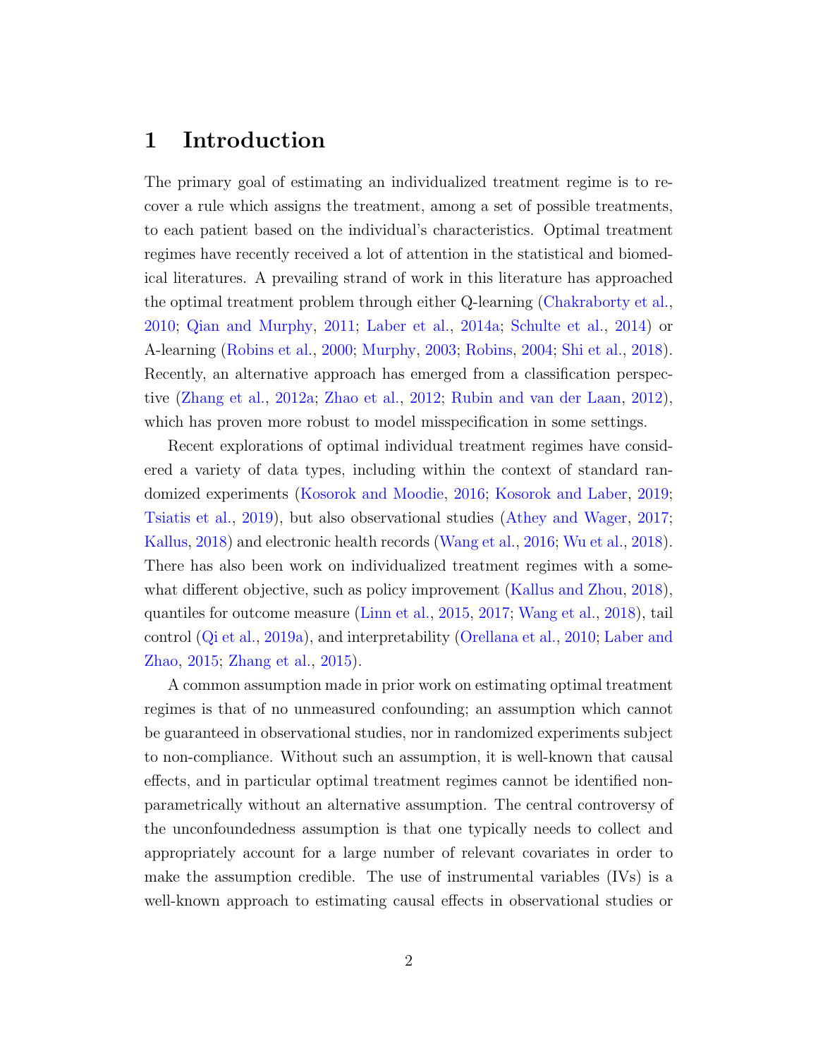# 1 Introduction

The primary goal of estimating an individualized treatment regime is to recover a rule which assigns the treatment, among a set of possible treatments, to each patient based on the individual's characteristics. Optimal treatment regimes have recently received a lot of attention in the statistical and biomedical literatures. A prevailing strand of work in this literature has approached the optimal treatment problem through either Q-learning (Chakraborty et al., 2010; Qian and Murphy, 2011; Laber et al., 2014a; Schulte et al., 2014) or A-learning (Robins et al., 2000; Murphy, 2003; Robins, 2004; Shi et al., 2018). Recently, an alternative approach has emerged from a classification perspective (Zhang et al., 2012a; Zhao et al., 2012; Rubin and van der Laan, 2012), which has proven more robust to model misspecification in some settings.

Recent explorations of optimal individual treatment regimes have considered a variety of data types, including within the context of standard randomized experiments (Kosorok and Moodie, 2016; Kosorok and Laber, 2019; Tsiatis et al., 2019), but also observational studies (Athey and Wager, 2017; Kallus, 2018) and electronic health records (Wang et al., 2016; Wu et al., 2018). There has also been work on individualized treatment regimes with a somewhat different objective, such as policy improvement (Kallus and Zhou, 2018), quantiles for outcome measure (Linn et al., 2015, 2017; Wang et al., 2018), tail control (Qi et al., 2019a), and interpretability (Orellana et al., 2010; Laber and Zhao, 2015; Zhang et al., 2015).

A common assumption made in prior work on estimating optimal treatment regimes is that of no unmeasured confounding; an assumption which cannot be guaranteed in observational studies, nor in randomized experiments subject to non-compliance. Without such an assumption, it is well-known that causal effects, and in particular optimal treatment regimes cannot be identified nonparametrically without an alternative assumption. The central controversy of the unconfoundedness assumption is that one typically needs to collect and appropriately account for a large number of relevant covariates in order to make the assumption credible. The use of instrumental variables (IVs) is a well-known approach to estimating causal effects in observational studies or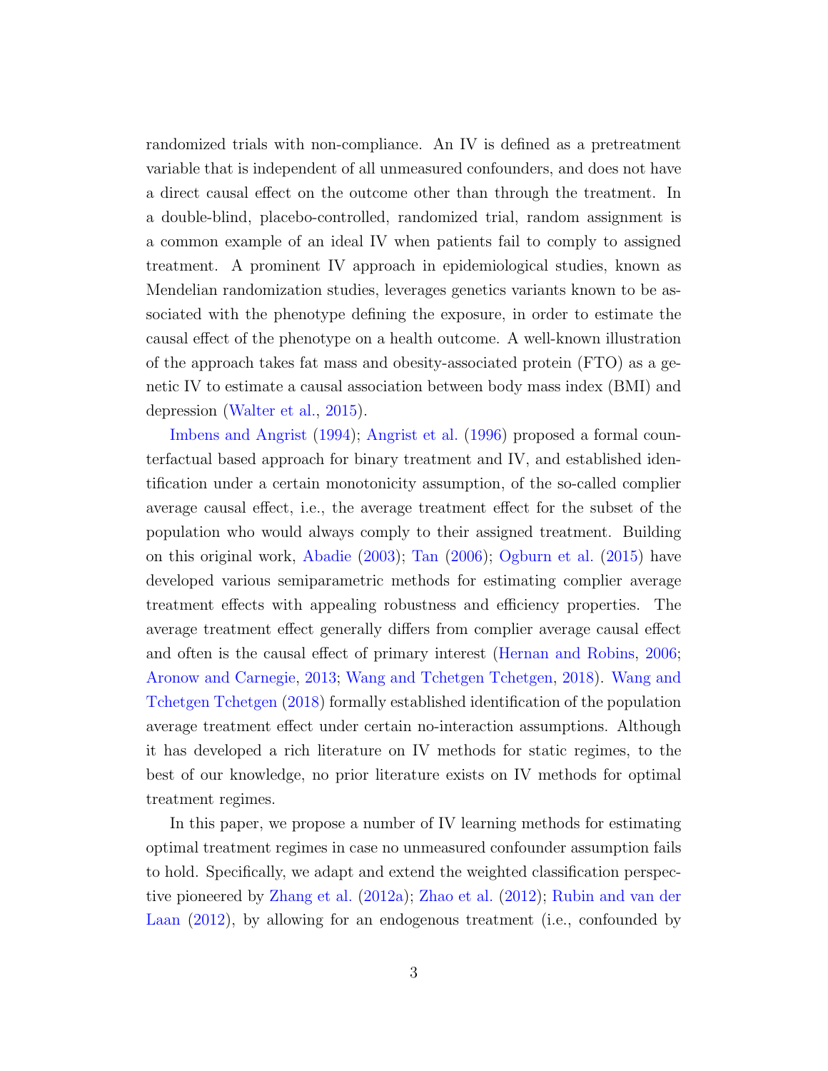randomized trials with non-compliance. An IV is defined as a pretreatment variable that is independent of all unmeasured confounders, and does not have a direct causal effect on the outcome other than through the treatment. In a double-blind, placebo-controlled, randomized trial, random assignment is a common example of an ideal IV when patients fail to comply to assigned treatment. A prominent IV approach in epidemiological studies, known as Mendelian randomization studies, leverages genetics variants known to be associated with the phenotype defining the exposure, in order to estimate the causal effect of the phenotype on a health outcome. A well-known illustration of the approach takes fat mass and obesity-associated protein (FTO) as a genetic IV to estimate a causal association between body mass index (BMI) and depression (Walter et al., 2015).

Imbens and Angrist (1994); Angrist et al. (1996) proposed a formal counterfactual based approach for binary treatment and IV, and established identification under a certain monotonicity assumption, of the so-called complier average causal effect, i.e., the average treatment effect for the subset of the population who would always comply to their assigned treatment. Building on this original work, Abadie (2003); Tan (2006); Ogburn et al. (2015) have developed various semiparametric methods for estimating complier average treatment effects with appealing robustness and efficiency properties. The average treatment effect generally differs from complier average causal effect and often is the causal effect of primary interest (Hernan and Robins, 2006; Aronow and Carnegie, 2013; Wang and Tchetgen Tchetgen, 2018). Wang and Tchetgen Tchetgen (2018) formally established identification of the population average treatment effect under certain no-interaction assumptions. Although it has developed a rich literature on IV methods for static regimes, to the best of our knowledge, no prior literature exists on IV methods for optimal treatment regimes.

In this paper, we propose a number of IV learning methods for estimating optimal treatment regimes in case no unmeasured confounder assumption fails to hold. Specifically, we adapt and extend the weighted classification perspective pioneered by Zhang et al. (2012a); Zhao et al. (2012); Rubin and van der Laan (2012), by allowing for an endogenous treatment (i.e., confounded by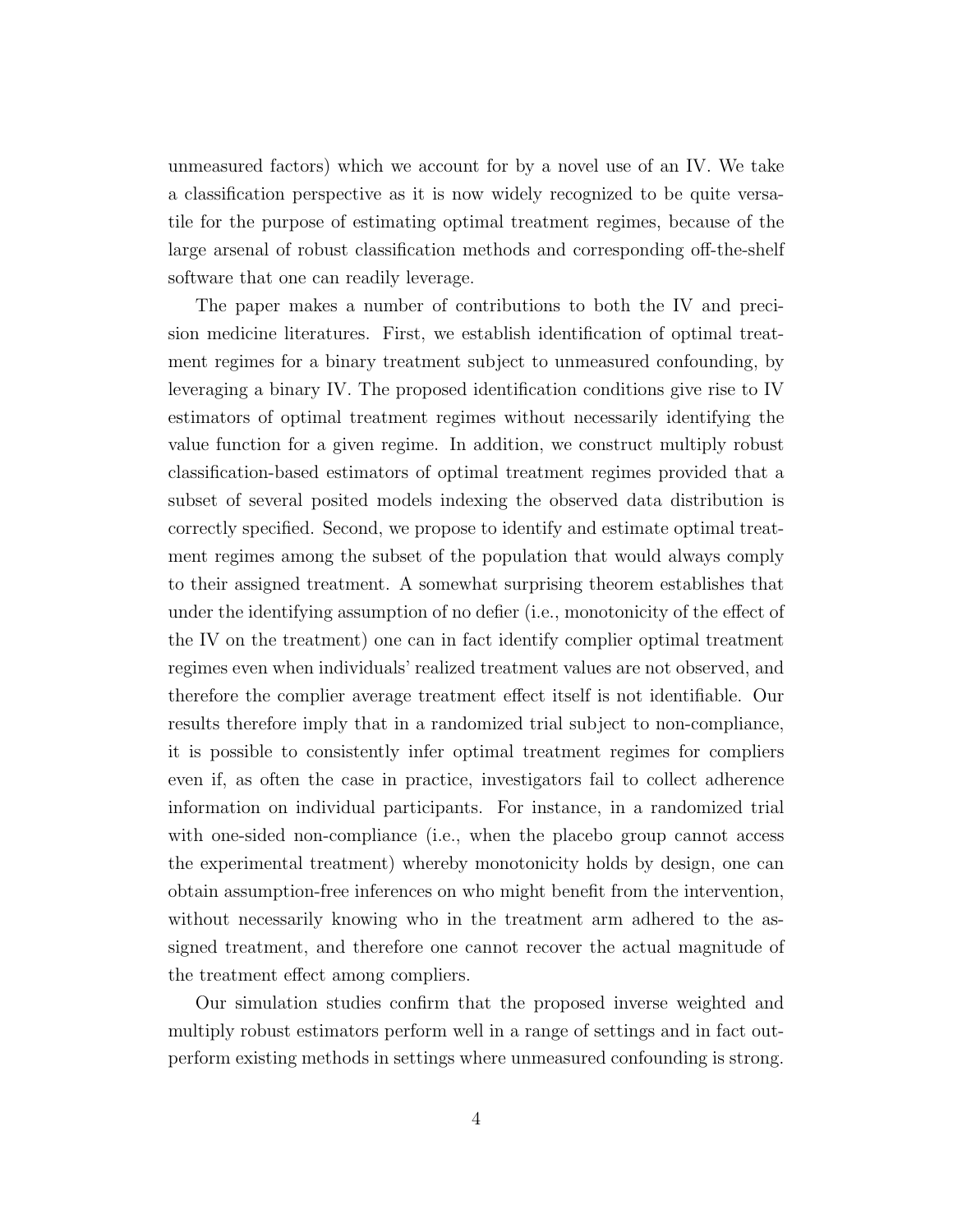unmeasured factors) which we account for by a novel use of an IV. We take a classification perspective as it is now widely recognized to be quite versatile for the purpose of estimating optimal treatment regimes, because of the large arsenal of robust classification methods and corresponding off-the-shelf software that one can readily leverage.

The paper makes a number of contributions to both the IV and precision medicine literatures. First, we establish identification of optimal treatment regimes for a binary treatment subject to unmeasured confounding, by leveraging a binary IV. The proposed identification conditions give rise to IV estimators of optimal treatment regimes without necessarily identifying the value function for a given regime. In addition, we construct multiply robust classification-based estimators of optimal treatment regimes provided that a subset of several posited models indexing the observed data distribution is correctly specified. Second, we propose to identify and estimate optimal treatment regimes among the subset of the population that would always comply to their assigned treatment. A somewhat surprising theorem establishes that under the identifying assumption of no defier (i.e., monotonicity of the effect of the IV on the treatment) one can in fact identify complier optimal treatment regimes even when individuals' realized treatment values are not observed, and therefore the complier average treatment effect itself is not identifiable. Our results therefore imply that in a randomized trial subject to non-compliance, it is possible to consistently infer optimal treatment regimes for compliers even if, as often the case in practice, investigators fail to collect adherence information on individual participants. For instance, in a randomized trial with one-sided non-compliance (i.e., when the placebo group cannot access the experimental treatment) whereby monotonicity holds by design, one can obtain assumption-free inferences on who might benefit from the intervention, without necessarily knowing who in the treatment arm adhered to the assigned treatment, and therefore one cannot recover the actual magnitude of the treatment effect among compliers.

Our simulation studies confirm that the proposed inverse weighted and multiply robust estimators perform well in a range of settings and in fact outperform existing methods in settings where unmeasured confounding is strong.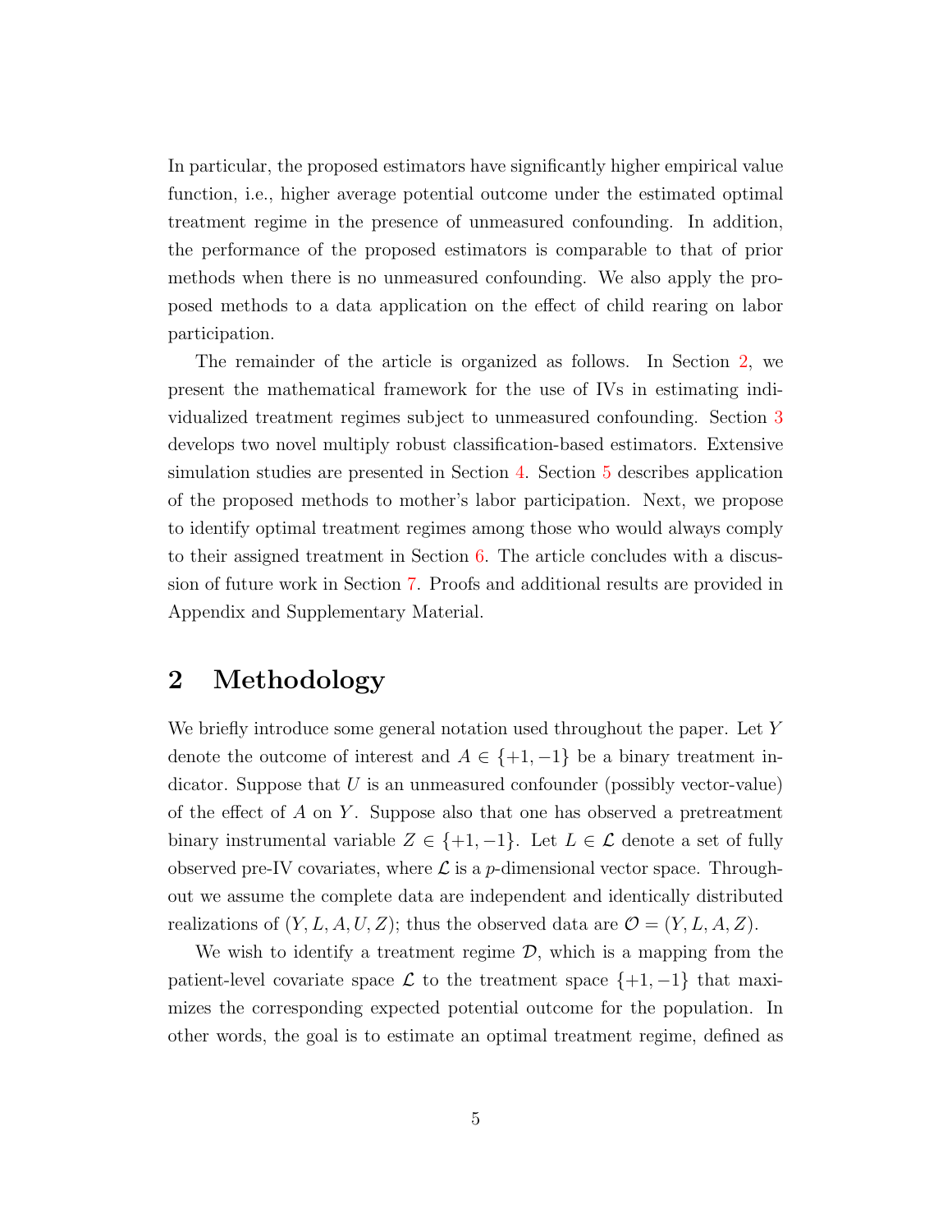In particular, the proposed estimators have significantly higher empirical value function, i.e., higher average potential outcome under the estimated optimal treatment regime in the presence of unmeasured confounding. In addition, the performance of the proposed estimators is comparable to that of prior methods when there is no unmeasured confounding. We also apply the proposed methods to a data application on the effect of child rearing on labor participation.

The remainder of the article is organized as follows. In Section 2, we present the mathematical framework for the use of IVs in estimating individualized treatment regimes subject to unmeasured confounding. Section 3 develops two novel multiply robust classification-based estimators. Extensive simulation studies are presented in Section 4. Section 5 describes application of the proposed methods to mother's labor participation. Next, we propose to identify optimal treatment regimes among those who would always comply to their assigned treatment in Section 6. The article concludes with a discussion of future work in Section 7. Proofs and additional results are provided in Appendix and Supplementary Material.

## 2 Methodology

We briefly introduce some general notation used throughout the paper. Let $Y$ denote the outcome of interest and $A \in \{+1, -1\}$ be a binary treatment indicator. Suppose that $U$ is an unmeasured confounder (possibly vector-value) of the effect of $A$ on $Y$. Suppose also that one has observed a pretreatment binary instrumental variable $Z \in \{+1, -1\}$. Let $L \in \mathcal{L}$ denote a set of fully observed pre-IV covariates, where $\mathcal{L}$ is a $p$-dimensional vector space. Throughout we assume the complete data are independent and identically distributed realizations of $(Y, L, A, U, Z)$; thus the observed data are $\mathcal{O} = (Y, L, A, Z)$.

We wish to identify a treatment regime $\mathcal{D}$, which is a mapping from the patient-level covariate space $\mathcal{L}$ to the treatment space $\{+1, -1\}$ that maximizes the corresponding expected potential outcome for the population. In other words, the goal is to estimate an optimal treatment regime, defined as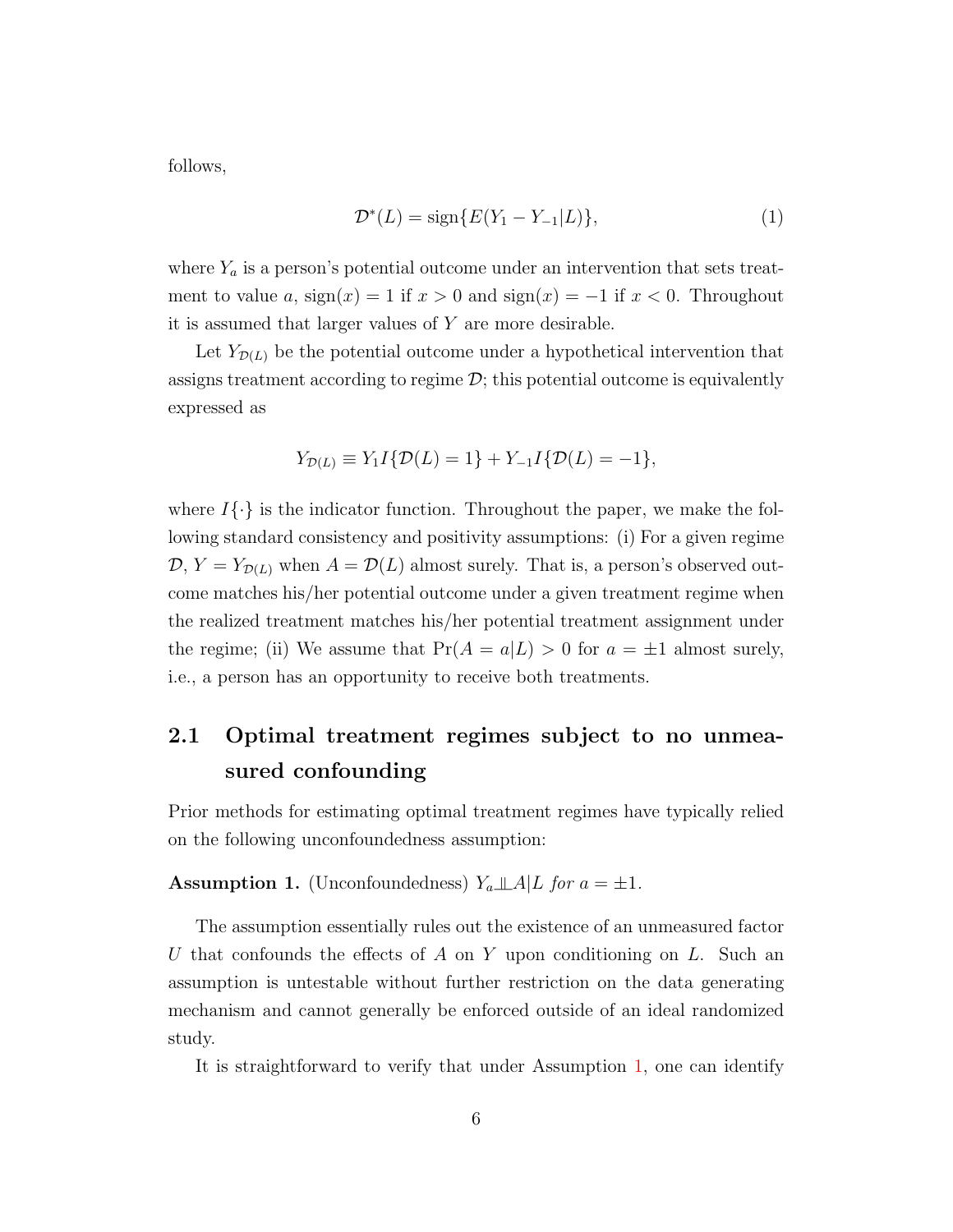follows,

$$\mathcal{D}^*(L) = \text{sign}\{E(Y_1 - Y_{-1}|L)\}, \tag{1}$$

where $Y_a$ is a person's potential outcome under an intervention that sets treatment to value $a$, $\text{sign}(x) = 1$ if $x > 0$ and $\text{sign}(x) = -1$ if $x < 0$. Throughout it is assumed that larger values of $Y$ are more desirable.

Let $Y_{\mathcal{D}(L)}$ be the potential outcome under a hypothetical intervention that assigns treatment according to regime $\mathcal{D}$; this potential outcome is equivalently expressed as

$$Y_{\mathcal{D}(L)} \equiv Y_1 I\{\mathcal{D}(L) = 1\} + Y_{-1} I\{\mathcal{D}(L) = -1\},$$

where $I\{\cdot\}$ is the indicator function. Throughout the paper, we make the following standard consistency and positivity assumptions: (i) For a given regime $\mathcal{D}$, $Y = Y_{\mathcal{D}(L)}$ when $A = \mathcal{D}(L)$ almost surely. That is, a person's observed outcome matches his/her potential outcome under a given treatment regime when the realized treatment matches his/her potential treatment assignment under the regime; (ii) We assume that $\Pr(A = a|L) > 0$ for $a = \pm 1$ almost surely, i.e., a person has an opportunity to receive both treatments.

## 2.1 Optimal treatment regimes subject to no unmeasured confounding

Prior methods for estimating optimal treatment regimes have typically relied on the following unconfoundedness assumption:

**Assumption 1.** (Unconfoundedness) $Y_a \perp\!\!\!\perp A | L$ *for* $a = \pm 1$.

The assumption essentially rules out the existence of an unmeasured factor $U$ that confounds the effects of $A$ on $Y$ upon conditioning on $L$. Such an assumption is untestable without further restriction on the data generating mechanism and cannot generally be enforced outside of an ideal randomized study.

It is straightforward to verify that under Assumption 1, one can identify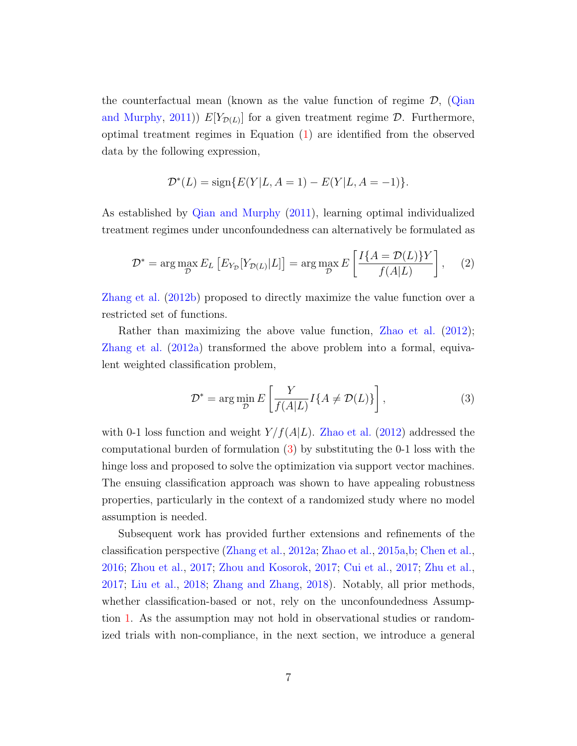the counterfactual mean (known as the value function of regime $\mathcal{D}$, (Qian and Murphy, 2011)) $E[Y_{\mathcal{D}(L)}]$ for a given treatment regime $\mathcal{D}$. Furthermore, optimal treatment regimes in Equation (1) are identified from the observed data by the following expression,

$$\mathcal{D}^*(L) = \text{sign}\{E(Y|L, A=1) - E(Y|L, A=-1)\}.$$

As established by Qian and Murphy (2011), learning optimal individualized treatment regimes under unconfoundedness can alternatively be formulated as

$$\mathcal{D}^* = \arg\max_{\mathcal{D}} E_L \left[ E_{Y_{\mathcal{D}}}[Y_{\mathcal{D}(L)}|L] \right] = \arg\max_{\mathcal{D}} E \left[ \frac{I\{A = \mathcal{D}(L)\}Y}{f(A|L)} \right], \quad (2)$$

Zhang et al. (2012b) proposed to directly maximize the value function over a restricted set of functions.

Rather than maximizing the above value function, Zhao et al. (2012); Zhang et al. (2012a) transformed the above problem into a formal, equivalent weighted classification problem,

$$\mathcal{D}^* = \arg\min_{\mathcal{D}} E \left[ \frac{Y}{f(A|L)} I\{A \neq \mathcal{D}(L)\} \right], \quad (3)$$

with 0-1 loss function and weight $Y/f(A|L)$. Zhao et al. (2012) addressed the computational burden of formulation (3) by substituting the 0-1 loss with the hinge loss and proposed to solve the optimization via support vector machines. The ensuing classification approach was shown to have appealing robustness properties, particularly in the context of a randomized study where no model assumption is needed.

Subsequent work has provided further extensions and refinements of the classification perspective (Zhang et al., 2012a; Zhao et al., 2015a,b; Chen et al., 2016; Zhou et al., 2017; Zhou and Kosorok, 2017; Cui et al., 2017; Zhu et al., 2017; Liu et al., 2018; Zhang and Zhang, 2018). Notably, all prior methods, whether classification-based or not, rely on the unconfoundedness Assumption 1. As the assumption may not hold in observational studies or randomized trials with non-compliance, in the next section, we introduce a general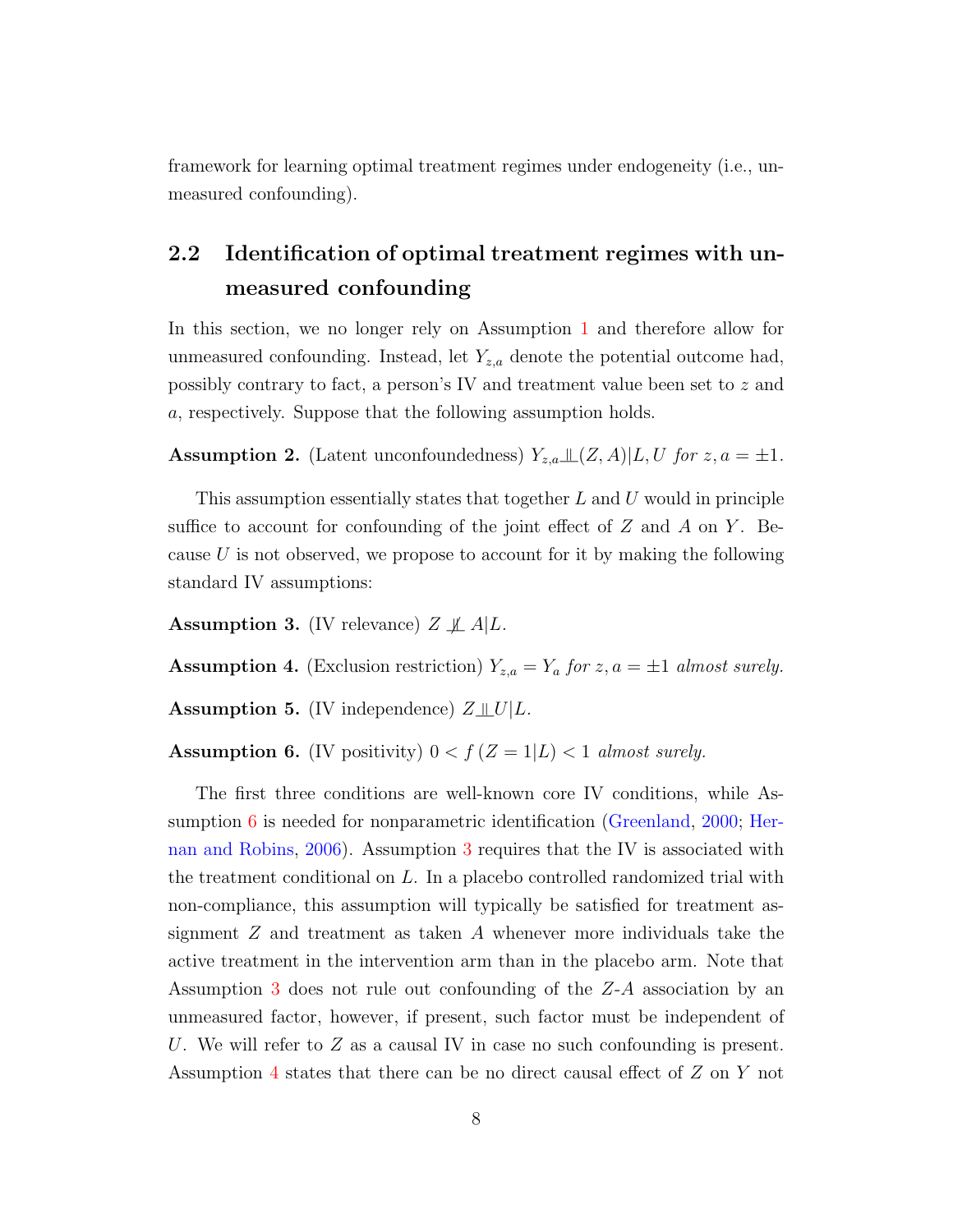framework for learning optimal treatment regimes under endogeneity (i.e., unmeasured confounding).

## 2.2 Identification of optimal treatment regimes with unmeasured confounding

In this section, we no longer rely on Assumption 1 and therefore allow for unmeasured confounding. Instead, let $Y_{z,a}$ denote the potential outcome had, possibly contrary to fact, a person's IV and treatment value been set to $z$ and $a$, respectively. Suppose that the following assumption holds.

**Assumption 2.** (Latent unconfoundedness) $Y_{z,a} \perp\!\!\!\perp (Z, A)|L, U$ *for* $z, a = \pm 1$.

This assumption essentially states that together $L$ and $U$ would in principle suffice to account for confounding of the joint effect of $Z$ and $A$ on $Y$. Because $U$ is not observed, we propose to account for it by making the following standard IV assumptions:

**Assumption 3.** (IV relevance) $Z \not\perp\!\!\!\perp A|L$.

**Assumption 4.** (Exclusion restriction) $Y_{z,a} = Y_a$ *for* $z, a = \pm 1$ *almost surely.*

**Assumption 5.** (IV independence) $Z \perp\!\!\!\perp U|L$.

**Assumption 6.** (IV positivity) $0 < f\left(Z = 1|L\right) < 1$ *almost surely.*

The first three conditions are well-known core IV conditions, while Assumption 6 is needed for nonparametric identification (Greenland, 2000; Hernan and Robins, 2006). Assumption 3 requires that the IV is associated with the treatment conditional on $L$. In a placebo controlled randomized trial with non-compliance, this assumption will typically be satisfied for treatment assignment $Z$ and treatment as taken $A$ whenever more individuals take the active treatment in the intervention arm than in the placebo arm. Note that Assumption 3 does not rule out confounding of the $Z$-$A$ association by an unmeasured factor, however, if present, such factor must be independent of $U$. We will refer to $Z$ as a causal IV in case no such confounding is present. Assumption 4 states that there can be no direct causal effect of $Z$ on $Y$ not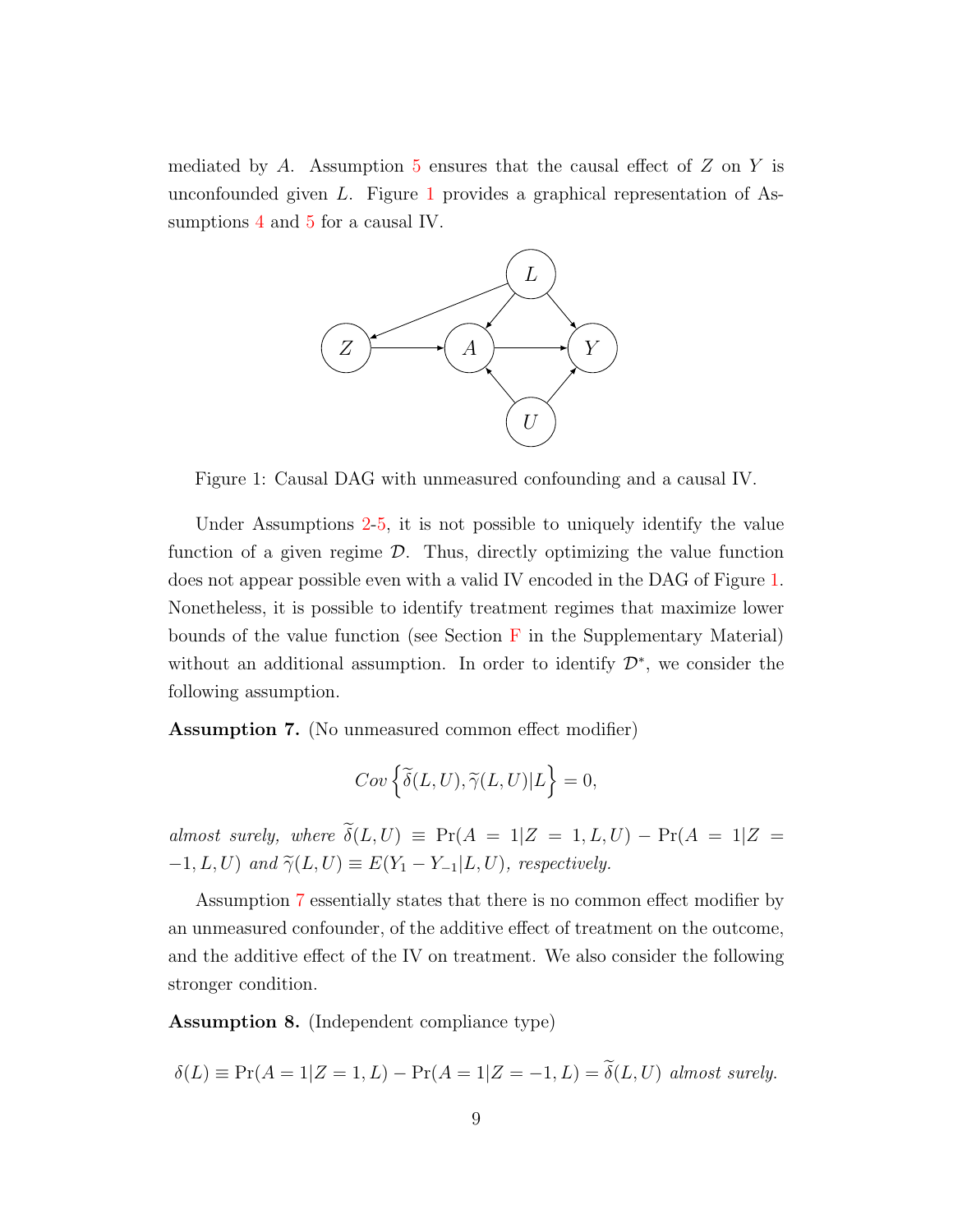mediated by $A$. Assumption 5 ensures that the causal effect of $Z$ on $Y$ is unconfounded given $L$. Figure 1 provides a graphical representation of Assumptions 4 and 5 for a causal IV.

Figure 1: Causal DAG with unmeasured confounding and a causal IV.

Under Assumptions 2-5, it is not possible to uniquely identify the value function of a given regime $\mathcal{D}$. Thus, directly optimizing the value function does not appear possible even with a valid IV encoded in the DAG of Figure 1. Nonetheless, it is possible to identify treatment regimes that maximize lower bounds of the value function (see Section F in the Supplementary Material) without an additional assumption. In order to identify $\mathcal{D}^*$, we consider the following assumption.

**Assumption 7.** (No unmeasured common effect modifier)

$$Cov\left\{\widetilde{\delta}(L,U), \widetilde{\gamma}(L,U)|L\right\} = 0,$$

*almost surely, where* $\widetilde{\delta}(L,U) \equiv \Pr(A=1|Z=1,L,U) - \Pr(A=1|Z=-1,L,U)$ *and* $\widetilde{\gamma}(L,U) \equiv E(Y_1 - Y_{-1}|L,U)$*, respectively.*

Assumption 7 essentially states that there is no common effect modifier by an unmeasured confounder, of the additive effect of treatment on the outcome, and the additive effect of the IV on treatment. We also consider the following stronger condition.

**Assumption 8.** (Independent compliance type)

$$\delta(L) \equiv \Pr(A=1|Z=1,L) - \Pr(A=1|Z=-1,L) = \widetilde{\delta}(L,U) \textit{ almost surely.}$$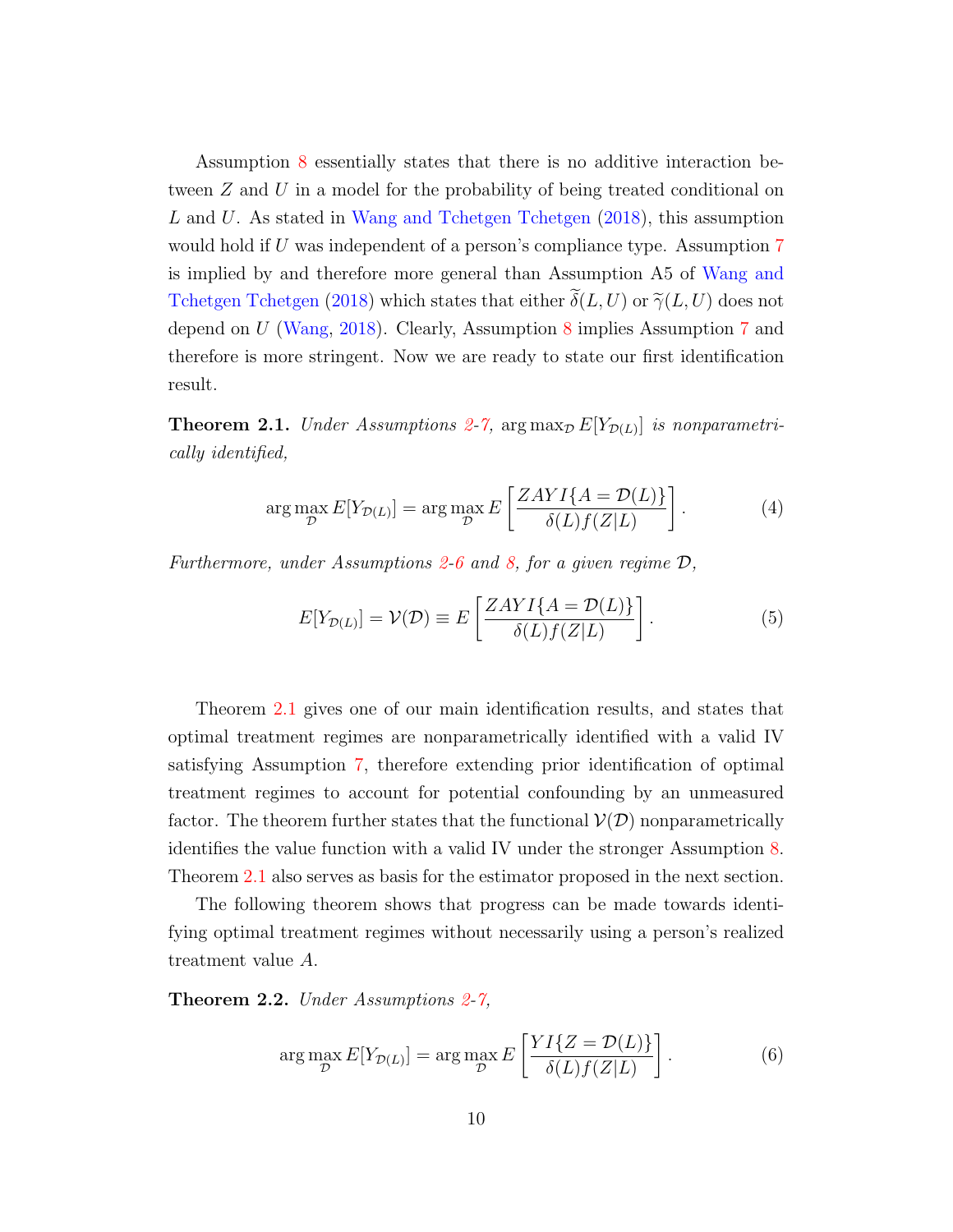Assumption 8 essentially states that there is no additive interaction between $Z$ and $U$ in a model for the probability of being treated conditional on $L$ and $U$. As stated in Wang and Tchetgen Tchetgen (2018), this assumption would hold if $U$ was independent of a person's compliance type. Assumption 7 is implied by and therefore more general than Assumption A5 of Wang and Tchetgen Tchetgen (2018) which states that either $\widetilde{\delta}(L, U)$ or $\widetilde{\gamma}(L, U)$ does not depend on $U$ (Wang, 2018). Clearly, Assumption 8 implies Assumption 7 and therefore is more stringent. Now we are ready to state our first identification result.

**Theorem 2.1.** *Under Assumptions 2-7,* $\arg\max_{\mathcal{D}} E[Y_{\mathcal{D}(L)}]$ *is nonparametrically identified,*

$$\arg\max_{\mathcal{D}} E[Y_{\mathcal{D}(L)}] = \arg\max_{\mathcal{D}} E\left[\frac{ZAYI\{A = \mathcal{D}(L)\}}{\delta(L)f(Z|L)}\right]. \tag{4}$$

*Furthermore, under Assumptions 2-6 and 8, for a given regime* $\mathcal{D}$,

$$E[Y_{\mathcal{D}(L)}] = \mathcal{V}(\mathcal{D}) \equiv E\left[\frac{ZAYI\{A = \mathcal{D}(L)\}}{\delta(L)f(Z|L)}\right]. \tag{5}$$

Theorem 2.1 gives one of our main identification results, and states that optimal treatment regimes are nonparametrically identified with a valid IV satisfying Assumption 7, therefore extending prior identification of optimal treatment regimes to account for potential confounding by an unmeasured factor. The theorem further states that the functional $\mathcal{V}(\mathcal{D})$ nonparametrically identifies the value function with a valid IV under the stronger Assumption 8. Theorem 2.1 also serves as basis for the estimator proposed in the next section.

The following theorem shows that progress can be made towards identifying optimal treatment regimes without necessarily using a person's realized treatment value $A$.

**Theorem 2.2.** *Under Assumptions 2-7,*

$$\arg\max_{\mathcal{D}} E[Y_{\mathcal{D}(L)}] = \arg\max_{\mathcal{D}} E\left[\frac{YI\{Z = \mathcal{D}(L)\}}{\delta(L)f(Z|L)}\right]. \tag{6}$$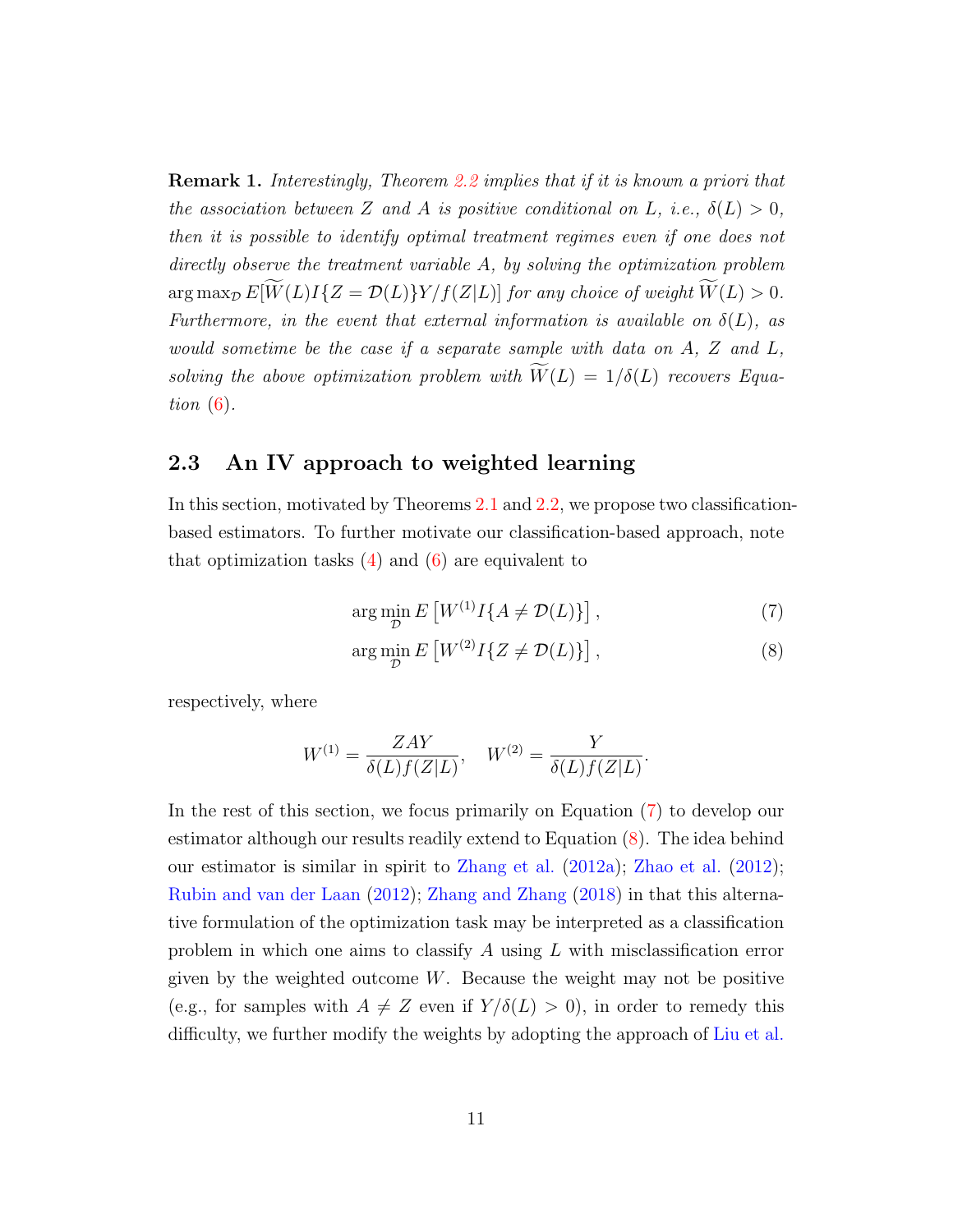**Remark 1.** *Interestingly, Theorem 2.2 implies that if it is known a priori that the association between $Z$ and $A$ is positive conditional on $L$, i.e., $\delta(L) > 0$, then it is possible to identify optimal treatment regimes even if one does not directly observe the treatment variable $A$, by solving the optimization problem $\arg\max_{\mathcal{D}} E[\widetilde{W}(L)I\{Z = \mathcal{D}(L)\}Y/f(Z|L)]$ for any choice of weight $\widetilde{W}(L) > 0$. Furthermore, in the event that external information is available on $\delta(L)$, as would sometime be the case if a separate sample with data on $A$, $Z$ and $L$, solving the above optimization problem with $\widetilde{W}(L) = 1/\delta(L)$ recovers Equation (6).*

## 2.3 An IV approach to weighted learning

In this section, motivated by Theorems 2.1 and 2.2, we propose two classification-based estimators. To further motivate our classification-based approach, note that optimization tasks (4) and (6) are equivalent to

$$\arg\min_{\mathcal{D}} E\left[W^{(1)} I\{A \neq \mathcal{D}(L)\}\right], \tag{7}$$

$$\arg\min_{\mathcal{D}} E\left[W^{(2)} I\{Z \neq \mathcal{D}(L)\}\right], \tag{8}$$

respectively, where

$$W^{(1)} = \frac{ZAY}{\delta(L)f(Z|L)}, \quad W^{(2)} = \frac{Y}{\delta(L)f(Z|L)}.$$

In the rest of this section, we focus primarily on Equation (7) to develop our estimator although our results readily extend to Equation (8). The idea behind our estimator is similar in spirit to Zhang et al. (2012a); Zhao et al. (2012); Rubin and van der Laan (2012); Zhang and Zhang (2018) in that this alternative formulation of the optimization task may be interpreted as a classification problem in which one aims to classify $A$ using $L$ with misclassification error given by the weighted outcome $W$. Because the weight may not be positive (e.g., for samples with $A \neq Z$ even if $Y/\delta(L) > 0$), in order to remedy this difficulty, we further modify the weights by adopting the approach of Liu et al.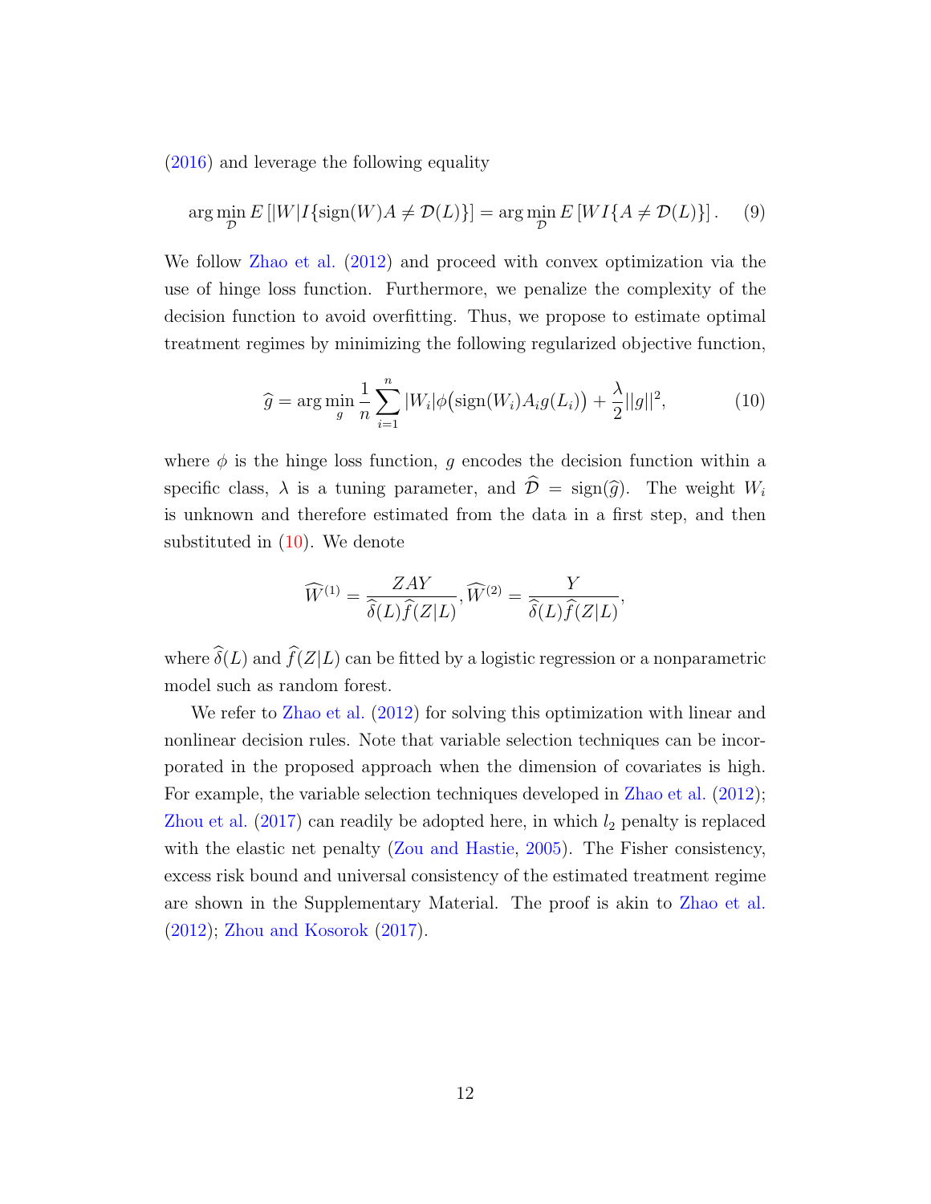(2016) and leverage the following equality

$$\arg\min_{\mathcal{D}} E\left[|W| I\{\text{sign}(W)A \neq \mathcal{D}(L)\}\right] = \arg\min_{\mathcal{D}} E\left[W I\{A \neq \mathcal{D}(L)\}\right]. \quad (9)$$

We follow Zhao et al. (2012) and proceed with convex optimization via the use of hinge loss function. Furthermore, we penalize the complexity of the decision function to avoid overfitting. Thus, we propose to estimate optimal treatment regimes by minimizing the following regularized objective function,

$$\widehat{g} = \arg\min_{g} \frac{1}{n}\sum_{i=1}^{n} |W_i| \phi\big(\text{sign}(W_i)A_i g(L_i)\big) + \frac{\lambda}{2}||g||^2, \quad (10)$$

where $\phi$ is the hinge loss function, $g$ encodes the decision function within a specific class, $\lambda$ is a tuning parameter, and $\widehat{\mathcal{D}} = \text{sign}(\widehat{g})$. The weight $W_i$ is unknown and therefore estimated from the data in a first step, and then substituted in (10). We denote

$$\widehat{W}^{(1)} = \frac{ZAY}{\widehat{\delta}(L)\widehat{f}(Z|L)}, \widehat{W}^{(2)} = \frac{Y}{\widehat{\delta}(L)\widehat{f}(Z|L)},$$

where $\widehat{\delta}(L)$ and $\widehat{f}(Z|L)$ can be fitted by a logistic regression or a nonparametric model such as random forest.

We refer to Zhao et al. (2012) for solving this optimization with linear and nonlinear decision rules. Note that variable selection techniques can be incorporated in the proposed approach when the dimension of covariates is high. For example, the variable selection techniques developed in Zhao et al. (2012); Zhou et al. (2017) can readily be adopted here, in which $l_2$ penalty is replaced with the elastic net penalty (Zou and Hastie, 2005). The Fisher consistency, excess risk bound and universal consistency of the estimated treatment regime are shown in the Supplementary Material. The proof is akin to Zhao et al. (2012); Zhou and Kosorok (2017).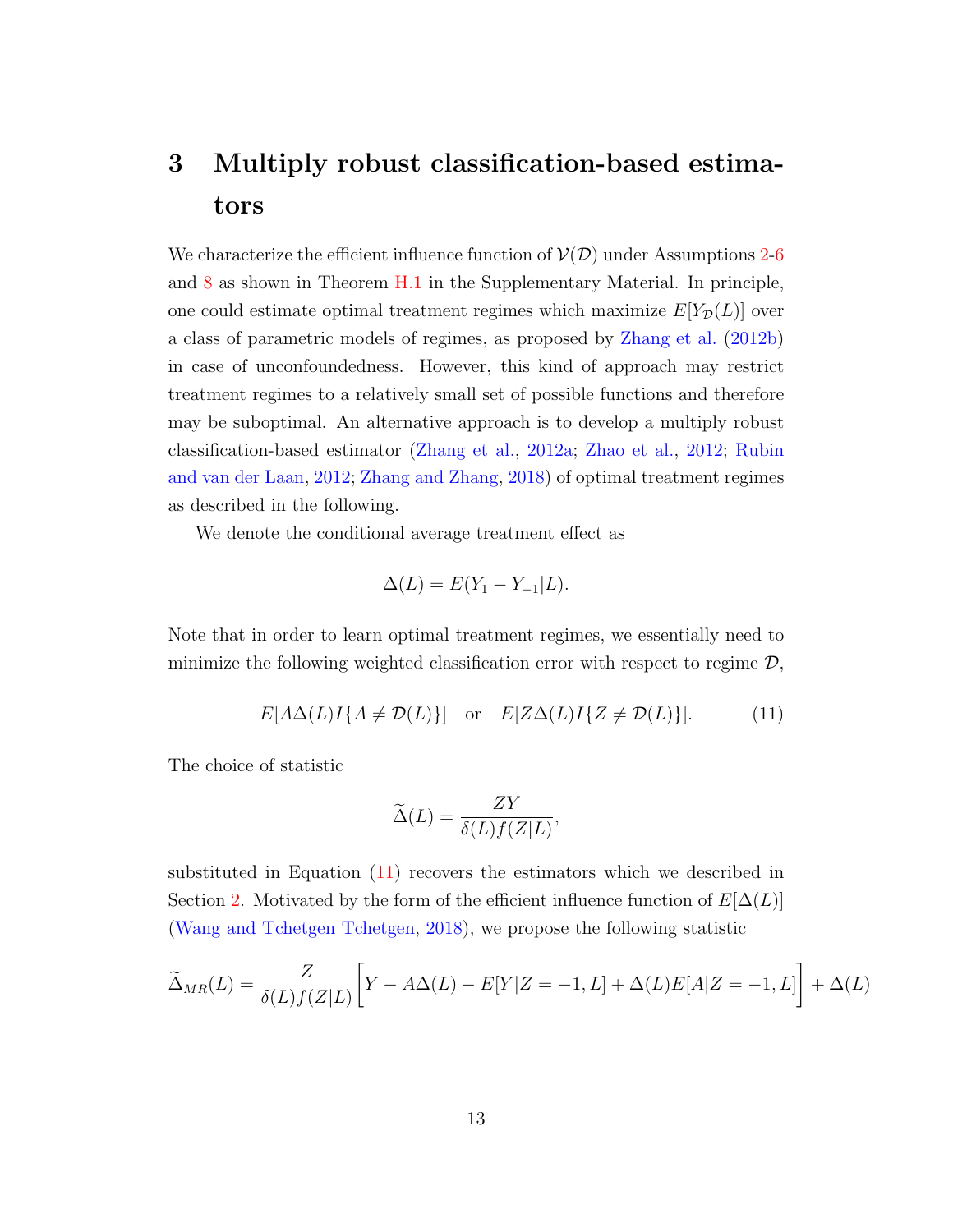# 3 Multiply robust classification-based estimators

We characterize the efficient influence function of $\mathcal{V}(\mathcal{D})$ under Assumptions 2-6 and 8 as shown in Theorem H.1 in the Supplementary Material. In principle, one could estimate optimal treatment regimes which maximize $E[Y_{\mathcal{D}}(L)]$ over a class of parametric models of regimes, as proposed by Zhang et al. (2012b) in case of unconfoundedness. However, this kind of approach may restrict treatment regimes to a relatively small set of possible functions and therefore may be suboptimal. An alternative approach is to develop a multiply robust classification-based estimator (Zhang et al., 2012a; Zhao et al., 2012; Rubin and van der Laan, 2012; Zhang and Zhang, 2018) of optimal treatment regimes as described in the following.

We denote the conditional average treatment effect as

$$\Delta(L) = E(Y_1 - Y_{-1}|L).$$

Note that in order to learn optimal treatment regimes, we essentially need to minimize the following weighted classification error with respect to regime $\mathcal{D}$,

$$E[A\Delta(L)I\{A \neq \mathcal{D}(L)\}] \quad \text{or} \quad E[Z\Delta(L)I\{Z \neq \mathcal{D}(L)\}]. \tag{11}$$

The choice of statistic

$$\widetilde{\Delta}(L) = \frac{ZY}{\delta(L)f(Z|L)},$$

substituted in Equation (11) recovers the estimators which we described in Section 2. Motivated by the form of the efficient influence function of $E[\Delta(L)]$ (Wang and Tchetgen Tchetgen, 2018), we propose the following statistic

$$\widetilde{\Delta}_{MR}(L) = \frac{Z}{\delta(L)f(Z|L)}\Big[Y - A\Delta(L) - E[Y|Z=-1,L] + \Delta(L)E[A|Z=-1,L]\Big] + \Delta(L)$$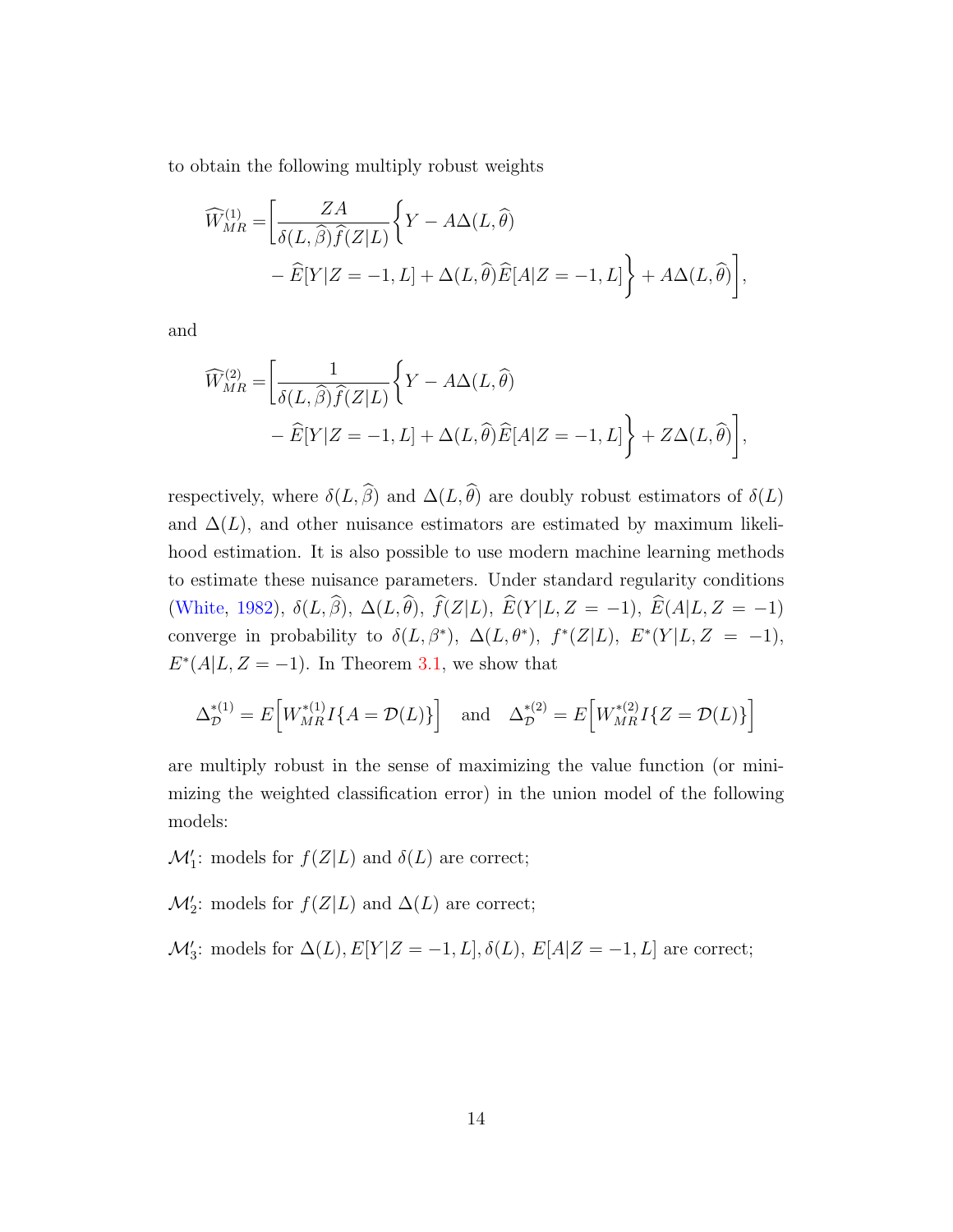to obtain the following multiply robust weights

$$
\begin{aligned}
\widehat{W}_{MR}^{(1)} =& \bigg[\frac{ZA}{\delta(L,\widehat{\beta})\widehat{f}(Z|L)}\bigg\{Y - A\Delta(L,\widehat{\theta}) \\
&- \widehat{E}[Y|Z=-1,L] + \Delta(L,\widehat{\theta})\widehat{E}[A|Z=-1,L]\bigg\} + A\Delta(L,\widehat{\theta})\bigg],
\end{aligned}
$$

and

$$
\begin{aligned}
\widehat{W}_{MR}^{(2)} =& \bigg[\frac{1}{\delta(L,\widehat{\beta})\widehat{f}(Z|L)}\bigg\{Y - A\Delta(L,\widehat{\theta}) \\
&- \widehat{E}[Y|Z=-1,L] + \Delta(L,\widehat{\theta})\widehat{E}[A|Z=-1,L]\bigg\} + Z\Delta(L,\widehat{\theta})\bigg],
\end{aligned}
$$

respectively, where $\delta(L,\widehat{\beta})$ and $\Delta(L,\widehat{\theta})$ are doubly robust estimators of $\delta(L)$ and $\Delta(L)$, and other nuisance estimators are estimated by maximum likelihood estimation. It is also possible to use modern machine learning methods to estimate these nuisance parameters. Under standard regularity conditions (White, 1982), $\delta(L,\widehat{\beta})$, $\Delta(L,\widehat{\theta})$, $\widehat{f}(Z|L)$, $\widehat{E}(Y|L,Z=-1)$, $\widehat{E}(A|L,Z=-1)$ converge in probability to $\delta(L,\beta^*)$, $\Delta(L,\theta^*)$, $f^*(Z|L)$, $E^*(Y|L,Z=-1)$, $E^*(A|L,Z=-1)$. In Theorem 3.1, we show that

$$
\Delta_{\mathcal{D}}^{*(1)} = E\Big[W_{MR}^{*(1)} I\{A=\mathcal{D}(L)\}\Big] \quad \text{and} \quad \Delta_{\mathcal{D}}^{*(2)} = E\Big[W_{MR}^{*(2)} I\{Z=\mathcal{D}(L)\}\Big]
$$

are multiply robust in the sense of maximizing the value function (or minimizing the weighted classification error) in the union model of the following models:

$\mathcal{M}_1'$: models for $f(Z|L)$ and $\delta(L)$ are correct;

$\mathcal{M}_2'$: models for $f(Z|L)$ and $\Delta(L)$ are correct;

$\mathcal{M}_3'$: models for $\Delta(L), E[Y|Z=-1,L], \delta(L)$, $E[A|Z=-1,L]$ are correct;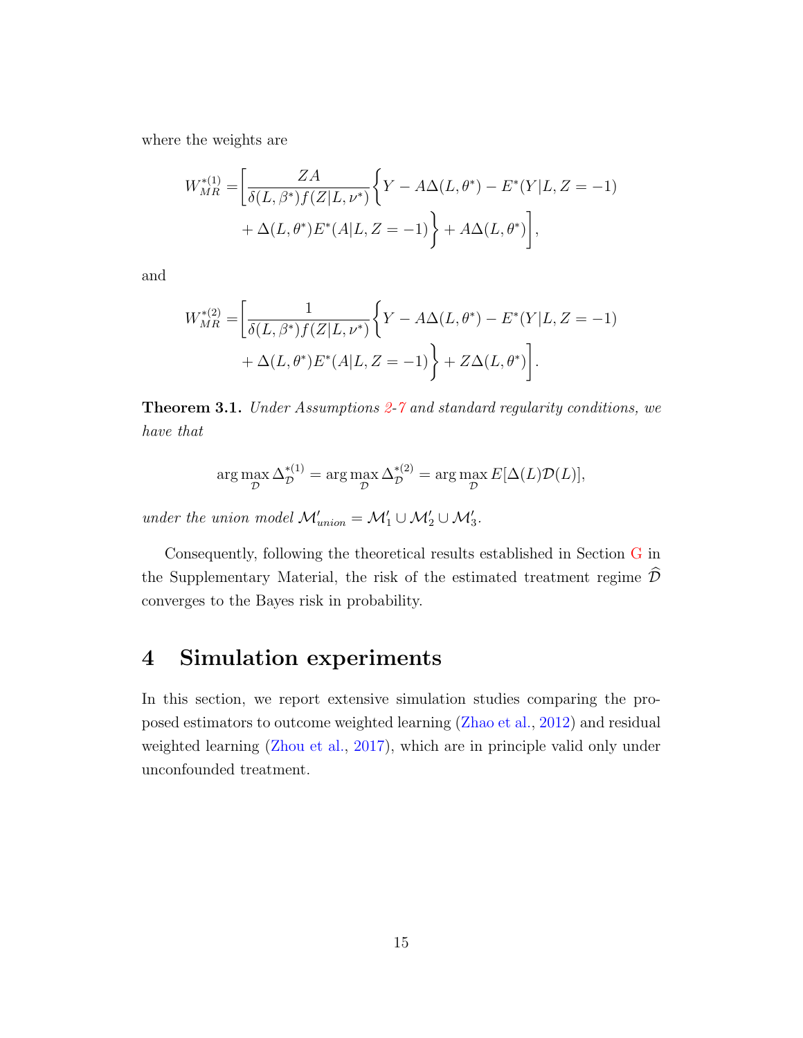where the weights are

$$W_{MR}^{*(1)} = \left[ \frac{ZA}{\delta(L,\beta^*)f(Z|L,\nu^*)} \left\{ Y - A\Delta(L,\theta^*) - E^*(Y|L,Z=-1) \right. \right.$$
$$\left. \left. + \Delta(L,\theta^*)E^*(A|L,Z=-1) \right\} + A\Delta(L,\theta^*) \right],$$

and

$$W_{MR}^{*(2)} = \left[ \frac{1}{\delta(L,\beta^*)f(Z|L,\nu^*)} \left\{ Y - A\Delta(L,\theta^*) - E^*(Y|L,Z=-1) \right. \right.$$
$$\left. \left. + \Delta(L,\theta^*)E^*(A|L,Z=-1) \right\} + Z\Delta(L,\theta^*) \right].$$

**Theorem 3.1.** *Under Assumptions 2-7 and standard regularity conditions, we have that*

$$\arg\max_{\mathcal{D}} \Delta_{\mathcal{D}}^{*(1)} = \arg\max_{\mathcal{D}} \Delta_{\mathcal{D}}^{*(2)} = \arg\max_{\mathcal{D}} E[\Delta(L)\mathcal{D}(L)],$$

*under the union model* $\mathcal{M}'_{union} = \mathcal{M}'_1 \cup \mathcal{M}'_2 \cup \mathcal{M}'_3$.

Consequently, following the theoretical results established in Section G in the Supplementary Material, the risk of the estimated treatment regime $\widehat{\mathcal{D}}$ converges to the Bayes risk in probability.

# 4 Simulation experiments

In this section, we report extensive simulation studies comparing the proposed estimators to outcome weighted learning (Zhao et al., 2012) and residual weighted learning (Zhou et al., 2017), which are in principle valid only under unconfounded treatment.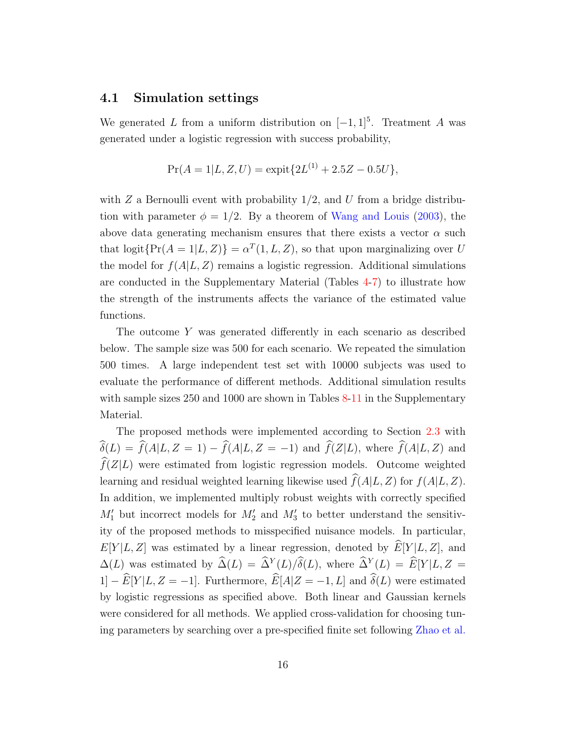### 4.1 Simulation settings

We generated $L$ from a uniform distribution on $[-1, 1]^5$. Treatment $A$ was generated under a logistic regression with success probability,

$$\Pr(A = 1|L, Z, U) = \text{expit}\{2L^{(1)} + 2.5Z - 0.5U\},$$

with $Z$ a Bernoulli event with probability $1/2$, and $U$ from a bridge distribution with parameter $\phi = 1/2$. By a theorem of Wang and Louis (2003), the above data generating mechanism ensures that there exists a vector $\alpha$ such that $\text{logit}\{\Pr(A = 1|L, Z)\} = \alpha^T(1, L, Z)$, so that upon marginalizing over $U$ the model for $f(A|L, Z)$ remains a logistic regression. Additional simulations are conducted in the Supplementary Material (Tables 4-7) to illustrate how the strength of the instruments affects the variance of the estimated value functions.

The outcome $Y$ was generated differently in each scenario as described below. The sample size was 500 for each scenario. We repeated the simulation 500 times. A large independent test set with 10000 subjects was used to evaluate the performance of different methods. Additional simulation results with sample sizes 250 and 1000 are shown in Tables 8-11 in the Supplementary Material.

The proposed methods were implemented according to Section 2.3 with $\widehat{\delta}(L) = \widehat{f}(A|L, Z = 1) - \widehat{f}(A|L, Z = -1)$ and $\widehat{f}(Z|L)$, where $\widehat{f}(A|L, Z)$ and $\widehat{f}(Z|L)$ were estimated from logistic regression models. Outcome weighted learning and residual weighted learning likewise used $\widehat{f}(A|L, Z)$ for $f(A|L, Z)$. In addition, we implemented multiply robust weights with correctly specified $M_1'$ but incorrect models for $M_2'$ and $M_3'$ to better understand the sensitivity of the proposed methods to misspecified nuisance models. In particular, $E[Y|L, Z]$ was estimated by a linear regression, denoted by $\widehat{E}[Y|L, Z]$, and $\Delta(L)$ was estimated by $\widehat{\Delta}(L) = \widehat{\Delta}^Y(L)/\widehat{\delta}(L)$, where $\widehat{\Delta}^Y(L) = \widehat{E}[Y|L, Z = 1] - \widehat{E}[Y|L, Z = -1]$. Furthermore, $\widehat{E}[A|Z = -1, L]$ and $\widehat{\delta}(L)$ were estimated by logistic regressions as specified above. Both linear and Gaussian kernels were considered for all methods. We applied cross-validation for choosing tuning parameters by searching over a pre-specified finite set following Zhao et al.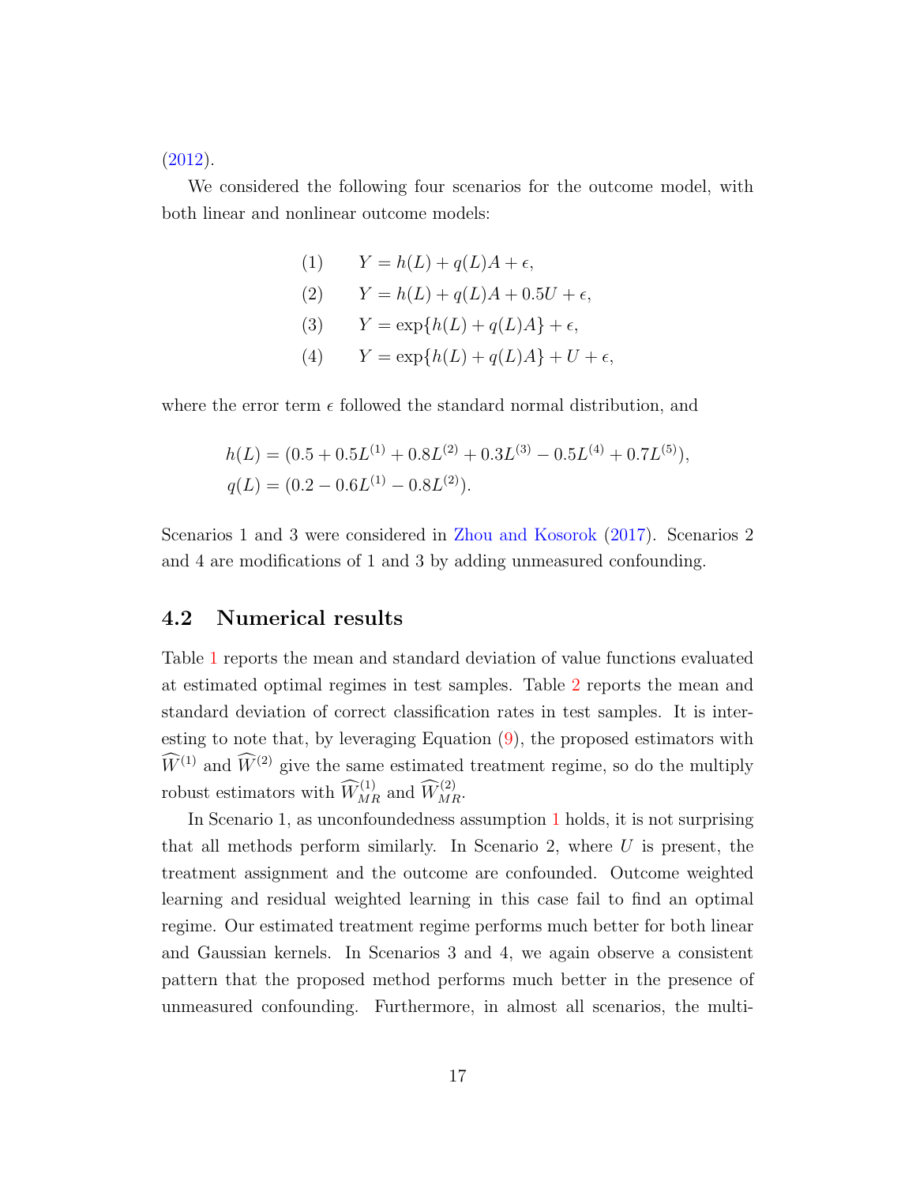(2012).

We considered the following four scenarios for the outcome model, with both linear and nonlinear outcome models:

$$
\begin{aligned}
&(1) \qquad Y = h(L) + q(L)A + \epsilon, \\
&(2) \qquad Y = h(L) + q(L)A + 0.5U + \epsilon, \\
&(3) \qquad Y = \exp\{h(L) + q(L)A\} + \epsilon, \\
&(4) \qquad Y = \exp\{h(L) + q(L)A\} + U + \epsilon,
\end{aligned}
$$

where the error term $\epsilon$ followed the standard normal distribution, and

$$
\begin{aligned}
h(L) &= (0.5 + 0.5L^{(1)} + 0.8L^{(2)} + 0.3L^{(3)} - 0.5L^{(4)} + 0.7L^{(5)}), \\
q(L) &= (0.2 - 0.6L^{(1)} - 0.8L^{(2)}).
\end{aligned}
$$

Scenarios 1 and 3 were considered in Zhou and Kosorok (2017). Scenarios 2 and 4 are modifications of 1 and 3 by adding unmeasured confounding.

## 4.2 Numerical results

Table 1 reports the mean and standard deviation of value functions evaluated at estimated optimal regimes in test samples. Table 2 reports the mean and standard deviation of correct classification rates in test samples. It is interesting to note that, by leveraging Equation (9), the proposed estimators with $\widehat{W}^{(1)}$ and $\widehat{W}^{(2)}$ give the same estimated treatment regime, so do the multiply robust estimators with $\widehat{W}^{(1)}_{MR}$ and $\widehat{W}^{(2)}_{MR}$.

In Scenario 1, as unconfoundedness assumption 1 holds, it is not surprising that all methods perform similarly. In Scenario 2, where $U$ is present, the treatment assignment and the outcome are confounded. Outcome weighted learning and residual weighted learning in this case fail to find an optimal regime. Our estimated treatment regime performs much better for both linear and Gaussian kernels. In Scenarios 3 and 4, we again observe a consistent pattern that the proposed method performs much better in the presence of unmeasured confounding. Furthermore, in almost all scenarios, the multi-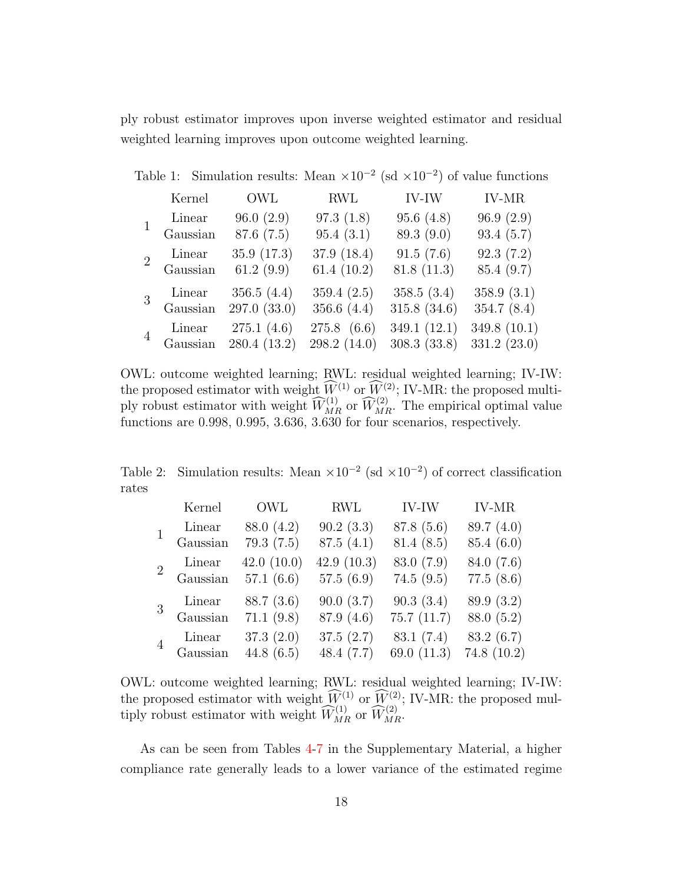ply robust estimator improves upon inverse weighted estimator and residual weighted learning improves upon outcome weighted learning.

Table 1: Simulation results: Mean $\times 10^{-2}$ (sd $\times 10^{-2}$) of value functions

| | Kernel | OWL | RWL | IV-IW | IV-MR |
|---|---|---|---|---|---|
| 1 | Linear | 96.0 (2.9) | 97.3 (1.8) | 95.6 (4.8) | 96.9 (2.9) |
| | Gaussian | 87.6 (7.5) | 95.4 (3.1) | 89.3 (9.0) | 93.4 (5.7) |
| 2 | Linear | 35.9 (17.3) | 37.9 (18.4) | 91.5 (7.6) | 92.3 (7.2) |
| | Gaussian | 61.2 (9.9) | 61.4 (10.2) | 81.8 (11.3) | 85.4 (9.7) |
| 3 | Linear | 356.5 (4.4) | 359.4 (2.5) | 358.5 (3.4) | 358.9 (3.1) |
| | Gaussian | 297.0 (33.0) | 356.6 (4.4) | 315.8 (34.6) | 354.7 (8.4) |
| 4 | Linear | 275.1 (4.6) | 275.8 (6.6) | 349.1 (12.1) | 349.8 (10.1) |
| | Gaussian | 280.4 (13.2) | 298.2 (14.0) | 308.3 (33.8) | 331.2 (23.0) |

OWL: outcome weighted learning; RWL: residual weighted learning; IV-IW: the proposed estimator with weight $\widehat{W}^{(1)}$ or $\widehat{W}^{(2)}$; IV-MR: the proposed multiply robust estimator with weight $\widehat{W}_{MR}^{(1)}$ or $\widehat{W}_{MR}^{(2)}$. The empirical optimal value functions are 0.998, 0.995, 3.636, 3.630 for four scenarios, respectively.

Table 2: Simulation results: Mean $\times 10^{-2}$ (sd $\times 10^{-2}$) of correct classification rates

| | Kernel | OWL | RWL | IV-IW | IV-MR |
|---|---|---|---|---|---|
| 1 | Linear | 88.0 (4.2) | 90.2 (3.3) | 87.8 (5.6) | 89.7 (4.0) |
| | Gaussian | 79.3 (7.5) | 87.5 (4.1) | 81.4 (8.5) | 85.4 (6.0) |
| 2 | Linear | 42.0 (10.0) | 42.9 (10.3) | 83.0 (7.9) | 84.0 (7.6) |
| | Gaussian | 57.1 (6.6) | 57.5 (6.9) | 74.5 (9.5) | 77.5 (8.6) |
| 3 | Linear | 88.7 (3.6) | 90.0 (3.7) | 90.3 (3.4) | 89.9 (3.2) |
| | Gaussian | 71.1 (9.8) | 87.9 (4.6) | 75.7 (11.7) | 88.0 (5.2) |
| 4 | Linear | 37.3 (2.0) | 37.5 (2.7) | 83.1 (7.4) | 83.2 (6.7) |
| | Gaussian | 44.8 (6.5) | 48.4 (7.7) | 69.0 (11.3) | 74.8 (10.2) |

OWL: outcome weighted learning; RWL: residual weighted learning; IV-IW: the proposed estimator with weight $\widehat{W}^{(1)}$ or $\widehat{W}^{(2)}$; IV-MR: the proposed multiply robust estimator with weight $\widehat{W}_{MR}^{(1)}$ or $\widehat{W}_{MR}^{(2)}$.

As can be seen from Tables 4-7 in the Supplementary Material, a higher compliance rate generally leads to a lower variance of the estimated regime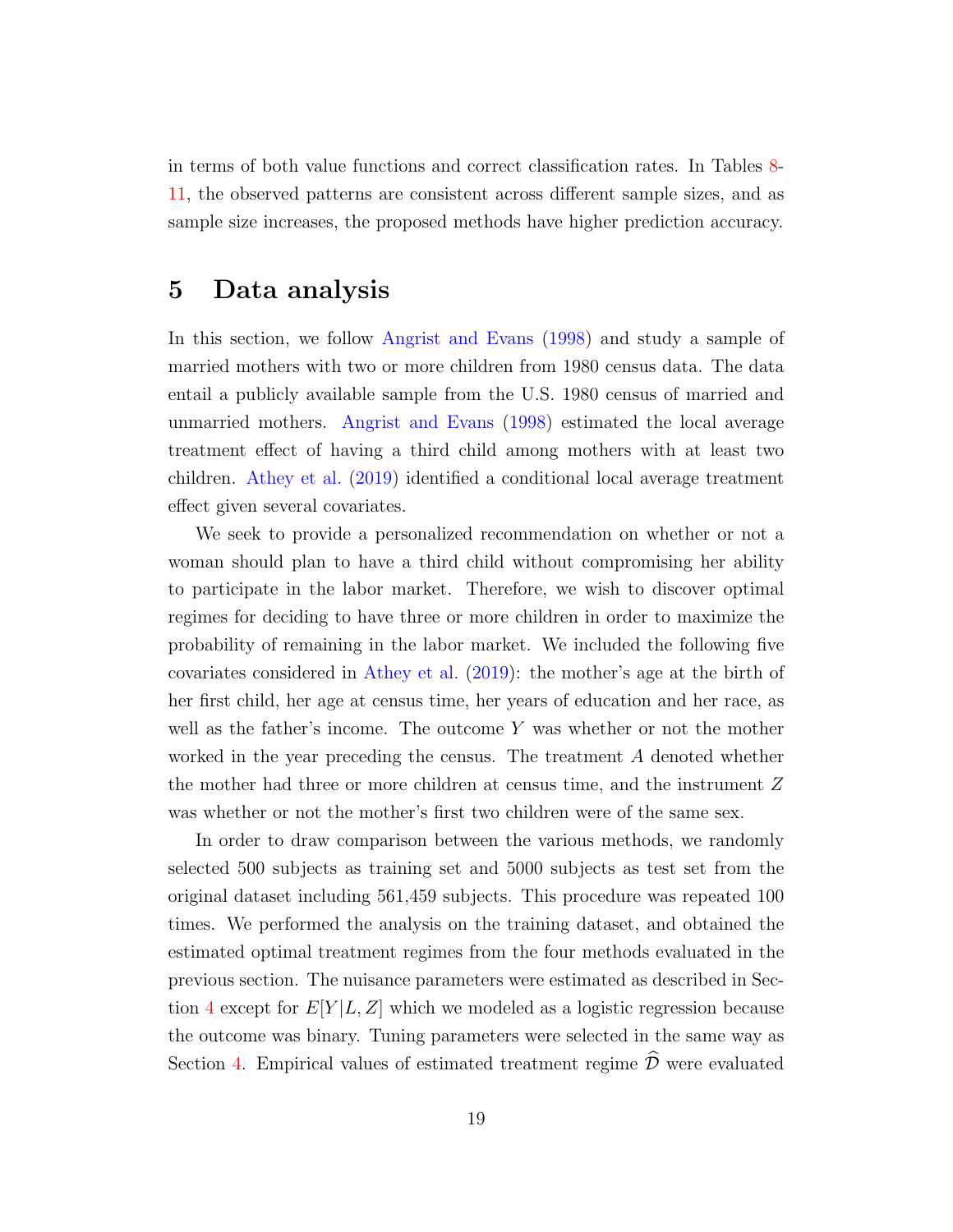in terms of both value functions and correct classification rates. In Tables 8-11, the observed patterns are consistent across different sample sizes, and as sample size increases, the proposed methods have higher prediction accuracy.

# 5 Data analysis

In this section, we follow Angrist and Evans (1998) and study a sample of married mothers with two or more children from 1980 census data. The data entail a publicly available sample from the U.S. 1980 census of married and unmarried mothers. Angrist and Evans (1998) estimated the local average treatment effect of having a third child among mothers with at least two children. Athey et al. (2019) identified a conditional local average treatment effect given several covariates.

We seek to provide a personalized recommendation on whether or not a woman should plan to have a third child without compromising her ability to participate in the labor market. Therefore, we wish to discover optimal regimes for deciding to have three or more children in order to maximize the probability of remaining in the labor market. We included the following five covariates considered in Athey et al. (2019): the mother's age at the birth of her first child, her age at census time, her years of education and her race, as well as the father's income. The outcome $Y$ was whether or not the mother worked in the year preceding the census. The treatment $A$ denoted whether the mother had three or more children at census time, and the instrument $Z$ was whether or not the mother's first two children were of the same sex.

In order to draw comparison between the various methods, we randomly selected 500 subjects as training set and 5000 subjects as test set from the original dataset including 561,459 subjects. This procedure was repeated 100 times. We performed the analysis on the training dataset, and obtained the estimated optimal treatment regimes from the four methods evaluated in the previous section. The nuisance parameters were estimated as described in Section 4 except for $E[Y|L, Z]$ which we modeled as a logistic regression because the outcome was binary. Tuning parameters were selected in the same way as Section 4. Empirical values of estimated treatment regime $\widehat{\mathcal{D}}$ were evaluated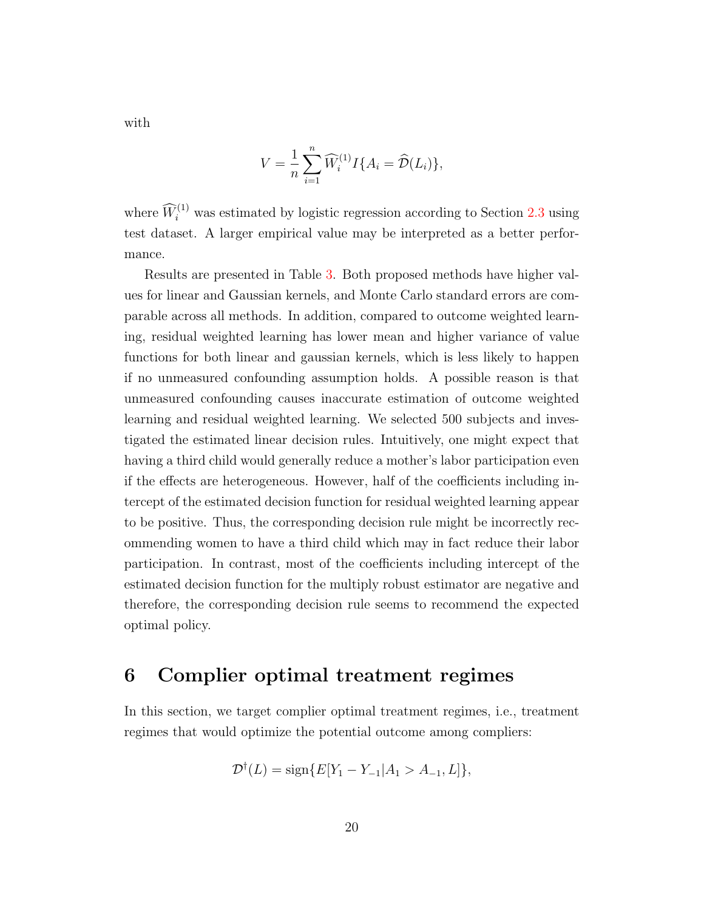with

$$
V = \frac{1}{n}\sum_{i=1}^{n} \widehat{W}_i^{(1)} I\{A_i = \widehat{\mathcal{D}}(L_i)\},
$$

where $\widehat{W}_i^{(1)}$ was estimated by logistic regression according to Section 2.3 using test dataset. A larger empirical value may be interpreted as a better performance.

Results are presented in Table 3. Both proposed methods have higher values for linear and Gaussian kernels, and Monte Carlo standard errors are comparable across all methods. In addition, compared to outcome weighted learning, residual weighted learning has lower mean and higher variance of value functions for both linear and gaussian kernels, which is less likely to happen if no unmeasured confounding assumption holds. A possible reason is that unmeasured confounding causes inaccurate estimation of outcome weighted learning and residual weighted learning. We selected 500 subjects and investigated the estimated linear decision rules. Intuitively, one might expect that having a third child would generally reduce a mother's labor participation even if the effects are heterogeneous. However, half of the coefficients including intercept of the estimated decision function for residual weighted learning appear to be positive. Thus, the corresponding decision rule might be incorrectly recommending women to have a third child which may in fact reduce their labor participation. In contrast, most of the coefficients including intercept of the estimated decision function for the multiply robust estimator are negative and therefore, the corresponding decision rule seems to recommend the expected optimal policy.

# 6 Complier optimal treatment regimes

In this section, we target complier optimal treatment regimes, i.e., treatment regimes that would optimize the potential outcome among compliers:

$$
\mathcal{D}^{\dagger}(L) = \mathrm{sign}\{E[Y_1 - Y_{-1} | A_1 > A_{-1}, L]\},
$$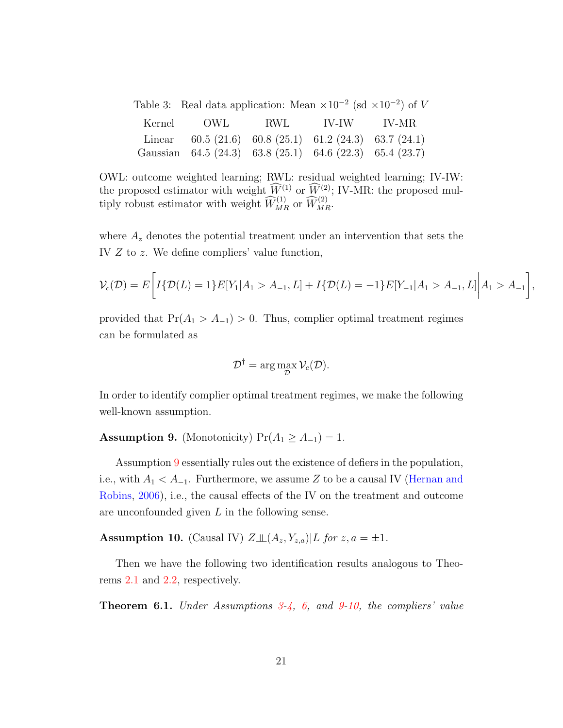Table 3: Real data application: Mean $\times 10^{-2}$ (sd $\times 10^{-2}$) of $V$

| Kernel | OWL | RWL | IV-IW | IV-MR |
|---|---|---|---|---|
| Linear | 60.5 (21.6) | 60.8 (25.1) | 61.2 (24.3) | 63.7 (24.1) |
| Gaussian | 64.5 (24.3) | 63.8 (25.1) | 64.6 (22.3) | 65.4 (23.7) |

OWL: outcome weighted learning; RWL: residual weighted learning; IV-IW: the proposed estimator with weight $\widehat{W}^{(1)}$ or $\widehat{W}^{(2)}$; IV-MR: the proposed multiply robust estimator with weight $\widehat{W}^{(1)}_{MR}$ or $\widehat{W}^{(2)}_{MR}$.

where $A_z$ denotes the potential treatment under an intervention that sets the IV $Z$ to $z$. We define compliers' value function,

$$\mathcal{V}_c(\mathcal{D}) = E\left[I\{\mathcal{D}(L)=1\}E[Y_1|A_1 > A_{-1}, L] + I\{\mathcal{D}(L)=-1\}E[Y_{-1}|A_1 > A_{-1}, L]\middle| A_1 > A_{-1}\right],$$

provided that $\Pr(A_1 > A_{-1}) > 0$. Thus, complier optimal treatment regimes can be formulated as

$$\mathcal{D}^\dagger = \arg\max_{\mathcal{D}} \mathcal{V}_c(\mathcal{D}).$$

In order to identify complier optimal treatment regimes, we make the following well-known assumption.

**Assumption 9.** (Monotonicity) $\Pr(A_1 \geq A_{-1}) = 1$.

Assumption 9 essentially rules out the existence of defiers in the population, i.e., with $A_1 < A_{-1}$. Furthermore, we assume $Z$ to be a causal IV (Hernan and Robins, 2006), i.e., the causal effects of the IV on the treatment and outcome are unconfounded given $L$ in the following sense.

**Assumption 10.** (Causal IV) $Z \perp\!\!\!\perp (A_z, Y_{z,a})|L$ *for* $z, a = \pm 1$.

Then we have the following two identification results analogous to Theorems 2.1 and 2.2, respectively.

**Theorem 6.1.** *Under Assumptions 3-4, 6, and 9-10, the compliers' value*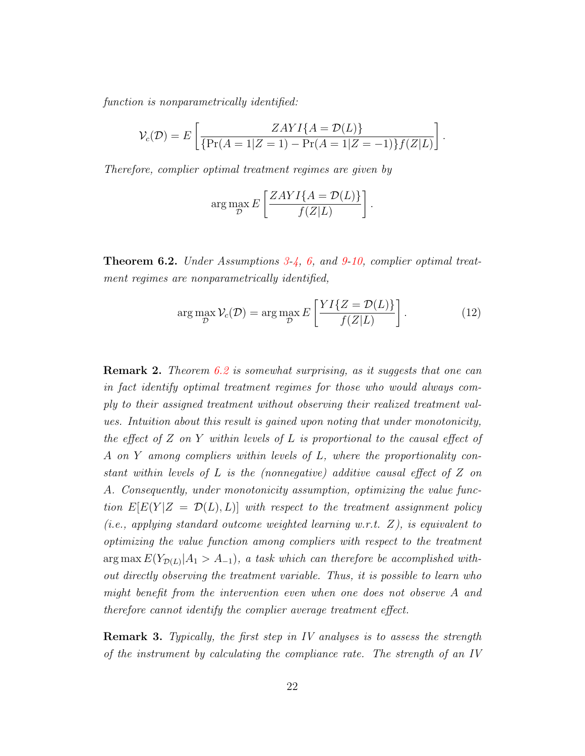*function is nonparametrically identified:*

$$\mathcal{V}_c(\mathcal{D}) = E\left[\frac{ZAYI\{A = \mathcal{D}(L)\}}{\{\Pr(A=1|Z=1) - \Pr(A=1|Z=-1)\}f(Z|L)}\right].$$

*Therefore, complier optimal treatment regimes are given by*

$$\arg\max_{\mathcal{D}} E\left[\frac{ZAYI\{A = \mathcal{D}(L)\}}{f(Z|L)}\right].$$

**Theorem 6.2.** *Under Assumptions 3-4, 6, and 9-10, complier optimal treatment regimes are nonparametrically identified,*

$$\arg\max_{\mathcal{D}} \mathcal{V}_c(\mathcal{D}) = \arg\max_{\mathcal{D}} E\left[\frac{YI\{Z = \mathcal{D}(L)\}}{f(Z|L)}\right]. \tag{12}$$

**Remark 2.** *Theorem 6.2 is somewhat surprising, as it suggests that one can in fact identify optimal treatment regimes for those who would always comply to their assigned treatment without observing their realized treatment values. Intuition about this result is gained upon noting that under monotonicity, the effect of $Z$ on $Y$ within levels of $L$ is proportional to the causal effect of $A$ on $Y$ among compliers within levels of $L$, where the proportionality constant within levels of $L$ is the (nonnegative) additive causal effect of $Z$ on $A$. Consequently, under monotonicity assumption, optimizing the value function $E[E(Y|Z = \mathcal{D}(L), L)]$ with respect to the treatment assignment policy (i.e., applying standard outcome weighted learning w.r.t. $Z$), is equivalent to optimizing the value function among compliers with respect to the treatment $\arg\max E(Y_{\mathcal{D}(L)}|A_1 > A_{-1})$, a task which can therefore be accomplished without directly observing the treatment variable. Thus, it is possible to learn who might benefit from the intervention even when one does not observe $A$ and therefore cannot identify the complier average treatment effect.*

**Remark 3.** *Typically, the first step in IV analyses is to assess the strength of the instrument by calculating the compliance rate. The strength of an IV*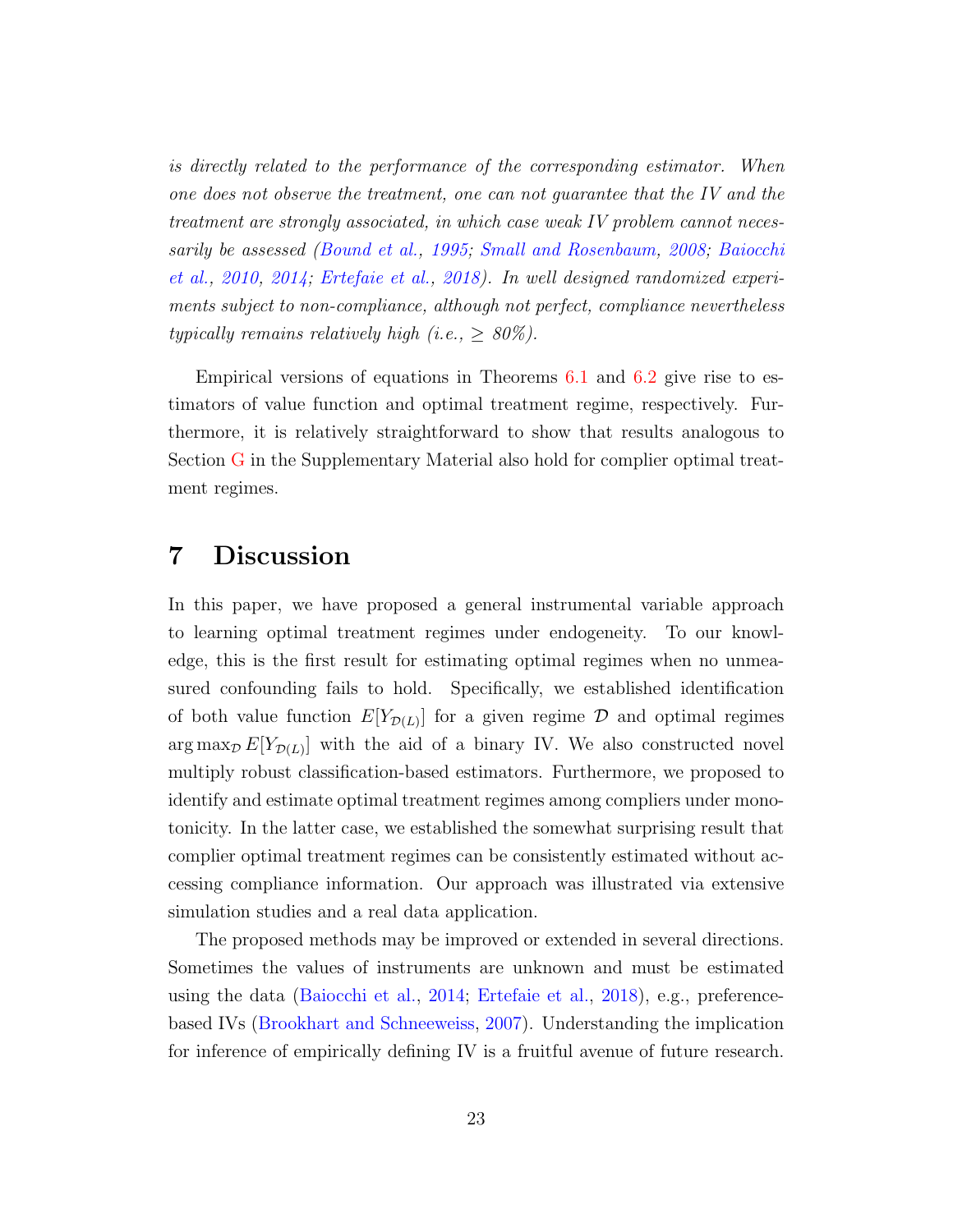*is directly related to the performance of the corresponding estimator. When one does not observe the treatment, one can not guarantee that the IV and the treatment are strongly associated, in which case weak IV problem cannot necessarily be assessed (Bound et al., 1995; Small and Rosenbaum, 2008; Baiocchi et al., 2010, 2014; Ertefaie et al., 2018). In well designed randomized experiments subject to non-compliance, although not perfect, compliance nevertheless typically remains relatively high (i.e., $\geq$ 80%).*

Empirical versions of equations in Theorems 6.1 and 6.2 give rise to estimators of value function and optimal treatment regime, respectively. Furthermore, it is relatively straightforward to show that results analogous to Section G in the Supplementary Material also hold for complier optimal treatment regimes.

# 7 Discussion

In this paper, we have proposed a general instrumental variable approach to learning optimal treatment regimes under endogeneity. To our knowledge, this is the first result for estimating optimal regimes when no unmeasured confounding fails to hold. Specifically, we established identification of both value function $E[Y_{\mathcal{D}(L)}]$ for a given regime $\mathcal{D}$ and optimal regimes $\arg\max_{\mathcal{D}} E[Y_{\mathcal{D}(L)}]$ with the aid of a binary IV. We also constructed novel multiply robust classification-based estimators. Furthermore, we proposed to identify and estimate optimal treatment regimes among compliers under monotonicity. In the latter case, we established the somewhat surprising result that complier optimal treatment regimes can be consistently estimated without accessing compliance information. Our approach was illustrated via extensive simulation studies and a real data application.

The proposed methods may be improved or extended in several directions. Sometimes the values of instruments are unknown and must be estimated using the data (Baiocchi et al., 2014; Ertefaie et al., 2018), e.g., preference-based IVs (Brookhart and Schneeweiss, 2007). Understanding the implication for inference of empirically defining IV is a fruitful avenue of future research.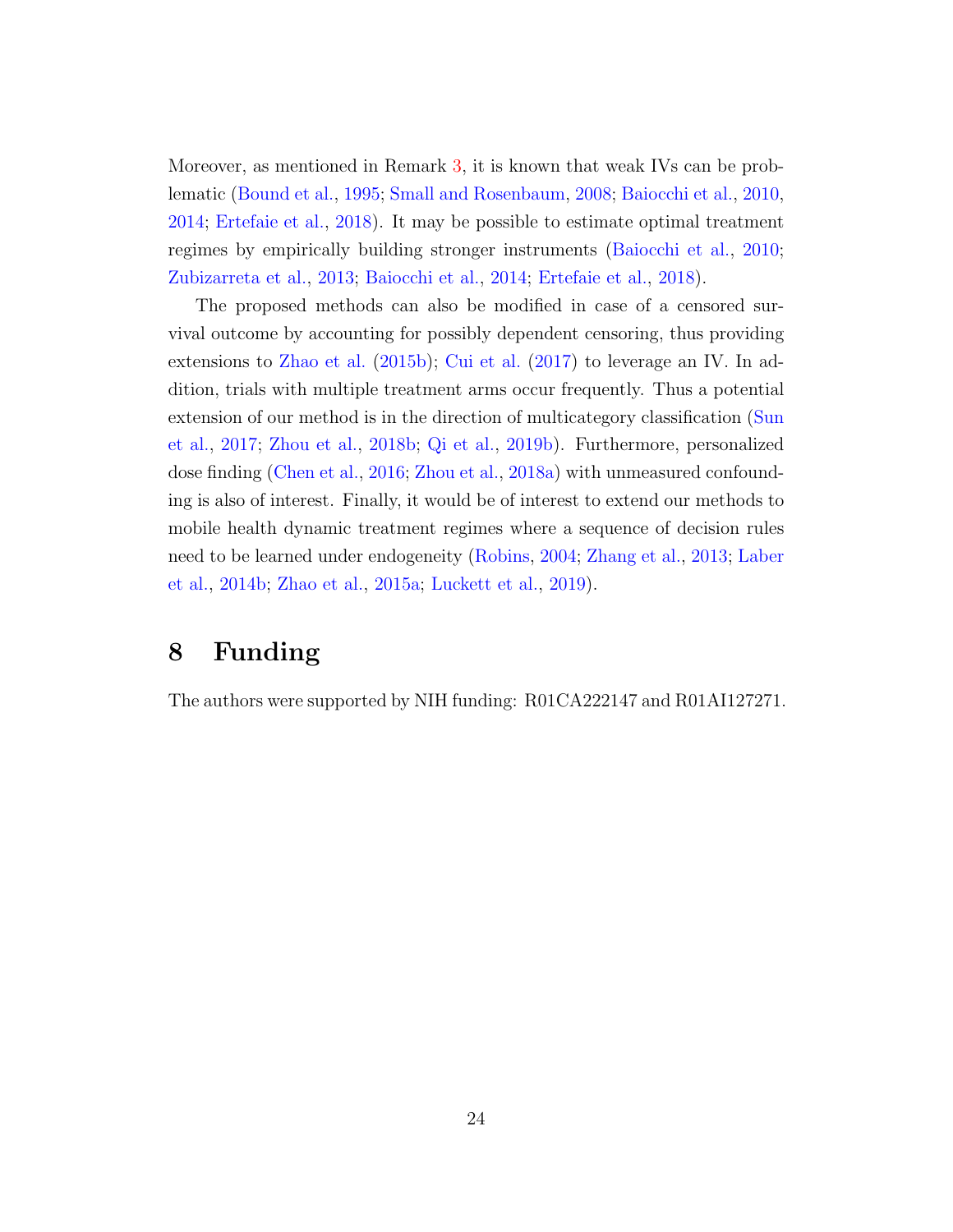Moreover, as mentioned in Remark 3, it is known that weak IVs can be problematic (Bound et al., 1995; Small and Rosenbaum, 2008; Baiocchi et al., 2010, 2014; Ertefaie et al., 2018). It may be possible to estimate optimal treatment regimes by empirically building stronger instruments (Baiocchi et al., 2010; Zubizarreta et al., 2013; Baiocchi et al., 2014; Ertefaie et al., 2018).

The proposed methods can also be modified in case of a censored survival outcome by accounting for possibly dependent censoring, thus providing extensions to Zhao et al. (2015b); Cui et al. (2017) to leverage an IV. In addition, trials with multiple treatment arms occur frequently. Thus a potential extension of our method is in the direction of multicategory classification (Sun et al., 2017; Zhou et al., 2018b; Qi et al., 2019b). Furthermore, personalized dose finding (Chen et al., 2016; Zhou et al., 2018a) with unmeasured confounding is also of interest. Finally, it would be of interest to extend our methods to mobile health dynamic treatment regimes where a sequence of decision rules need to be learned under endogeneity (Robins, 2004; Zhang et al., 2013; Laber et al., 2014b; Zhao et al., 2015a; Luckett et al., 2019).

# 8 Funding

The authors were supported by NIH funding: R01CA222147 and R01AI127271.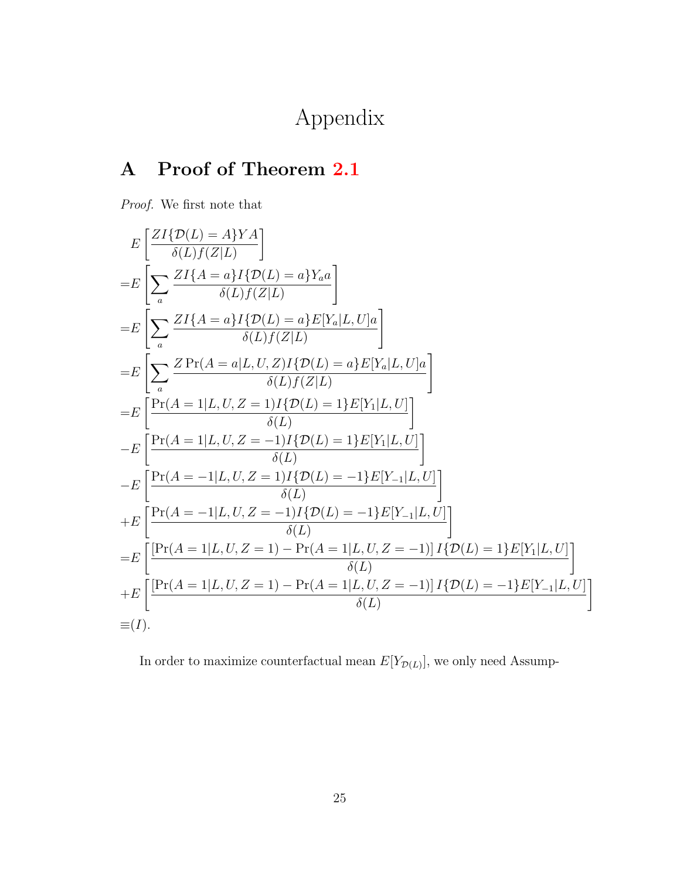# Appendix

## A Proof of Theorem 2.1

*Proof.* We first note that

$$
\begin{aligned}
& E\left[\frac{ZI\{\mathcal{D}(L)=A\}YA}{\delta(L)f(Z|L)}\right] \\
=& E\left[\sum_a \frac{ZI\{A=a\}I\{\mathcal{D}(L)=a\}Y_a a}{\delta(L)f(Z|L)}\right] \\
=& E\left[\sum_a \frac{ZI\{A=a\}I\{\mathcal{D}(L)=a\}E[Y_a|L,U]a}{\delta(L)f(Z|L)}\right] \\
=& E\left[\sum_a \frac{Z\Pr(A=a|L,U,Z)I\{\mathcal{D}(L)=a\}E[Y_a|L,U]a}{\delta(L)f(Z|L)}\right] \\
=& E\left[\frac{\Pr(A=1|L,U,Z=1)I\{\mathcal{D}(L)=1\}E[Y_1|L,U]}{\delta(L)}\right] \\
-& E\left[\frac{\Pr(A=1|L,U,Z=-1)I\{\mathcal{D}(L)=1\}E[Y_1|L,U]}{\delta(L)}\right] \\
-& E\left[\frac{\Pr(A=-1|L,U,Z=1)I\{\mathcal{D}(L)=-1\}E[Y_{-1}|L,U]}{\delta(L)}\right] \\
+& E\left[\frac{\Pr(A=-1|L,U,Z=-1)I\{\mathcal{D}(L)=-1\}E[Y_{-1}|L,U]}{\delta(L)}\right] \\
=& E\left[\frac{[\Pr(A=1|L,U,Z=1)-\Pr(A=1|L,U,Z=-1)]\,I\{\mathcal{D}(L)=1\}E[Y_1|L,U]}{\delta(L)}\right] \\
+& E\left[\frac{[\Pr(A=1|L,U,Z=1)-\Pr(A=1|L,U,Z=-1)]\,I\{\mathcal{D}(L)=-1\}E[Y_{-1}|L,U]}{\delta(L)}\right] \\
\equiv& (I).
\end{aligned}
$$

In order to maximize counterfactual mean $E[Y_{\mathcal{D}(L)}]$, we only need Assump-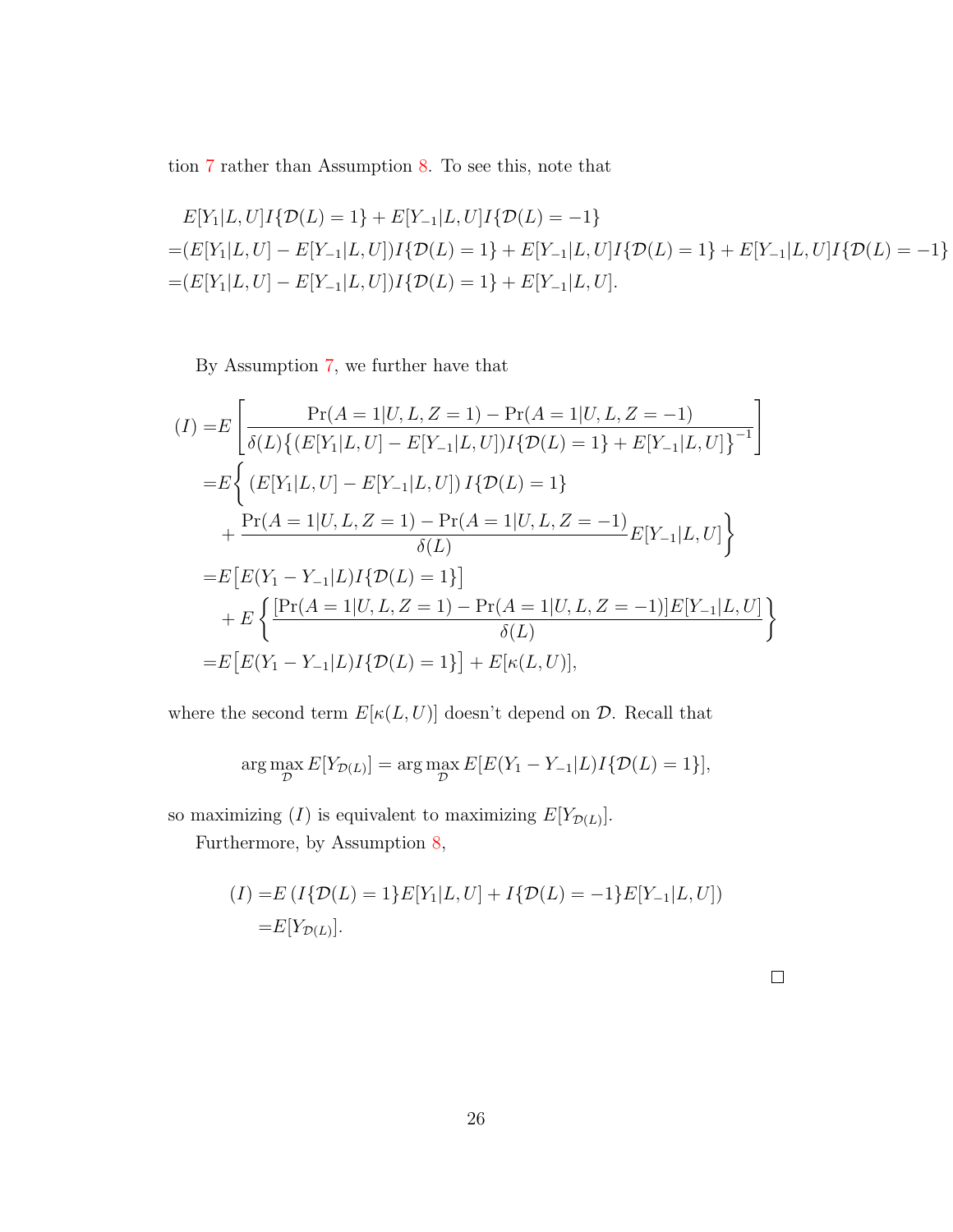tion 7 rather than Assumption 8. To see this, note that

$$
\begin{aligned}
&E[Y_1|L,U]I\{\mathcal{D}(L)=1\}+E[Y_{-1}|L,U]I\{\mathcal{D}(L)=-1\} \\
=&(E[Y_1|L,U]-E[Y_{-1}|L,U])I\{\mathcal{D}(L)=1\}+E[Y_{-1}|L,U]I\{\mathcal{D}(L)=1\}+E[Y_{-1}|L,U]I\{\mathcal{D}(L)=-1\} \\
=&(E[Y_1|L,U]-E[Y_{-1}|L,U])I\{\mathcal{D}(L)=1\}+E[Y_{-1}|L,U].
\end{aligned}
$$

By Assumption 7, we further have that

$$
\begin{aligned}
(I)=&E\left[\frac{\Pr(A=1|U,L,Z=1)-\Pr(A=1|U,L,Z=-1)}{\delta(L)\big\{(E[Y_1|L,U]-E[Y_{-1}|L,U])I\{\mathcal{D}(L)=1\}+E[Y_{-1}|L,U]\big\}^{-1}}\right] \\
=&E\bigg\{\left(E[Y_1|L,U]-E[Y_{-1}|L,U]\right)I\{\mathcal{D}(L)=1\} \\
&+\frac{\Pr(A=1|U,L,Z=1)-\Pr(A=1|U,L,Z=-1)}{\delta(L)}E[Y_{-1}|L,U]\bigg\} \\
=&E\big[E(Y_1-Y_{-1}|L)I\{\mathcal{D}(L)=1\}\big] \\
&+E\left\{\frac{[\Pr(A=1|U,L,Z=1)-\Pr(A=1|U,L,Z=-1)]E[Y_{-1}|L,U]}{\delta(L)}\right\} \\
=&E\big[E(Y_1-Y_{-1}|L)I\{\mathcal{D}(L)=1\}\big]+E[\kappa(L,U)],
\end{aligned}
$$

where the second term $E[\kappa(L,U)]$ doesn't depend on $\mathcal{D}$. Recall that

$$
\arg\max_{\mathcal{D}} E[Y_{\mathcal{D}(L)}]=\arg\max_{\mathcal{D}} E[E(Y_1-Y_{-1}|L)I\{\mathcal{D}(L)=1\}],
$$

so maximizing $(I)$ is equivalent to maximizing $E[Y_{\mathcal{D}(L)}]$.

Furthermore, by Assumption 8,

$$
\begin{aligned}
(I)=&E\left(I\{\mathcal{D}(L)=1\}E[Y_1|L,U]+I\{\mathcal{D}(L)=-1\}E[Y_{-1}|L,U]\right) \\
=&E[Y_{\mathcal{D}(L)}].
\end{aligned}
$$

□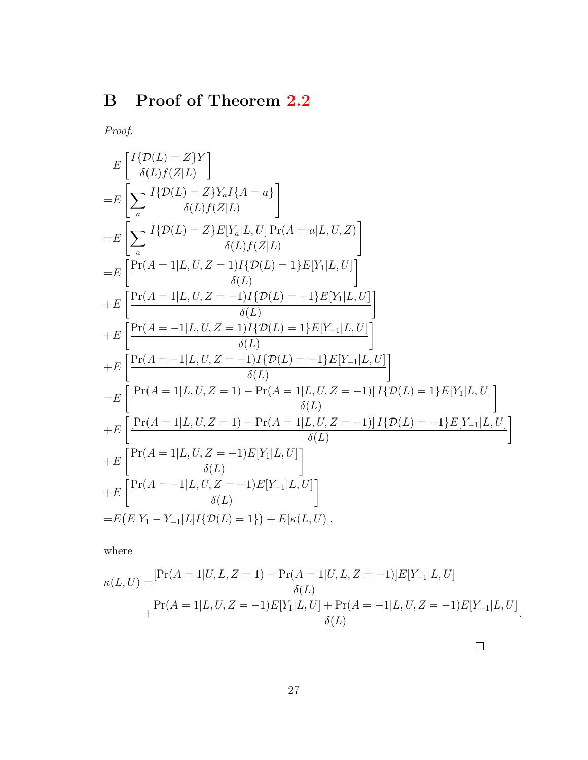# B Proof of Theorem 2.2

*Proof.*

$$
\begin{aligned}
& E\left[\frac{I\{\mathcal{D}(L)=Z\}Y}{\delta(L)f(Z|L)}\right] \\
=& E\left[\sum_a \frac{I\{\mathcal{D}(L)=Z\}Y_a I\{A=a\}}{\delta(L)f(Z|L)}\right] \\
=& E\left[\sum_a \frac{I\{\mathcal{D}(L)=Z\}E[Y_a|L,U]\Pr(A=a|L,U,Z)}{\delta(L)f(Z|L)}\right] \\
=& E\left[\frac{\Pr(A=1|L,U,Z=1)I\{\mathcal{D}(L)=1\}E[Y_1|L,U]}{\delta(L)}\right] \\
&+ E\left[\frac{\Pr(A=1|L,U,Z=-1)I\{\mathcal{D}(L)=-1\}E[Y_1|L,U]}{\delta(L)}\right] \\
&+ E\left[\frac{\Pr(A=-1|L,U,Z=1)I\{\mathcal{D}(L)=1\}E[Y_{-1}|L,U]}{\delta(L)}\right] \\
&+ E\left[\frac{\Pr(A=-1|L,U,Z=-1)I\{\mathcal{D}(L)=-1\}E[Y_{-1}|L,U]}{\delta(L)}\right] \\
=& E\left[\frac{\left[\Pr(A=1|L,U,Z=1)-\Pr(A=1|L,U,Z=-1)\right]I\{\mathcal{D}(L)=1\}E[Y_1|L,U]}{\delta(L)}\right] \\
&+ E\left[\frac{\left[\Pr(A=1|L,U,Z=1)-\Pr(A=1|L,U,Z=-1)\right]I\{\mathcal{D}(L)=-1\}E[Y_{-1}|L,U]}{\delta(L)}\right] \\
&+ E\left[\frac{\Pr(A=1|L,U,Z=-1)E[Y_1|L,U]}{\delta(L)}\right] \\
&+ E\left[\frac{\Pr(A=-1|L,U,Z=-1)E[Y_{-1}|L,U]}{\delta(L)}\right] \\
=& E\big(E[Y_1-Y_{-1}|L]I\{\mathcal{D}(L)=1\}\big) + E[\kappa(L,U)],
\end{aligned}
$$

where

$$
\begin{aligned}
\kappa(L,U) =& \frac{[\Pr(A=1|U,L,Z=1)-\Pr(A=1|U,L,Z=-1)]E[Y_{-1}|L,U]}{\delta(L)} \\
&+ \frac{\Pr(A=1|L,U,Z=-1)E[Y_1|L,U]+\Pr(A=-1|L,U,Z=-1)E[Y_{-1}|L,U]}{\delta(L)}.
\end{aligned}
$$

□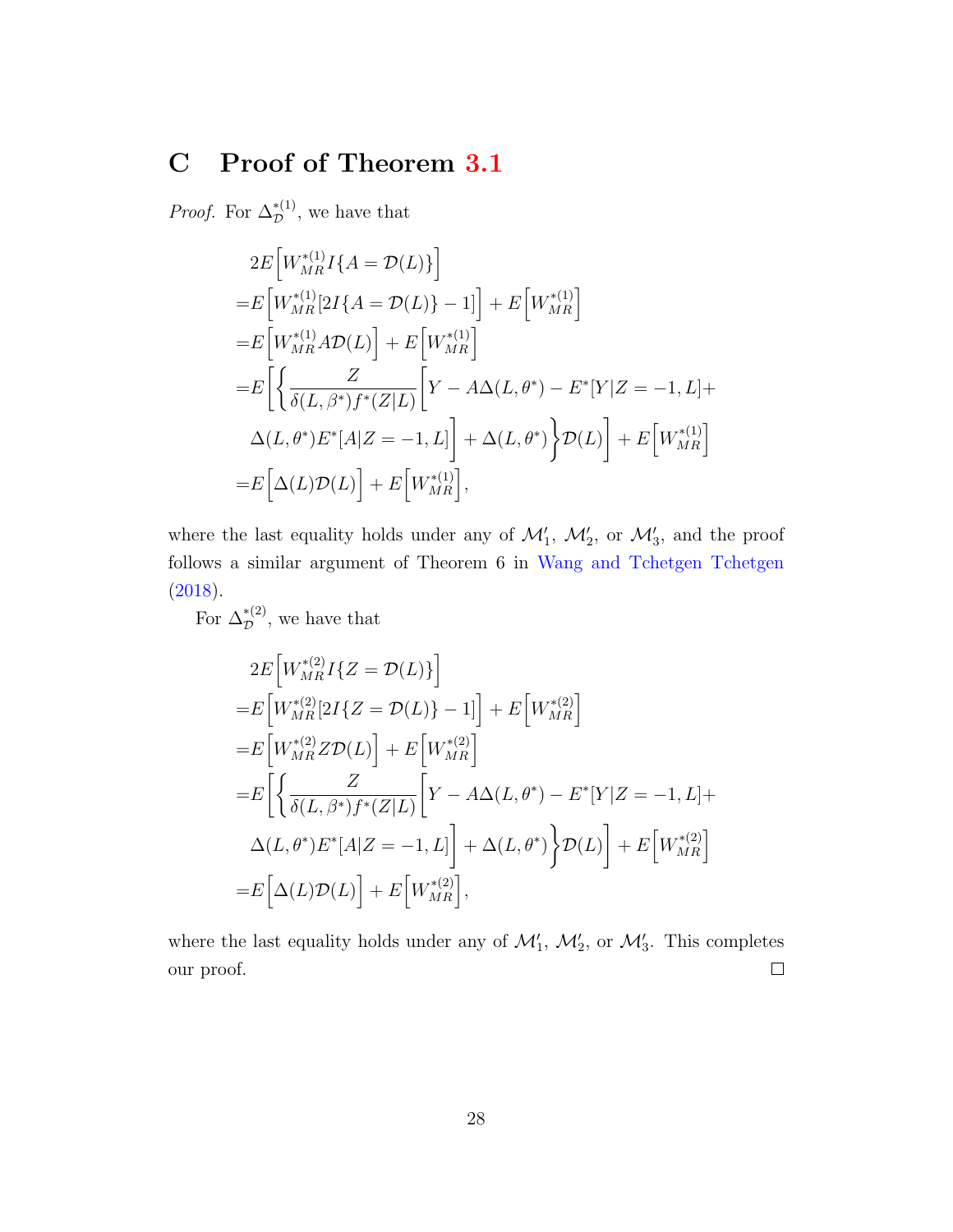## C Proof of Theorem 3.1

*Proof.* For $\Delta_{\mathcal{D}}^{*(1)}$, we have that

$$
\begin{aligned}
&2E\Big[W_{MR}^{*(1)} I\{A = \mathcal{D}(L)\}\Big] \\
=&E\Big[W_{MR}^{*(1)}[2I\{A = \mathcal{D}(L)\} - 1]\Big] + E\Big[W_{MR}^{*(1)}\Big] \\
=&E\Big[W_{MR}^{*(1)} A\mathcal{D}(L)\Big] + E\Big[W_{MR}^{*(1)}\Big] \\
=&E\Bigg[\bigg\{\frac{Z}{\delta(L,\beta^*)f^*(Z|L)}\Big[Y - A\Delta(L,\theta^*) - E^*[Y|Z=-1,L] + \\
&\Delta(L,\theta^*)E^*[A|Z=-1,L]\Big] + \Delta(L,\theta^*)\bigg\}\mathcal{D}(L)\Bigg] + E\Big[W_{MR}^{*(1)}\Big] \\
=&E\Big[\Delta(L)\mathcal{D}(L)\Big] + E\Big[W_{MR}^{*(1)}\Big],
\end{aligned}
$$

where the last equality holds under any of $\mathcal{M}_1'$, $\mathcal{M}_2'$, or $\mathcal{M}_3'$, and the proof follows a similar argument of Theorem 6 in Wang and Tchetgen Tchetgen (2018).

For $\Delta_{\mathcal{D}}^{*(2)}$, we have that

$$
\begin{aligned}
&2E\Big[W_{MR}^{*(2)} I\{Z = \mathcal{D}(L)\}\Big] \\
=&E\Big[W_{MR}^{*(2)}[2I\{Z = \mathcal{D}(L)\} - 1]\Big] + E\Big[W_{MR}^{*(2)}\Big] \\
=&E\Big[W_{MR}^{*(2)} Z\mathcal{D}(L)\Big] + E\Big[W_{MR}^{*(2)}\Big] \\
=&E\Bigg[\bigg\{\frac{Z}{\delta(L,\beta^*)f^*(Z|L)}\Big[Y - A\Delta(L,\theta^*) - E^*[Y|Z=-1,L] + \\
&\Delta(L,\theta^*)E^*[A|Z=-1,L]\Big] + \Delta(L,\theta^*)\bigg\}\mathcal{D}(L)\Bigg] + E\Big[W_{MR}^{*(2)}\Big] \\
=&E\Big[\Delta(L)\mathcal{D}(L)\Big] + E\Big[W_{MR}^{*(2)}\Big],
\end{aligned}
$$

where the last equality holds under any of $\mathcal{M}_1'$, $\mathcal{M}_2'$, or $\mathcal{M}_3'$. This completes our proof. □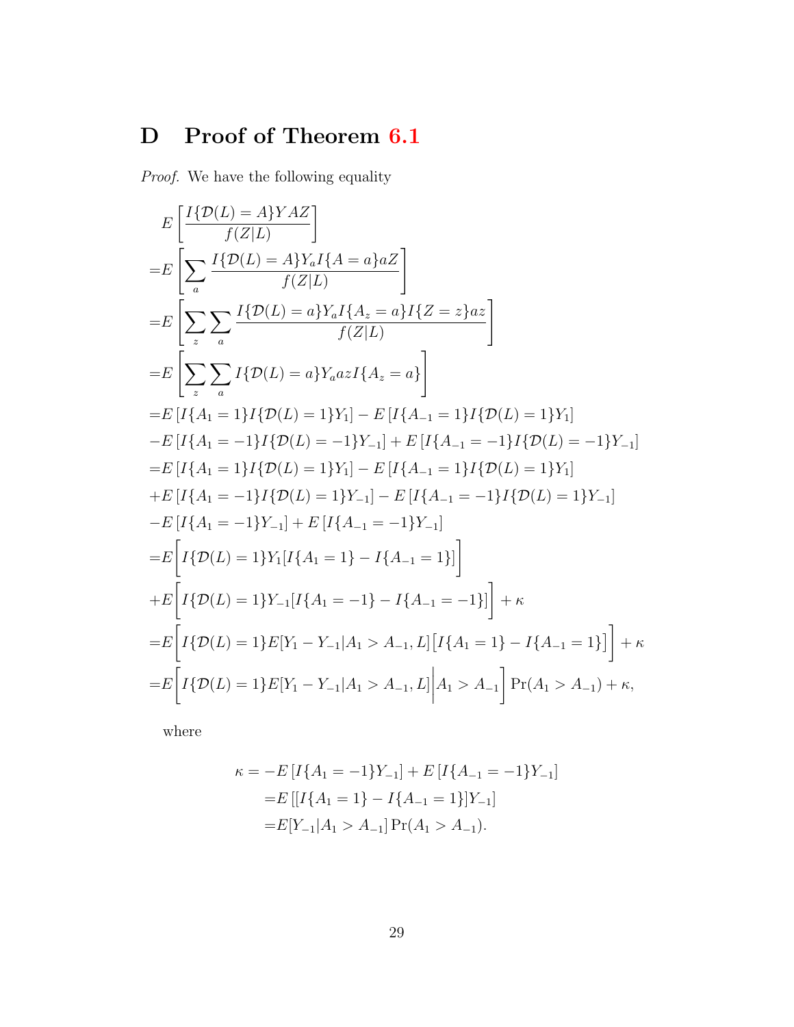# D Proof of Theorem 6.1

*Proof.* We have the following equality

$$
\begin{aligned}
& E\left[\frac{I\{\mathcal{D}(L)=A\}YAZ}{f(Z|L)}\right] \\
=& E\left[\sum_a \frac{I\{\mathcal{D}(L)=A\}Y_a I\{A=a\}aZ}{f(Z|L)}\right] \\
=& E\left[\sum_z \sum_a \frac{I\{\mathcal{D}(L)=a\}Y_a I\{A_z=a\}I\{Z=z\}az}{f(Z|L)}\right] \\
=& E\left[\sum_z \sum_a I\{\mathcal{D}(L)=a\}Y_a az I\{A_z=a\}\right] \\
=& E\left[I\{A_1=1\}I\{\mathcal{D}(L)=1\}Y_1\right] - E\left[I\{A_{-1}=1\}I\{\mathcal{D}(L)=1\}Y_1\right] \\
& - E\left[I\{A_1=-1\}I\{\mathcal{D}(L)=-1\}Y_{-1}\right] + E\left[I\{A_{-1}=-1\}I\{\mathcal{D}(L)=-1\}Y_{-1}\right] \\
=& E\left[I\{A_1=1\}I\{\mathcal{D}(L)=1\}Y_1\right] - E\left[I\{A_{-1}=1\}I\{\mathcal{D}(L)=1\}Y_1\right] \\
& + E\left[I\{A_1=-1\}I\{\mathcal{D}(L)=1\}Y_{-1}\right] - E\left[I\{A_{-1}=-1\}I\{\mathcal{D}(L)=1\}Y_{-1}\right] \\
& - E\left[I\{A_1=-1\}Y_{-1}\right] + E\left[I\{A_{-1}=-1\}Y_{-1}\right] \\
=& E\bigg[I\{\mathcal{D}(L)=1\}Y_1[I\{A_1=1\} - I\{A_{-1}=1\}]\bigg] \\
& + E\bigg[I\{\mathcal{D}(L)=1\}Y_{-1}[I\{A_1=-1\} - I\{A_{-1}=-1\}]\bigg] + \kappa \\
=& E\bigg[I\{\mathcal{D}(L)=1\}E[Y_1 - Y_{-1}|A_1 > A_{-1}, L]\big[I\{A_1=1\} - I\{A_{-1}=1\}\big]\bigg] + \kappa \\
=& E\bigg[I\{\mathcal{D}(L)=1\}E[Y_1 - Y_{-1}|A_1 > A_{-1}, L]\bigg|A_1 > A_{-1}\bigg]\Pr(A_1 > A_{-1}) + \kappa,
\end{aligned}
$$

where

$$
\begin{aligned}
\kappa =& -E\left[I\{A_1=-1\}Y_{-1}\right] + E\left[I\{A_{-1}=-1\}Y_{-1}\right] \\
=& E\left[[I\{A_1=1\} - I\{A_{-1}=1\}]Y_{-1}\right] \\
=& E[Y_{-1}|A_1 > A_{-1}]\Pr(A_1 > A_{-1}).
\end{aligned}
$$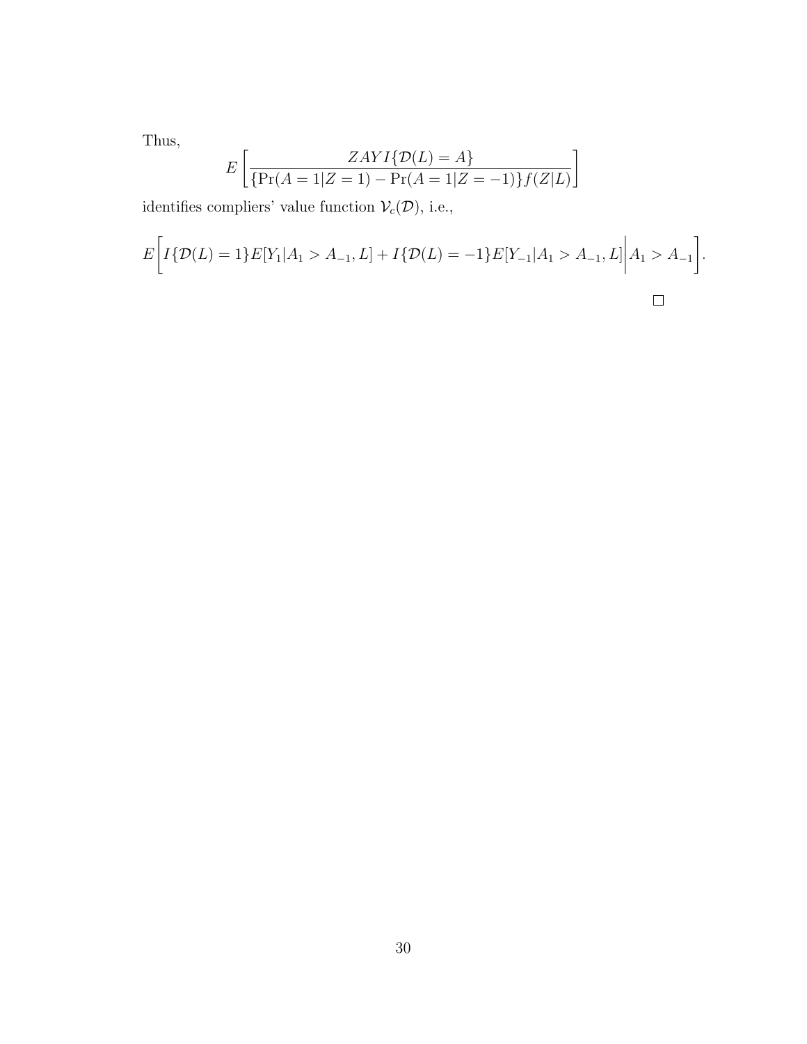Thus,

$$E\left[\frac{ZAYI\{\mathcal{D}(L)=A\}}{\{\Pr(A=1|Z=1)-\Pr(A=1|Z=-1)\}f(Z|L)}\right]$$

identifies compliers' value function $\mathcal{V}_c(\mathcal{D})$, i.e.,

$$E\Bigg[I\{\mathcal{D}(L)=1\}E[Y_1|A_1>A_{-1},L]+I\{\mathcal{D}(L)=-1\}E[Y_{-1}|A_1>A_{-1},L]\Bigg|A_1>A_{-1}\Bigg].$$

□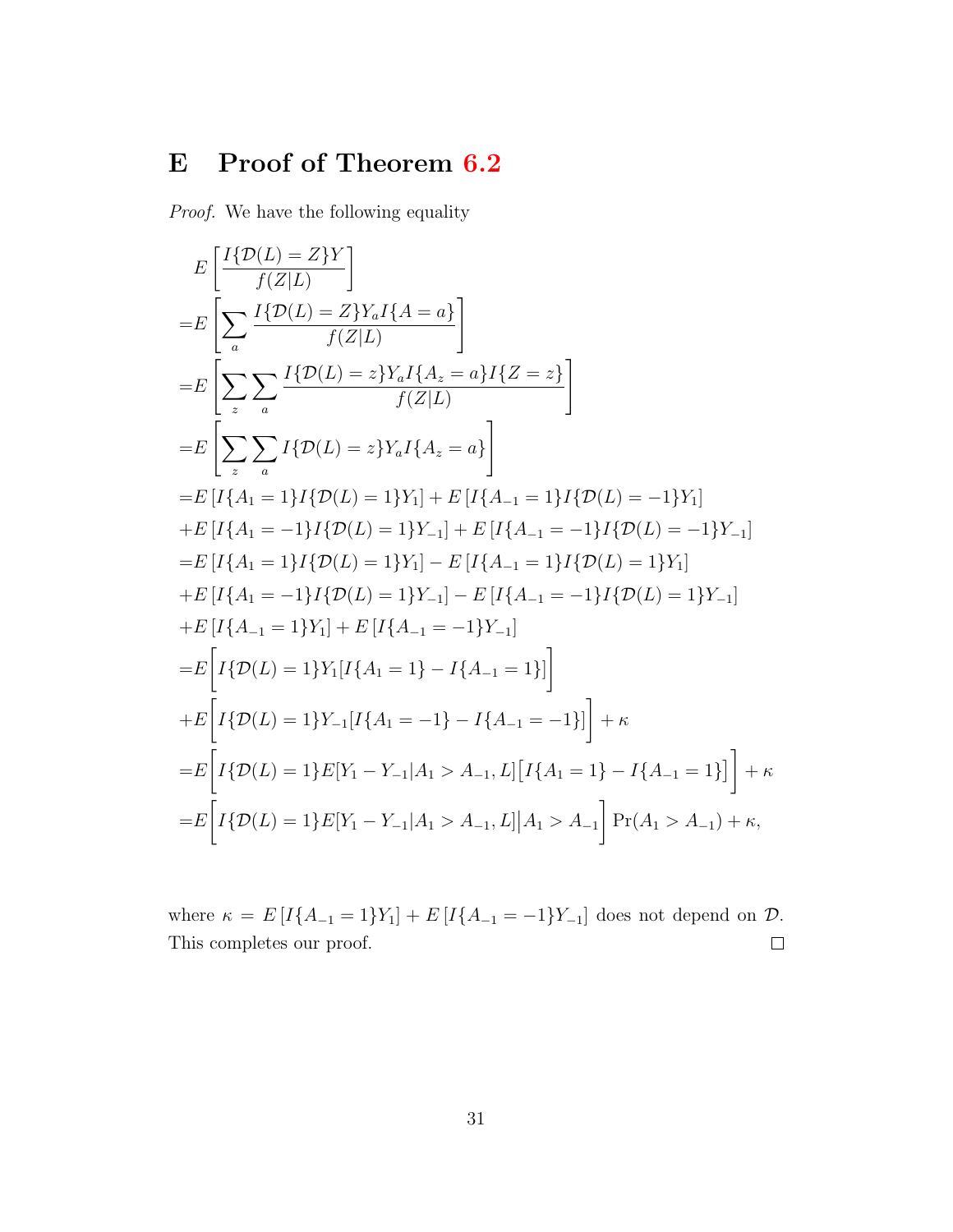## E Proof of Theorem 6.2

*Proof.* We have the following equality

$$
\begin{aligned}
&E\left[\frac{I\{\mathcal{D}(L)=Z\}Y}{f(Z|L)}\right] \\
=&E\left[\sum_a \frac{I\{\mathcal{D}(L)=Z\}Y_a I\{A=a\}}{f(Z|L)}\right] \\
=&E\left[\sum_z\sum_a \frac{I\{\mathcal{D}(L)=z\}Y_a I\{A_z=a\}I\{Z=z\}}{f(Z|L)}\right] \\
=&E\left[\sum_z\sum_a I\{\mathcal{D}(L)=z\}Y_a I\{A_z=a\}\right] \\
=&E\left[I\{A_1=1\}I\{\mathcal{D}(L)=1\}Y_1\right]+E\left[I\{A_{-1}=1\}I\{\mathcal{D}(L)=-1\}Y_1\right] \\
&+E\left[I\{A_1=-1\}I\{\mathcal{D}(L)=1\}Y_{-1}\right]+E\left[I\{A_{-1}=-1\}I\{\mathcal{D}(L)=-1\}Y_{-1}\right] \\
=&E\left[I\{A_1=1\}I\{\mathcal{D}(L)=1\}Y_1\right]-E\left[I\{A_{-1}=1\}I\{\mathcal{D}(L)=1\}Y_1\right] \\
&+E\left[I\{A_1=-1\}I\{\mathcal{D}(L)=1\}Y_{-1}\right]-E\left[I\{A_{-1}=-1\}I\{\mathcal{D}(L)=1\}Y_{-1}\right] \\
&+E\left[I\{A_{-1}=1\}Y_1\right]+E\left[I\{A_{-1}=-1\}Y_{-1}\right] \\
=&E\bigg[I\{\mathcal{D}(L)=1\}Y_1[I\{A_1=1\}-I\{A_{-1}=1\}]\bigg] \\
&+E\bigg[I\{\mathcal{D}(L)=1\}Y_{-1}[I\{A_1=-1\}-I\{A_{-1}=-1\}]\bigg]+\kappa \\
=&E\bigg[I\{\mathcal{D}(L)=1\}E[Y_1-Y_{-1}|A_1>A_{-1},L]\big[I\{A_1=1\}-I\{A_{-1}=1\}\big]\bigg]+\kappa \\
=&E\bigg[I\{\mathcal{D}(L)=1\}E[Y_1-Y_{-1}|A_1>A_{-1},L]\big|A_1>A_{-1}\bigg]\Pr(A_1>A_{-1})+\kappa,
\end{aligned}
$$

where $\kappa = E\left[I\{A_{-1}=1\}Y_1\right]+E\left[I\{A_{-1}=-1\}Y_{-1}\right]$ does not depend on $\mathcal{D}$. This completes our proof. □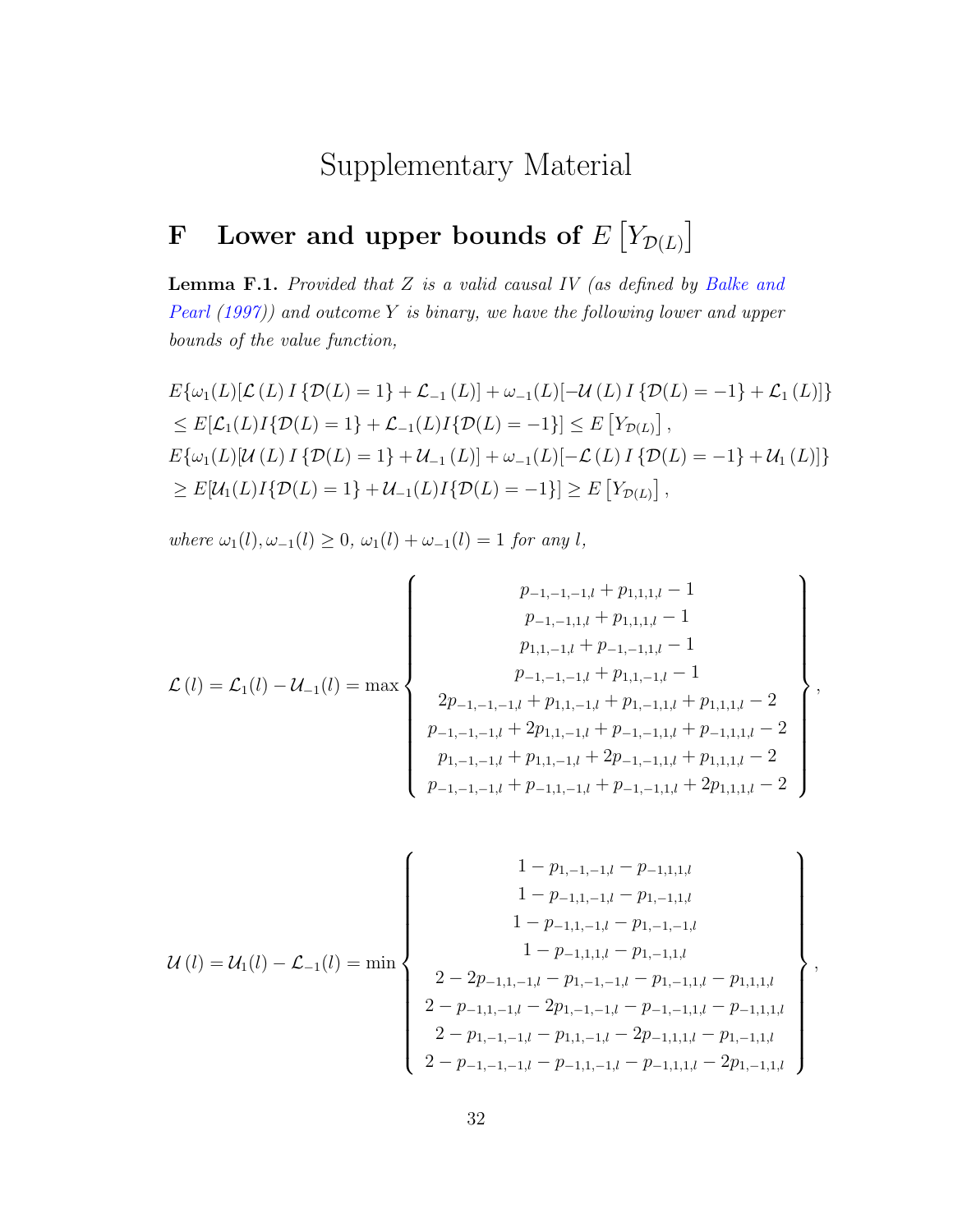# Supplementary Material

## F Lower and upper bounds of $E\left[Y_{\mathcal{D}(L)}\right]$

**Lemma F.1.** *Provided that $Z$ is a valid causal IV (as defined by Balke and Pearl (1997)) and outcome $Y$ is binary, we have the following lower and upper bounds of the value function,*

$$
\begin{aligned}
&E\{\omega_1(L)[\mathcal{L}(L)\, I\{\mathcal{D}(L)=1\} + \mathcal{L}_{-1}(L)] + \omega_{-1}(L)[-\mathcal{U}(L)\, I\{\mathcal{D}(L)=-1\} + \mathcal{L}_1(L)]\} \\
&\leq E[\mathcal{L}_1(L) I\{\mathcal{D}(L)=1\} + \mathcal{L}_{-1}(L) I\{\mathcal{D}(L)=-1\}] \leq E\left[Y_{\mathcal{D}(L)}\right], \\
&E\{\omega_1(L)[\mathcal{U}(L)\, I\{\mathcal{D}(L)=1\} + \mathcal{U}_{-1}(L)] + \omega_{-1}(L)[-\mathcal{L}(L)\, I\{\mathcal{D}(L)=-1\} + \mathcal{U}_1(L)]\} \\
&\geq E[\mathcal{U}_1(L) I\{\mathcal{D}(L)=1\} + \mathcal{U}_{-1}(L) I\{\mathcal{D}(L)=-1\}] \geq E\left[Y_{\mathcal{D}(L)}\right],
\end{aligned}
$$

*where $\omega_1(l), \omega_{-1}(l) \geq 0$, $\omega_1(l) + \omega_{-1}(l) = 1$ for any $l$,*

$$
\mathcal{L}(l) = \mathcal{L}_1(l) - \mathcal{U}_{-1}(l) = \max \left\{ \begin{array}{c}
p_{-1,-1,-1,l} + p_{1,1,1,l} - 1 \\
p_{-1,-1,1,l} + p_{1,1,1,l} - 1 \\
p_{1,1,-1,l} + p_{-1,-1,1,l} - 1 \\
p_{-1,-1,-1,l} + p_{1,1,-1,l} - 1 \\
2p_{-1,-1,-1,l} + p_{1,1,-1,l} + p_{1,-1,1,l} + p_{1,1,1,l} - 2 \\
p_{-1,-1,-1,l} + 2p_{1,1,-1,l} + p_{-1,-1,1,l} + p_{-1,1,1,l} - 2 \\
p_{1,-1,-1,l} + p_{1,1,-1,l} + 2p_{-1,-1,1,l} + p_{1,1,1,l} - 2 \\
p_{-1,-1,-1,l} + p_{-1,1,-1,l} + p_{-1,-1,1,l} + 2p_{1,1,1,l} - 2
\end{array} \right\},
$$

$$
\mathcal{U}(l) = \mathcal{U}_1(l) - \mathcal{L}_{-1}(l) = \min \left\{ \begin{array}{c}
1 - p_{1,-1,-1,l} - p_{-1,1,1,l} \\
1 - p_{-1,1,-1,l} - p_{1,-1,1,l} \\
1 - p_{-1,1,-1,l} - p_{1,-1,-1,l} \\
1 - p_{-1,1,1,l} - p_{1,-1,1,l} \\
2 - 2p_{-1,1,-1,l} - p_{1,-1,-1,l} - p_{1,-1,1,l} - p_{1,1,1,l} \\
2 - p_{-1,1,-1,l} - 2p_{1,-1,-1,l} - p_{-1,-1,1,l} - p_{-1,1,1,l} \\
2 - p_{1,-1,-1,l} - p_{1,1,-1,l} - 2p_{-1,1,1,l} - p_{1,-1,1,l} \\
2 - p_{-1,-1,-1,l} - p_{-1,1,-1,l} - p_{-1,1,1,l} - 2p_{1,-1,1,l}
\end{array} \right\},
$$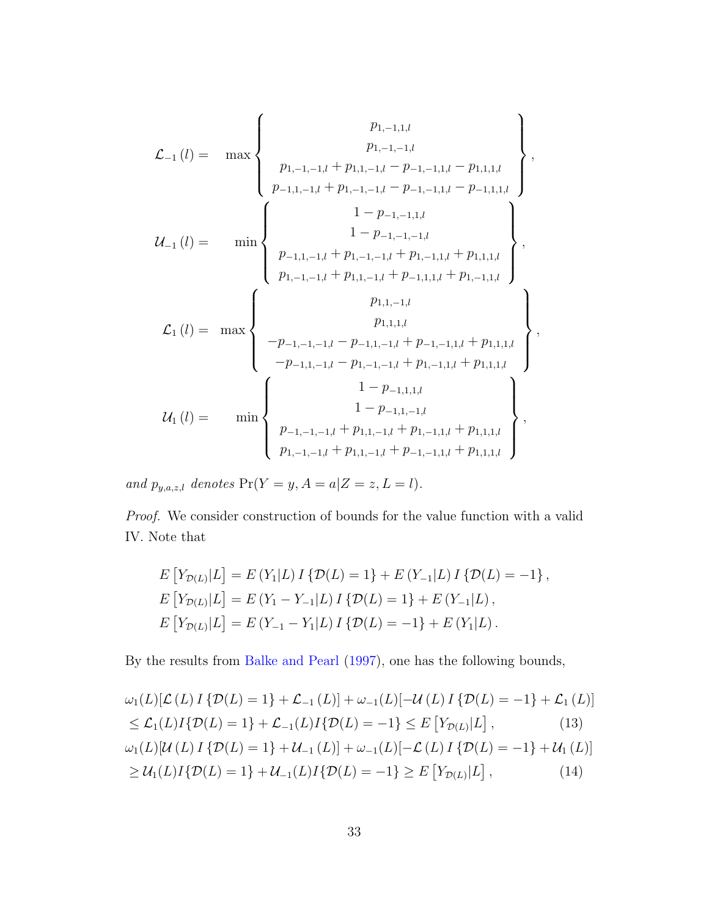$$
\mathcal{L}_{-1}(l) = \max \left\{ \begin{array}{c} p_{1,-1,1,l} \\ p_{1,-1,-1,l} \\ p_{1,-1,-1,l} + p_{1,1,-1,l} - p_{-1,-1,1,l} - p_{1,1,1,l} \\ p_{-1,1,-1,l} + p_{1,-1,-1,l} - p_{-1,-1,1,l} - p_{-1,1,1,l} \end{array} \right\},
$$

$$
\mathcal{U}_{-1}(l) = \min \left\{ \begin{array}{c} 1 - p_{-1,-1,1,l} \\ 1 - p_{-1,-1,-1,l} \\ p_{-1,1,-1,l} + p_{1,-1,-1,l} + p_{1,-1,1,l} + p_{1,1,1,l} \\ p_{1,-1,-1,l} + p_{1,1,-1,l} + p_{-1,1,1,l} + p_{1,-1,1,l} \end{array} \right\},
$$

$$
\mathcal{L}_{1}(l) = \max \left\{ \begin{array}{c} p_{1,1,-1,l} \\ p_{1,1,1,l} \\ -p_{-1,-1,-1,l} - p_{-1,1,-1,l} + p_{-1,-1,1,l} + p_{1,1,1,l} \\ -p_{-1,1,-1,l} - p_{1,-1,-1,l} + p_{1,-1,1,l} + p_{1,1,1,l} \end{array} \right\},
$$

$$
\mathcal{U}_{1}(l) = \min \left\{ \begin{array}{c} 1 - p_{-1,1,1,l} \\ 1 - p_{-1,1,-1,l} \\ p_{-1,-1,-1,l} + p_{1,1,-1,l} + p_{1,-1,1,l} + p_{1,1,1,l} \\ p_{1,-1,-1,l} + p_{1,1,-1,l} + p_{-1,-1,1,l} + p_{1,1,1,l} \end{array} \right\},
$$

*and* $p_{y,a,z,l}$ *denotes* $\Pr(Y = y, A = a | Z = z, L = l)$.

*Proof.* We consider construction of bounds for the value function with a valid IV. Note that

$$
\begin{aligned}
E\left[Y_{\mathcal{D}(L)}|L\right] &= E\left(Y_1|L\right) I\left\{\mathcal{D}(L) = 1\right\} + E\left(Y_{-1}|L\right) I\left\{\mathcal{D}(L) = -1\right\}, \\
E\left[Y_{\mathcal{D}(L)}|L\right] &= E\left(Y_1 - Y_{-1}|L\right) I\left\{\mathcal{D}(L) = 1\right\} + E\left(Y_{-1}|L\right), \\
E\left[Y_{\mathcal{D}(L)}|L\right] &= E\left(Y_{-1} - Y_1|L\right) I\left\{\mathcal{D}(L) = -1\right\} + E\left(Y_1|L\right).
\end{aligned}
$$

By the results from Balke and Pearl (1997), one has the following bounds,

$$
\begin{aligned}
&\omega_1(L)[\mathcal{L}(L)\, I\{\mathcal{D}(L) = 1\} + \mathcal{L}_{-1}(L)] + \omega_{-1}(L)[-\mathcal{U}(L)\, I\{\mathcal{D}(L) = -1\} + \mathcal{L}_1(L)] \\
&\leq \mathcal{L}_1(L) I\{\mathcal{D}(L) = 1\} + \mathcal{L}_{-1}(L) I\{\mathcal{D}(L) = -1\} \leq E\left[Y_{\mathcal{D}(L)}|L\right], \qquad (13) \\
&\omega_1(L)[\mathcal{U}(L)\, I\{\mathcal{D}(L) = 1\} + \mathcal{U}_{-1}(L)] + \omega_{-1}(L)[-\mathcal{L}(L)\, I\{\mathcal{D}(L) = -1\} + \mathcal{U}_1(L)] \\
&\geq \mathcal{U}_1(L) I\{\mathcal{D}(L) = 1\} + \mathcal{U}_{-1}(L) I\{\mathcal{D}(L) = -1\} \geq E\left[Y_{\mathcal{D}(L)}|L\right], \qquad (14)
\end{aligned}
$$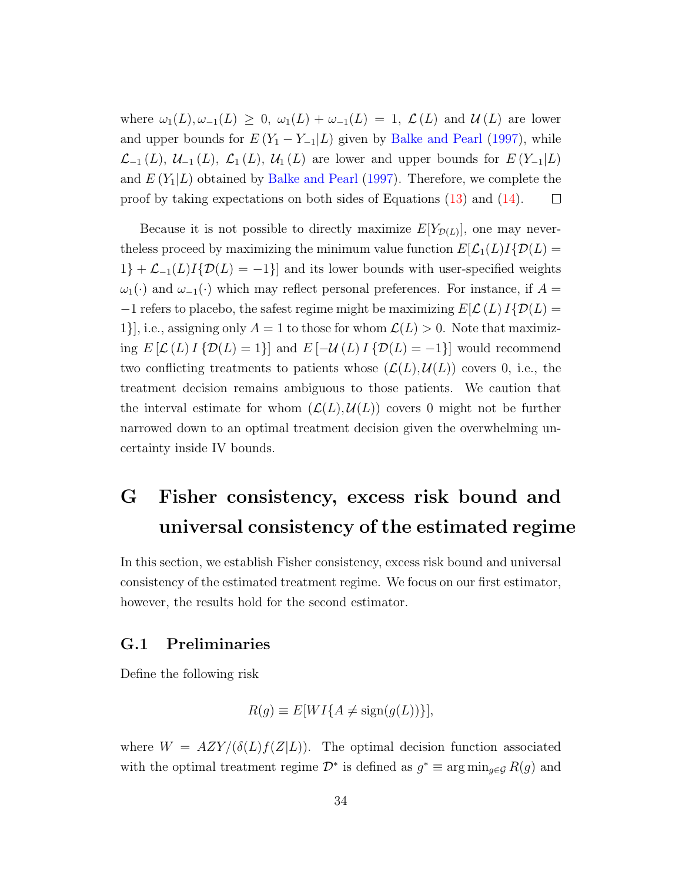where $\omega_1(L), \omega_{-1}(L) \geq 0$, $\omega_1(L) + \omega_{-1}(L) = 1$, $\mathcal{L}(L)$ and $\mathcal{U}(L)$ are lower and upper bounds for $E(Y_1 - Y_{-1}|L)$ given by Balke and Pearl (1997), while $\mathcal{L}_{-1}(L)$, $\mathcal{U}_{-1}(L)$, $\mathcal{L}_1(L)$, $\mathcal{U}_1(L)$ are lower and upper bounds for $E(Y_{-1}|L)$ and $E(Y_1|L)$ obtained by Balke and Pearl (1997). Therefore, we complete the proof by taking expectations on both sides of Equations (13) and (14). $\square$

Because it is not possible to directly maximize $E[Y_{\mathcal{D}(L)}]$, one may nevertheless proceed by maximizing the minimum value function $E[\mathcal{L}_1(L)I\{\mathcal{D}(L) = 1\} + \mathcal{L}_{-1}(L)I\{\mathcal{D}(L) = -1\}]$ and its lower bounds with user-specified weights $\omega_1(\cdot)$ and $\omega_{-1}(\cdot)$ which may reflect personal preferences. For instance, if $A = -1$ refers to placebo, the safest regime might be maximizing $E[\mathcal{L}(L)I\{\mathcal{D}(L) = 1\}]$, i.e., assigning only $A = 1$ to those for whom $\mathcal{L}(L) > 0$. Note that maximizing $E[\mathcal{L}(L)I\{\mathcal{D}(L) = 1\}]$ and $E[-\mathcal{U}(L)I\{\mathcal{D}(L) = -1\}]$ would recommend two conflicting treatments to patients whose $(\mathcal{L}(L), \mathcal{U}(L))$ covers 0, i.e., the treatment decision remains ambiguous to those patients. We caution that the interval estimate for whom $(\mathcal{L}(L), \mathcal{U}(L))$ covers 0 might not be further narrowed down to an optimal treatment decision given the overwhelming uncertainty inside IV bounds.

# G Fisher consistency, excess risk bound and universal consistency of the estimated regime

In this section, we establish Fisher consistency, excess risk bound and universal consistency of the estimated treatment regime. We focus on our first estimator, however, the results hold for the second estimator.

## G.1 Preliminaries

Define the following risk

$$R(g) \equiv E[WI\{A \neq \text{sign}(g(L))\}],$$

where $W = AZY/(\delta(L)f(Z|L))$. The optimal decision function associated with the optimal treatment regime $\mathcal{D}^*$ is defined as $g^* \equiv \arg\min_{g \in \mathcal{G}} R(g)$ and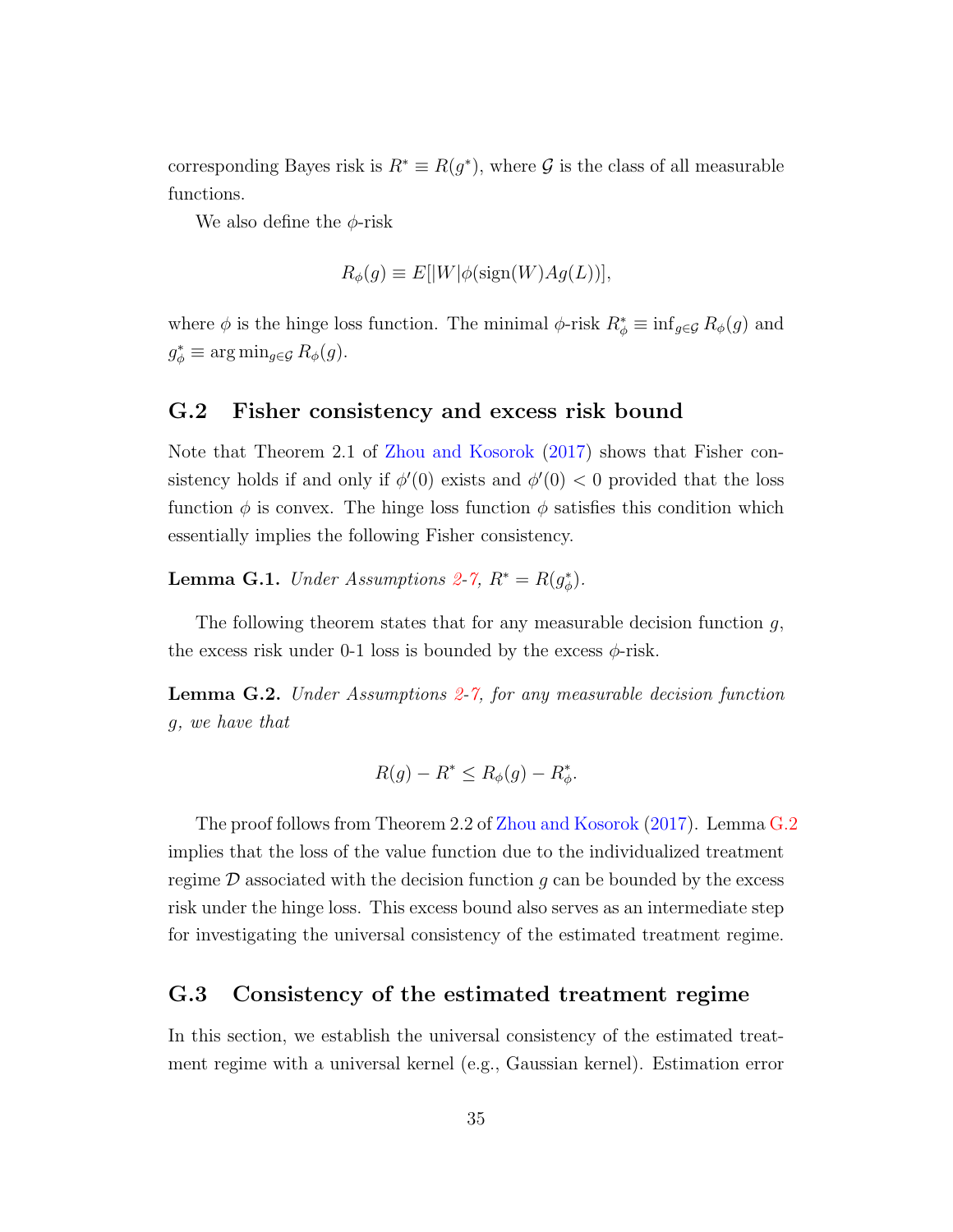corresponding Bayes risk is $R^* \equiv R(g^*)$, where $\mathcal{G}$ is the class of all measurable functions.

We also define the $\phi$-risk

$$R_\phi(g) \equiv E[|W|\phi(\text{sign}(W)Ag(L))],$$

where $\phi$ is the hinge loss function. The minimal $\phi$-risk $R^*_\phi \equiv \inf_{g\in\mathcal{G}} R_\phi(g)$ and $g^*_\phi \equiv \arg\min_{g\in\mathcal{G}} R_\phi(g)$.

## G.2 Fisher consistency and excess risk bound

Note that Theorem 2.1 of Zhou and Kosorok (2017) shows that Fisher consistency holds if and only if $\phi'(0)$ exists and $\phi'(0) < 0$ provided that the loss function $\phi$ is convex. The hinge loss function $\phi$ satisfies this condition which essentially implies the following Fisher consistency.

**Lemma G.1.** *Under Assumptions 2-7, $R^* = R(g^*_\phi)$.*

The following theorem states that for any measurable decision function $g$, the excess risk under 0-1 loss is bounded by the excess $\phi$-risk.

**Lemma G.2.** *Under Assumptions 2-7, for any measurable decision function $g$, we have that*

$$R(g) - R^* \leq R_\phi(g) - R^*_\phi.$$

The proof follows from Theorem 2.2 of Zhou and Kosorok (2017). Lemma G.2 implies that the loss of the value function due to the individualized treatment regime $\mathcal{D}$ associated with the decision function $g$ can be bounded by the excess risk under the hinge loss. This excess bound also serves as an intermediate step for investigating the universal consistency of the estimated treatment regime.

## G.3 Consistency of the estimated treatment regime

In this section, we establish the universal consistency of the estimated treatment regime with a universal kernel (e.g., Gaussian kernel). Estimation error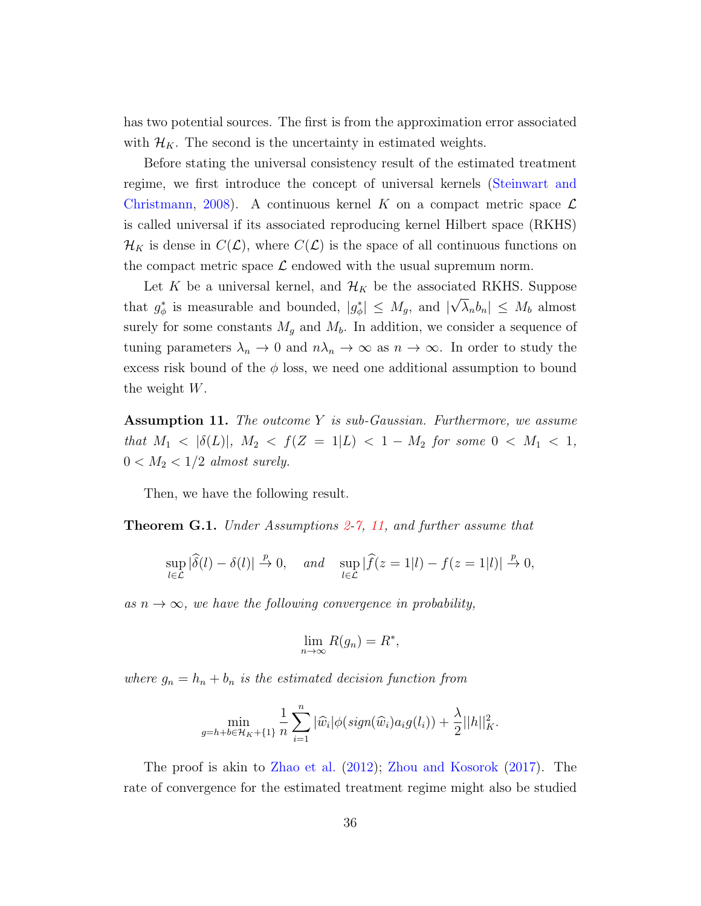has two potential sources. The first is from the approximation error associated with $\mathcal{H}_K$. The second is the uncertainty in estimated weights.

Before stating the universal consistency result of the estimated treatment regime, we first introduce the concept of universal kernels (Steinwart and Christmann, 2008). A continuous kernel $K$ on a compact metric space $\mathcal{L}$ is called universal if its associated reproducing kernel Hilbert space (RKHS) $\mathcal{H}_K$ is dense in $C(\mathcal{L})$, where $C(\mathcal{L})$ is the space of all continuous functions on the compact metric space $\mathcal{L}$ endowed with the usual supremum norm.

Let $K$ be a universal kernel, and $\mathcal{H}_K$ be the associated RKHS. Suppose that $g_\phi^*$ is measurable and bounded, $|g_\phi^*| \leq M_g$, and $|\sqrt{\lambda_n} b_n| \leq M_b$ almost surely for some constants $M_g$ and $M_b$. In addition, we consider a sequence of tuning parameters $\lambda_n \to 0$ and $n\lambda_n \to \infty$ as $n \to \infty$. In order to study the excess risk bound of the $\phi$ loss, we need one additional assumption to bound the weight $W$.

**Assumption 11.** *The outcome $Y$ is sub-Gaussian. Furthermore, we assume that $M_1 < |\delta(L)|$, $M_2 < f(Z = 1|L) < 1 - M_2$ for some $0 < M_1 < 1$, $0 < M_2 < 1/2$ almost surely.*

Then, we have the following result.

**Theorem G.1.** *Under Assumptions 2-7, 11, and further assume that*

$$\sup_{l \in \mathcal{L}} |\widehat{\delta}(l) - \delta(l)| \xrightarrow{p} 0, \quad \text{and} \quad \sup_{l \in \mathcal{L}} |\widehat{f}(z = 1|l) - f(z = 1|l)| \xrightarrow{p} 0,$$

*as $n \to \infty$, we have the following convergence in probability,*

$$\lim_{n \to \infty} R(g_n) = R^*,$$

*where $g_n = h_n + b_n$ is the estimated decision function from*

$$\min_{g = h + b \in \mathcal{H}_K + \{1\}} \frac{1}{n} \sum_{i=1}^{n} |\widehat{w}_i| \phi(\text{sign}(\widehat{w}_i) a_i g(l_i)) + \frac{\lambda}{2} ||h||_K^2.$$

The proof is akin to Zhao et al. (2012); Zhou and Kosorok (2017). The rate of convergence for the estimated treatment regime might also be studied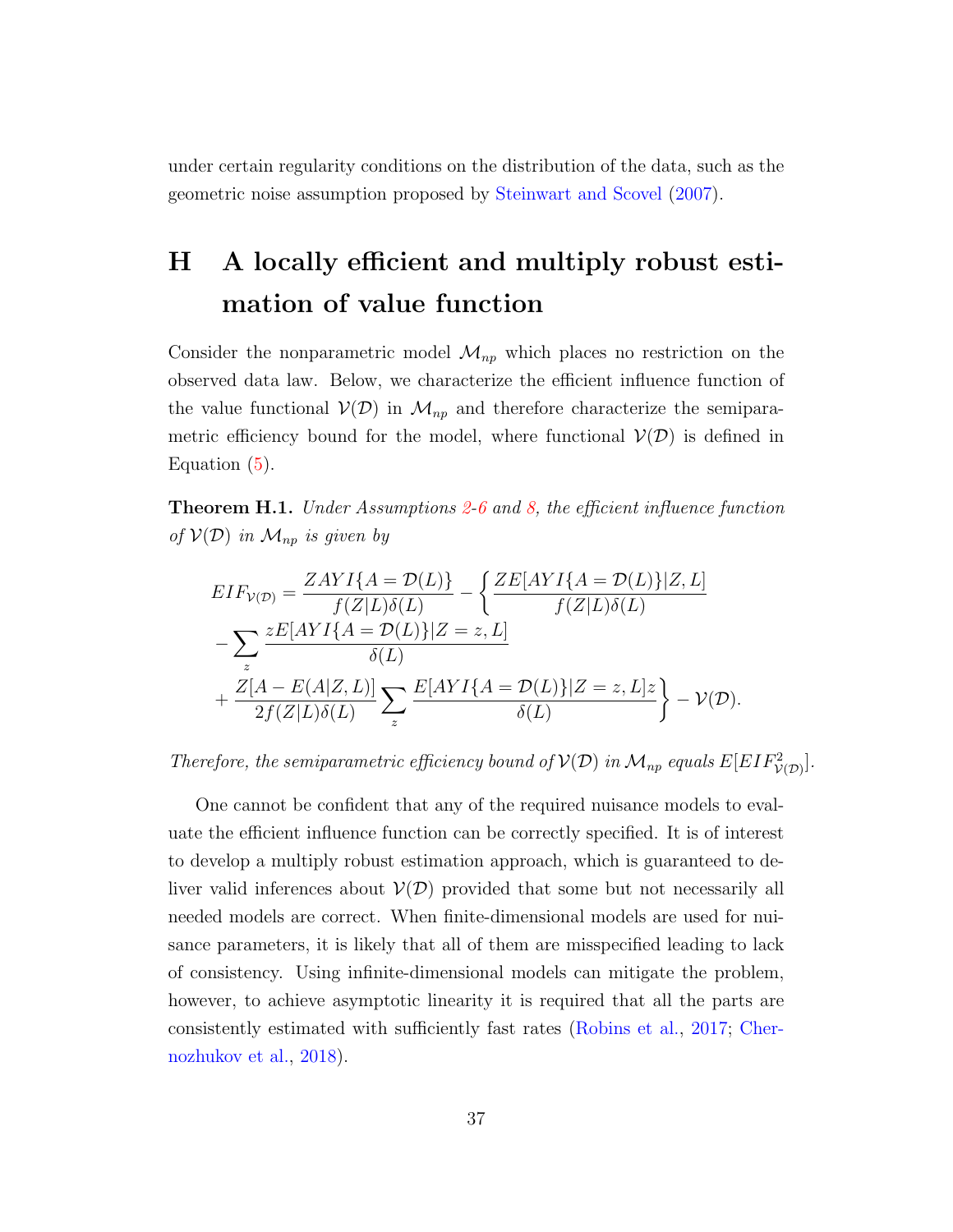under certain regularity conditions on the distribution of the data, such as the geometric noise assumption proposed by Steinwart and Scovel (2007).

# H A locally efficient and multiply robust estimation of value function

Consider the nonparametric model $\mathcal{M}_{np}$ which places no restriction on the observed data law. Below, we characterize the efficient influence function of the value functional $\mathcal{V}(\mathcal{D})$ in $\mathcal{M}_{np}$ and therefore characterize the semiparametric efficiency bound for the model, where functional $\mathcal{V}(\mathcal{D})$ is defined in Equation (5).

**Theorem H.1.** *Under Assumptions 2-6 and 8, the efficient influence function of $\mathcal{V}(\mathcal{D})$ in $\mathcal{M}_{np}$ is given by*

$$
\begin{aligned}
EIF_{\mathcal{V}(\mathcal{D})} &= \frac{ZAYI\{A=\mathcal{D}(L)\}}{f(Z|L)\delta(L)} - \Bigg\{ \frac{ZE[AYI\{A=\mathcal{D}(L)\}|Z,L]}{f(Z|L)\delta(L)} \\
&- \sum_{z} \frac{zE[AYI\{A=\mathcal{D}(L)\}|Z=z,L]}{\delta(L)} \\
&+ \frac{Z[A-E(A|Z,L)]}{2f(Z|L)\delta(L)} \sum_{z} \frac{E[AYI\{A=\mathcal{D}(L)\}|Z=z,L]z}{\delta(L)} \Bigg\} - \mathcal{V}(\mathcal{D}).
\end{aligned}
$$

*Therefore, the semiparametric efficiency bound of $\mathcal{V}(\mathcal{D})$ in $\mathcal{M}_{np}$ equals $E[EIF^2_{\mathcal{V}(\mathcal{D})}]$.*

One cannot be confident that any of the required nuisance models to evaluate the efficient influence function can be correctly specified. It is of interest to develop a multiply robust estimation approach, which is guaranteed to deliver valid inferences about $\mathcal{V}(\mathcal{D})$ provided that some but not necessarily all needed models are correct. When finite-dimensional models are used for nuisance parameters, it is likely that all of them are misspecified leading to lack of consistency. Using infinite-dimensional models can mitigate the problem, however, to achieve asymptotic linearity it is required that all the parts are consistently estimated with sufficiently fast rates (Robins et al., 2017; Chernozhukov et al., 2018).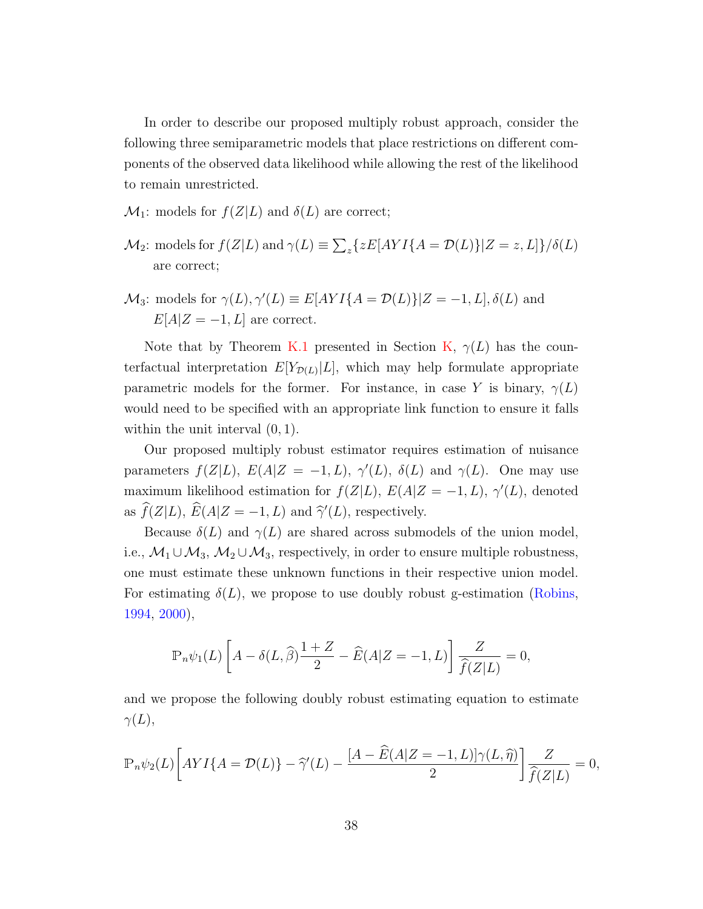In order to describe our proposed multiply robust approach, consider the following three semiparametric models that place restrictions on different components of the observed data likelihood while allowing the rest of the likelihood to remain unrestricted.

$\mathcal{M}_1$: models for $f(Z|L)$ and $\delta(L)$ are correct;

$\mathcal{M}_2$: models for $f(Z|L)$ and $\gamma(L) \equiv \sum_z \{zE[AYI\{A = \mathcal{D}(L)\}|Z = z, L]\}/\delta(L)$ are correct;

$\mathcal{M}_3$: models for $\gamma(L), \gamma'(L) \equiv E[AYI\{A = \mathcal{D}(L)\}|Z = -1, L], \delta(L)$ and $E[A|Z = -1, L]$ are correct.

Note that by Theorem K.1 presented in Section K, $\gamma(L)$ has the counterfactual interpretation $E[Y_{\mathcal{D}(L)}|L]$, which may help formulate appropriate parametric models for the former. For instance, in case $Y$ is binary, $\gamma(L)$ would need to be specified with an appropriate link function to ensure it falls within the unit interval $(0, 1)$.

Our proposed multiply robust estimator requires estimation of nuisance parameters $f(Z|L)$, $E(A|Z = -1, L)$, $\gamma'(L)$, $\delta(L)$ and $\gamma(L)$. One may use maximum likelihood estimation for $f(Z|L)$, $E(A|Z = -1, L)$, $\gamma'(L)$, denoted as $\widehat{f}(Z|L)$, $\widehat{E}(A|Z = -1, L)$ and $\widehat{\gamma}'(L)$, respectively.

Because $\delta(L)$ and $\gamma(L)$ are shared across submodels of the union model, i.e., $\mathcal{M}_1 \cup \mathcal{M}_3$, $\mathcal{M}_2 \cup \mathcal{M}_3$, respectively, in order to ensure multiple robustness, one must estimate these unknown functions in their respective union model. For estimating $\delta(L)$, we propose to use doubly robust g-estimation (Robins, 1994, 2000),

$$\mathbb{P}_n \psi_1(L) \left[ A - \delta(L, \widehat{\beta}) \frac{1+Z}{2} - \widehat{E}(A|Z = -1, L) \right] \frac{Z}{\widehat{f}(Z|L)} = 0,$$

and we propose the following doubly robust estimating equation to estimate $\gamma(L)$,

$$\mathbb{P}_n \psi_2(L) \left[ AYI\{A = \mathcal{D}(L)\} - \widehat{\gamma}'(L) - \frac{[A - \widehat{E}(A|Z = -1, L)]\gamma(L, \widehat{\eta})}{2} \right] \frac{Z}{\widehat{f}(Z|L)} = 0,$$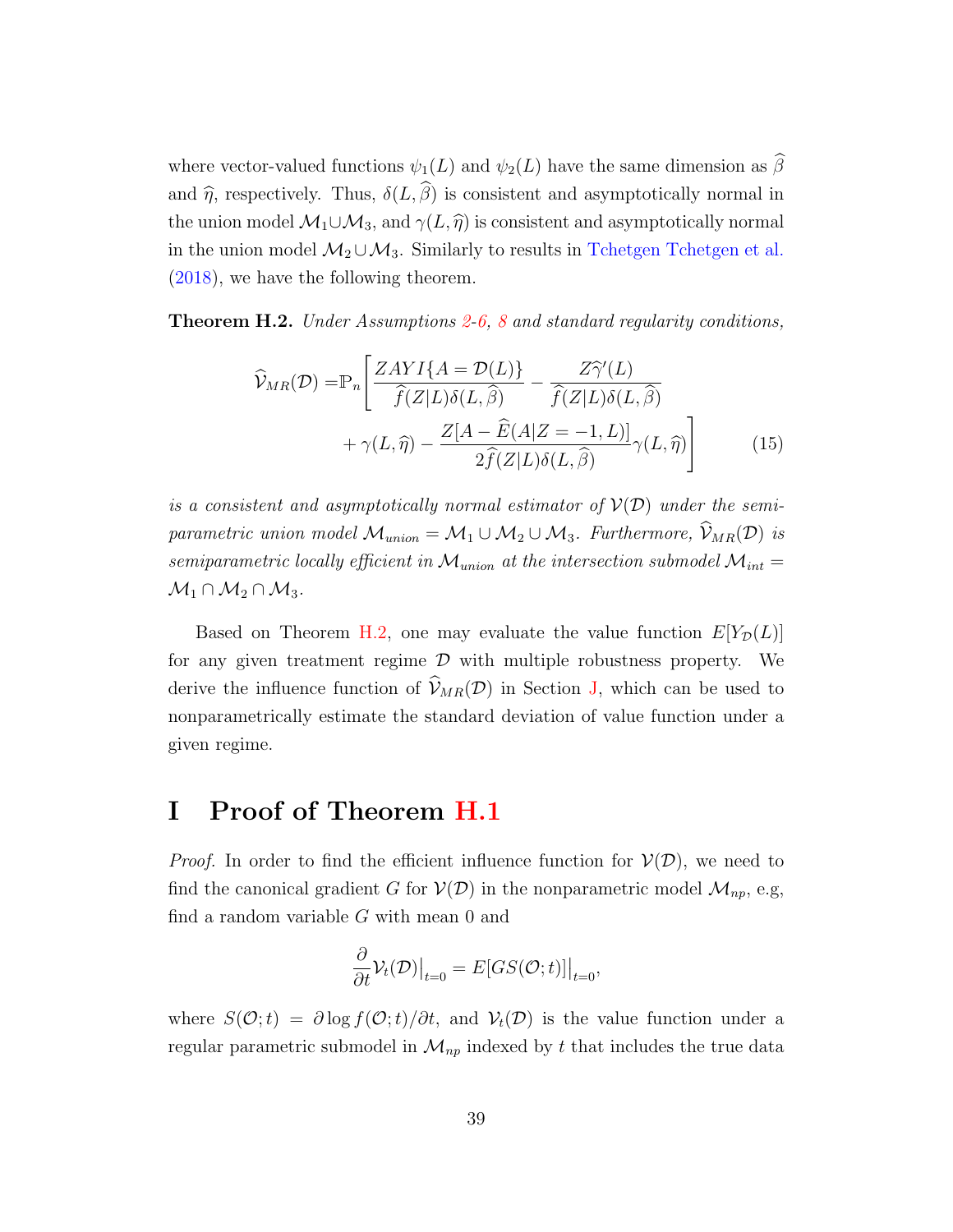where vector-valued functions $\psi_1(L)$ and $\psi_2(L)$ have the same dimension as $\widehat{\beta}$ and $\widehat{\eta}$, respectively. Thus, $\delta(L, \widehat{\beta})$ is consistent and asymptotically normal in the union model $\mathcal{M}_1 \cup \mathcal{M}_3$, and $\gamma(L, \widehat{\eta})$ is consistent and asymptotically normal in the union model $\mathcal{M}_2 \cup \mathcal{M}_3$. Similarly to results in Tchetgen Tchetgen et al. (2018), we have the following theorem.

**Theorem H.2.** *Under Assumptions 2-6, 8 and standard regularity conditions,*

$$
\begin{aligned}
\widehat{\mathcal{V}}_{MR}(\mathcal{D}) = \mathbb{P}_n \Bigg[ & \frac{ZAYI\{A = \mathcal{D}(L)\}}{\widehat{f}(Z|L)\delta(L, \widehat{\beta})} - \frac{Z\widehat{\gamma}'(L)}{\widehat{f}(Z|L)\delta(L, \widehat{\beta})} \\
& + \gamma(L, \widehat{\eta}) - \frac{Z[A - \widehat{E}(A|Z = -1, L)]}{2\widehat{f}(Z|L)\delta(L, \widehat{\beta})}\gamma(L, \widehat{\eta}) \Bigg]
\end{aligned} \tag{15}
$$

*is a consistent and asymptotically normal estimator of $\mathcal{V}(\mathcal{D})$ under the semiparametric union model $\mathcal{M}_{union} = \mathcal{M}_1 \cup \mathcal{M}_2 \cup \mathcal{M}_3$. Furthermore, $\widehat{\mathcal{V}}_{MR}(\mathcal{D})$ is semiparametric locally efficient in $\mathcal{M}_{union}$ at the intersection submodel $\mathcal{M}_{int} = \mathcal{M}_1 \cap \mathcal{M}_2 \cap \mathcal{M}_3$.*

Based on Theorem H.2, one may evaluate the value function $E[Y_{\mathcal{D}}(L)]$ for any given treatment regime $\mathcal{D}$ with multiple robustness property. We derive the influence function of $\widehat{\mathcal{V}}_{MR}(\mathcal{D})$ in Section J, which can be used to nonparametrically estimate the standard deviation of value function under a given regime.

# I Proof of Theorem H.1

*Proof.* In order to find the efficient influence function for $\mathcal{V}(\mathcal{D})$, we need to find the canonical gradient $G$ for $\mathcal{V}(\mathcal{D})$ in the nonparametric model $\mathcal{M}_{np}$, e.g, find a random variable $G$ with mean 0 and

$$
\frac{\partial}{\partial t}\mathcal{V}_t(\mathcal{D})\big|_{t=0} = E[GS(\mathcal{O};t)]\big|_{t=0},
$$

where $S(\mathcal{O};t) = \partial \log f(\mathcal{O};t)/\partial t$, and $\mathcal{V}_t(\mathcal{D})$ is the value function under a regular parametric submodel in $\mathcal{M}_{np}$ indexed by $t$ that includes the true data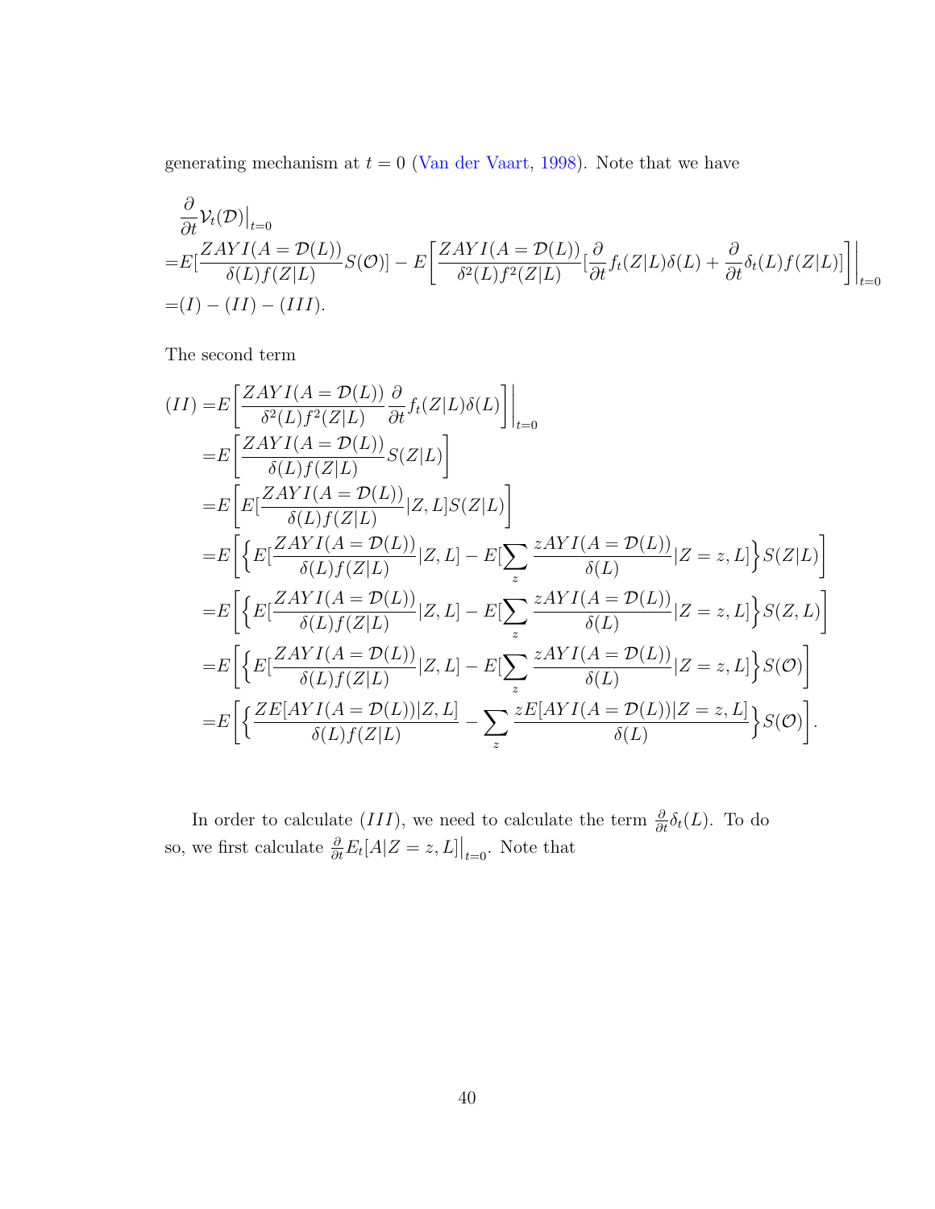generating mechanism at $t=0$ (Van der Vaart, 1998). Note that we have

$$
\begin{aligned}
&\frac{\partial}{\partial t}\mathcal{V}_t(\mathcal{D})\big|_{t=0} \\
=&E[\frac{ZAYI(A=\mathcal{D}(L))}{\delta(L)f(Z|L)}S(\mathcal{O})] - E\bigg[\frac{ZAYI(A=\mathcal{D}(L))}{\delta^2(L)f^2(Z|L)}[\frac{\partial}{\partial t}f_t(Z|L)\delta(L) + \frac{\partial}{\partial t}\delta_t(L)f(Z|L)]\bigg]\bigg|_{t=0} \\
=&(I)-(II)-(III).
\end{aligned}
$$

The second term

$$
\begin{aligned}
(II) =&E\bigg[\frac{ZAYI(A=\mathcal{D}(L))}{\delta^2(L)f^2(Z|L)}\frac{\partial}{\partial t}f_t(Z|L)\delta(L)\bigg]\bigg|_{t=0} \\
=&E\bigg[\frac{ZAYI(A=\mathcal{D}(L))}{\delta(L)f(Z|L)}S(Z|L)\bigg] \\
=&E\bigg[E[\frac{ZAYI(A=\mathcal{D}(L))}{\delta(L)f(Z|L)}|Z,L]S(Z|L)\bigg] \\
=&E\bigg[\Big\{E[\frac{ZAYI(A=\mathcal{D}(L))}{\delta(L)f(Z|L)}|Z,L] - E[\sum_z \frac{zAYI(A=\mathcal{D}(L))}{\delta(L)}|Z=z,L]\Big\}S(Z|L)\bigg] \\
=&E\bigg[\Big\{E[\frac{ZAYI(A=\mathcal{D}(L))}{\delta(L)f(Z|L)}|Z,L] - E[\sum_z \frac{zAYI(A=\mathcal{D}(L))}{\delta(L)}|Z=z,L]\Big\}S(Z,L)\bigg] \\
=&E\bigg[\Big\{E[\frac{ZAYI(A=\mathcal{D}(L))}{\delta(L)f(Z|L)}|Z,L] - E[\sum_z \frac{zAYI(A=\mathcal{D}(L))}{\delta(L)}|Z=z,L]\Big\}S(\mathcal{O})\bigg] \\
=&E\bigg[\Big\{\frac{ZE[AYI(A=\mathcal{D}(L))|Z,L]}{\delta(L)f(Z|L)} - \sum_z \frac{zE[AYI(A=\mathcal{D}(L))|Z=z,L]}{\delta(L)}\Big\}S(\mathcal{O})\bigg].
\end{aligned}
$$

In order to calculate $(III)$, we need to calculate the term $\frac{\partial}{\partial t}\delta_t(L)$. To do so, we first calculate $\frac{\partial}{\partial t}E_t[A|Z=z,L]\big|_{t=0}$. Note that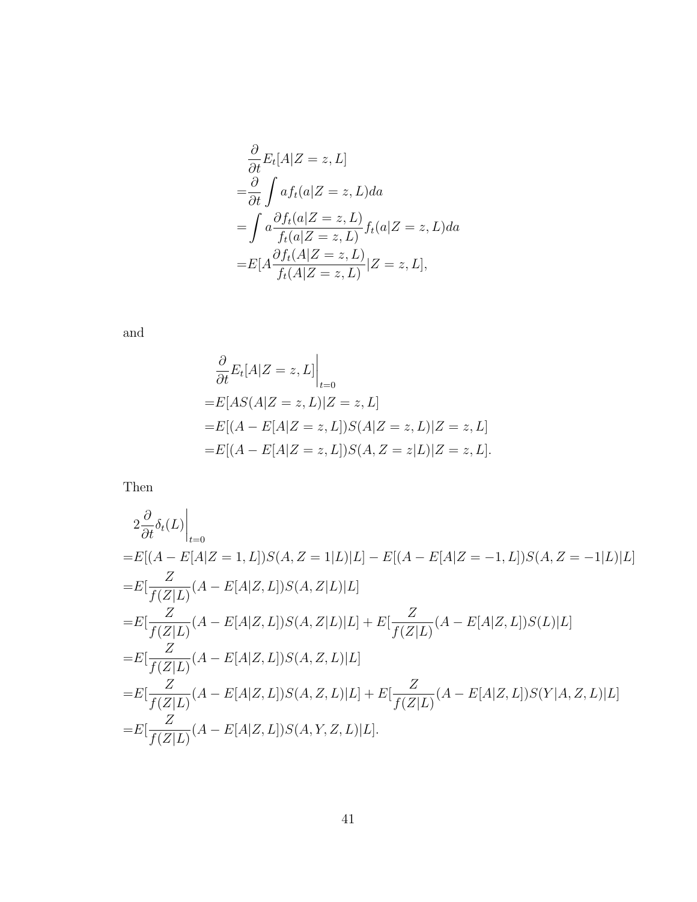$$
\begin{aligned}
&\frac{\partial}{\partial t}E_t[A|Z=z,L] \\
=&\frac{\partial}{\partial t}\int a f_t(a|Z=z,L)da \\
=&\int a\frac{\partial f_t(a|Z=z,L)}{f_t(a|Z=z,L)}f_t(a|Z=z,L)da \\
=&E[A\frac{\partial f_t(A|Z=z,L)}{f_t(A|Z=z,L)}|Z=z,L],
\end{aligned}
$$

and

$$
\begin{aligned}
&\frac{\partial}{\partial t}E_t[A|Z=z,L]\bigg|_{t=0} \\
=&E[AS(A|Z=z,L)|Z=z,L] \\
=&E[(A-E[A|Z=z,L])S(A|Z=z,L)|Z=z,L] \\
=&E[(A-E[A|Z=z,L])S(A,Z=z|L)|Z=z,L].
\end{aligned}
$$

Then

$$
\begin{aligned}
&2\frac{\partial}{\partial t}\delta_t(L)\bigg|_{t=0} \\
=&E[(A-E[A|Z=1,L])S(A,Z=1|L)|L]-E[(A-E[A|Z=-1,L])S(A,Z=-1|L)|L] \\
=&E[\frac{Z}{f(Z|L)}(A-E[A|Z,L])S(A,Z|L)|L] \\
=&E[\frac{Z}{f(Z|L)}(A-E[A|Z,L])S(A,Z|L)|L]+E[\frac{Z}{f(Z|L)}(A-E[A|Z,L])S(L)|L] \\
=&E[\frac{Z}{f(Z|L)}(A-E[A|Z,L])S(A,Z,L)|L] \\
=&E[\frac{Z}{f(Z|L)}(A-E[A|Z,L])S(A,Z,L)|L]+E[\frac{Z}{f(Z|L)}(A-E[A|Z,L])S(Y|A,Z,L)|L] \\
=&E[\frac{Z}{f(Z|L)}(A-E[A|Z,L])S(A,Y,Z,L)|L].
\end{aligned}
$$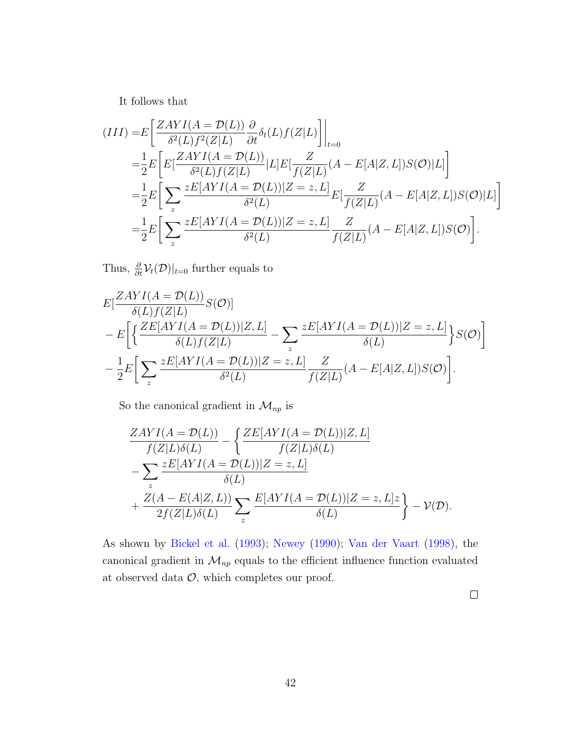It follows that

$$
\begin{aligned}
(III) =& E\bigg[\frac{ZAYI(A=\mathcal{D}(L))}{\delta^2(L)f^2(Z|L)}\frac{\partial}{\partial t}\delta_t(L)f(Z|L)\bigg]\bigg|_{t=0} \\
=& \frac{1}{2}E\bigg[E[\frac{ZAYI(A=\mathcal{D}(L))}{\delta^2(L)f(Z|L)}|L]E[\frac{Z}{f(Z|L)}(A-E[A|Z,L])S(\mathcal{O})|L]\bigg] \\
=& \frac{1}{2}E\bigg[\sum_z\frac{zE[AYI(A=\mathcal{D}(L))|Z=z,L]}{\delta^2(L)}E[\frac{Z}{f(Z|L)}(A-E[A|Z,L])S(\mathcal{O})|L]\bigg] \\
=& \frac{1}{2}E\bigg[\sum_z\frac{zE[AYI(A=\mathcal{D}(L))|Z=z,L]}{\delta^2(L)}\frac{Z}{f(Z|L)}(A-E[A|Z,L])S(\mathcal{O})\bigg].
\end{aligned}
$$

Thus, $\frac{\partial}{\partial t}\mathcal{V}_t(\mathcal{D})|_{t=0}$ further equals to

$$
\begin{aligned}
& E[\frac{ZAYI(A=\mathcal{D}(L))}{\delta(L)f(Z|L)}S(\mathcal{O})] \\
& - E\bigg[\bigg\{\frac{ZE[AYI(A=\mathcal{D}(L))|Z,L]}{\delta(L)f(Z|L)} - \sum_z\frac{zE[AYI(A=\mathcal{D}(L))|Z=z,L]}{\delta(L)}\bigg\}S(\mathcal{O})\bigg] \\
& - \frac{1}{2}E\bigg[\sum_z\frac{zE[AYI(A=\mathcal{D}(L))|Z=z,L]}{\delta^2(L)}\frac{Z}{f(Z|L)}(A-E[A|Z,L])S(\mathcal{O})\bigg].
\end{aligned}
$$

So the canonical gradient in $\mathcal{M}_{np}$ is

$$
\begin{aligned}
& \frac{ZAYI(A=\mathcal{D}(L))}{f(Z|L)\delta(L)} - \bigg\{\frac{ZE[AYI(A=\mathcal{D}(L))|Z,L]}{f(Z|L)\delta(L)} \\
& - \sum_z\frac{zE[AYI(A=\mathcal{D}(L))|Z=z,L]}{\delta(L)} \\
& + \frac{Z(A-E(A|Z,L))}{2f(Z|L)\delta(L)}\sum_z\frac{E[AYI(A=\mathcal{D}(L))|Z=z,L]z}{\delta(L)}\bigg\} - \mathcal{V}(\mathcal{D}).
\end{aligned}
$$

As shown by Bickel et al. (1993); Newey (1990); Van der Vaart (1998), the canonical gradient in $\mathcal{M}_{np}$ equals to the efficient influence function evaluated at observed data $\mathcal{O}$, which completes our proof.

□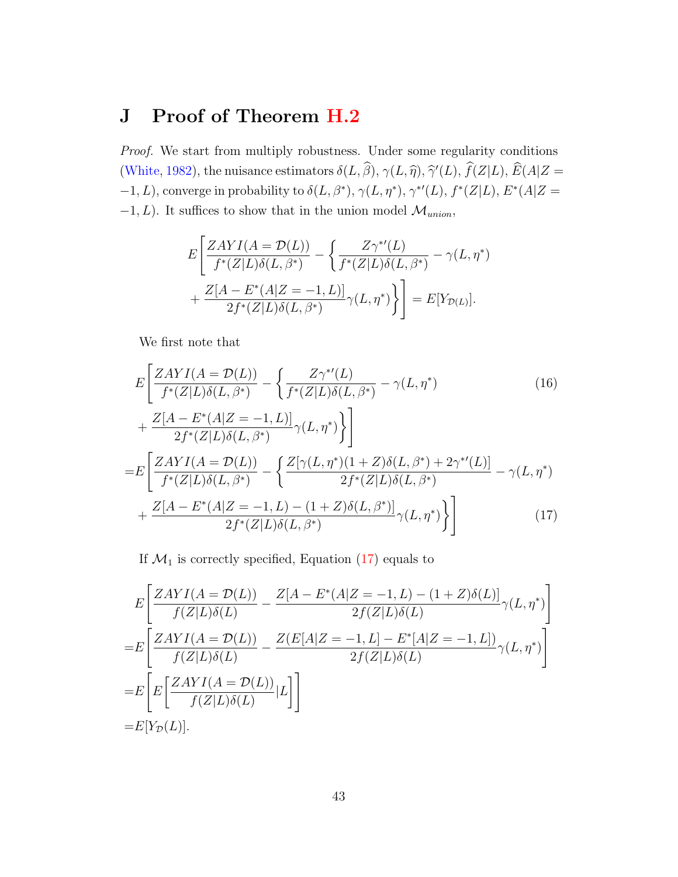# J Proof of Theorem H.2

*Proof.* We start from multiply robustness. Under some regularity conditions (White, 1982), the nuisance estimators $\delta(L,\widehat{\beta})$, $\gamma(L,\widehat{\eta})$, $\widehat{\gamma}'(L)$, $\widehat{f}(Z|L)$, $\widehat{E}(A|Z=-1,L)$, converge in probability to $\delta(L,\beta^*)$, $\gamma(L,\eta^*)$, $\gamma^{*\prime}(L)$, $f^*(Z|L)$, $E^*(A|Z=-1,L)$. It suffices to show that in the union model $\mathcal{M}_{union}$,

$$
E\Bigg[\frac{ZAYI(A=\mathcal{D}(L))}{f^*(Z|L)\delta(L,\beta^*)} - \Bigg\{\frac{Z\gamma^{*\prime}(L)}{f^*(Z|L)\delta(L,\beta^*)} - \gamma(L,\eta^*) + \frac{Z[A-E^*(A|Z=-1,L)]}{2f^*(Z|L)\delta(L,\beta^*)}\gamma(L,\eta^*)\Bigg\}\Bigg] = E[Y_{\mathcal{D}(L)}].
$$

We first note that

$$
E\Bigg[\frac{ZAYI(A=\mathcal{D}(L))}{f^*(Z|L)\delta(L,\beta^*)} - \Bigg\{\frac{Z\gamma^{*\prime}(L)}{f^*(Z|L)\delta(L,\beta^*)} - \gamma(L,\eta^*) + \frac{Z[A-E^*(A|Z=-1,L)]}{2f^*(Z|L)\delta(L,\beta^*)}\gamma(L,\eta^*)\Bigg\}\Bigg] \tag{16}
$$

$$
=E\Bigg[\frac{ZAYI(A=\mathcal{D}(L))}{f^*(Z|L)\delta(L,\beta^*)} - \Bigg\{\frac{Z[\gamma(L,\eta^*)(1+Z)\delta(L,\beta^*)+2\gamma^{*\prime}(L)]}{2f^*(Z|L)\delta(L,\beta^*)} - \gamma(L,\eta^*) + \frac{Z[A-E^*(A|Z=-1,L)-(1+Z)\delta(L,\beta^*)]}{2f^*(Z|L)\delta(L,\beta^*)}\gamma(L,\eta^*)\Bigg\}\Bigg] \tag{17}
$$

If $\mathcal{M}_1$ is correctly specified, Equation (17) equals to

$$
\begin{aligned}
&E\Bigg[\frac{ZAYI(A=\mathcal{D}(L))}{f(Z|L)\delta(L)} - \frac{Z[A-E^*(A|Z=-1,L)-(1+Z)\delta(L)]}{2f(Z|L)\delta(L)}\gamma(L,\eta^*)\Bigg] \\
=&E\Bigg[\frac{ZAYI(A=\mathcal{D}(L))}{f(Z|L)\delta(L)} - \frac{Z(E[A|Z=-1,L]-E^*[A|Z=-1,L])}{2f(Z|L)\delta(L)}\gamma(L,\eta^*)\Bigg] \\
=&E\Bigg[E\Bigg[\frac{ZAYI(A=\mathcal{D}(L))}{f(Z|L)\delta(L)}|L\Bigg]\Bigg] \\
=&E[Y_{\mathcal{D}}(L)].
\end{aligned}
$$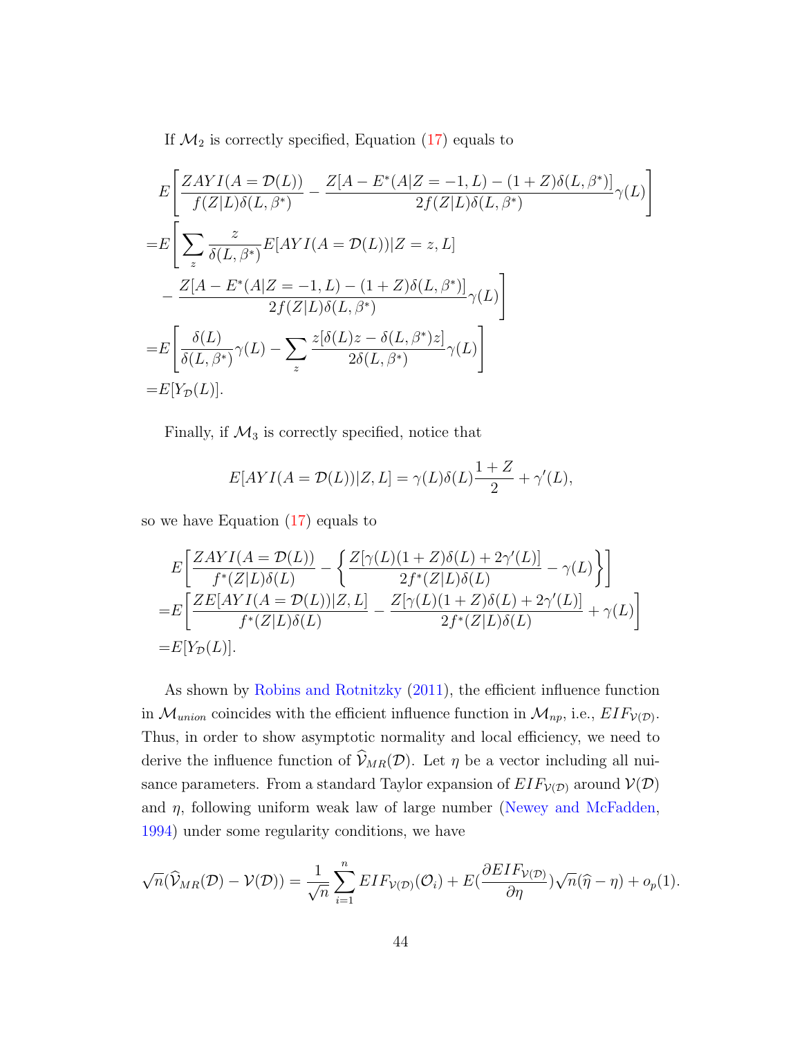If $\mathcal{M}_2$ is correctly specified, Equation (17) equals to

$$
\begin{aligned}
&E\left[\frac{ZAYI(A=\mathcal{D}(L))}{f(Z|L)\delta(L,\beta^*)} - \frac{Z[A - E^*(A|Z=-1,L) - (1+Z)\delta(L,\beta^*)]}{2f(Z|L)\delta(L,\beta^*)}\gamma(L)\right] \\
=&E\left[\sum_z \frac{z}{\delta(L,\beta^*)}E[AYI(A=\mathcal{D}(L))|Z=z,L] \right. \\
&\left. - \frac{Z[A - E^*(A|Z=-1,L) - (1+Z)\delta(L,\beta^*)]}{2f(Z|L)\delta(L,\beta^*)}\gamma(L)\right] \\
=&E\left[\frac{\delta(L)}{\delta(L,\beta^*)}\gamma(L) - \sum_z \frac{z[\delta(L)z - \delta(L,\beta^*)z]}{2\delta(L,\beta^*)}\gamma(L)\right] \\
=&E[Y_{\mathcal{D}}(L)].
\end{aligned}
$$

Finally, if $\mathcal{M}_3$ is correctly specified, notice that

$$
E[AYI(A=\mathcal{D}(L))|Z,L] = \gamma(L)\delta(L)\frac{1+Z}{2} + \gamma'(L),
$$

so we have Equation (17) equals to

$$
\begin{aligned}
&E\left[\frac{ZAYI(A=\mathcal{D}(L))}{f^*(Z|L)\delta(L)} - \left\{\frac{Z[\gamma(L)(1+Z)\delta(L) + 2\gamma'(L)]}{2f^*(Z|L)\delta(L)} - \gamma(L)\right\}\right] \\
=&E\left[\frac{ZE[AYI(A=\mathcal{D}(L))|Z,L]}{f^*(Z|L)\delta(L)} - \frac{Z[\gamma(L)(1+Z)\delta(L) + 2\gamma'(L)]}{2f^*(Z|L)\delta(L)} + \gamma(L)\right] \\
=&E[Y_{\mathcal{D}}(L)].
\end{aligned}
$$

As shown by Robins and Rotnitzky (2011), the efficient influence function in $\mathcal{M}_{union}$ coincides with the efficient influence function in $\mathcal{M}_{np}$, i.e., $EIF_{\mathcal{V}(\mathcal{D})}$. Thus, in order to show asymptotic normality and local efficiency, we need to derive the influence function of $\widehat{\mathcal{V}}_{MR}(\mathcal{D})$. Let $\eta$ be a vector including all nuisance parameters. From a standard Taylor expansion of $EIF_{\mathcal{V}(\mathcal{D})}$ around $\mathcal{V}(\mathcal{D})$ and $\eta$, following uniform weak law of large number (Newey and McFadden, 1994) under some regularity conditions, we have

$$
\sqrt{n}(\widehat{\mathcal{V}}_{MR}(\mathcal{D}) - \mathcal{V}(\mathcal{D})) = \frac{1}{\sqrt{n}}\sum_{i=1}^{n} EIF_{\mathcal{V}(\mathcal{D})}(\mathcal{O}_i) + E\left(\frac{\partial EIF_{\mathcal{V}(\mathcal{D})}}{\partial \eta}\right)\sqrt{n}(\widehat{\eta} - \eta) + o_p(1).
$$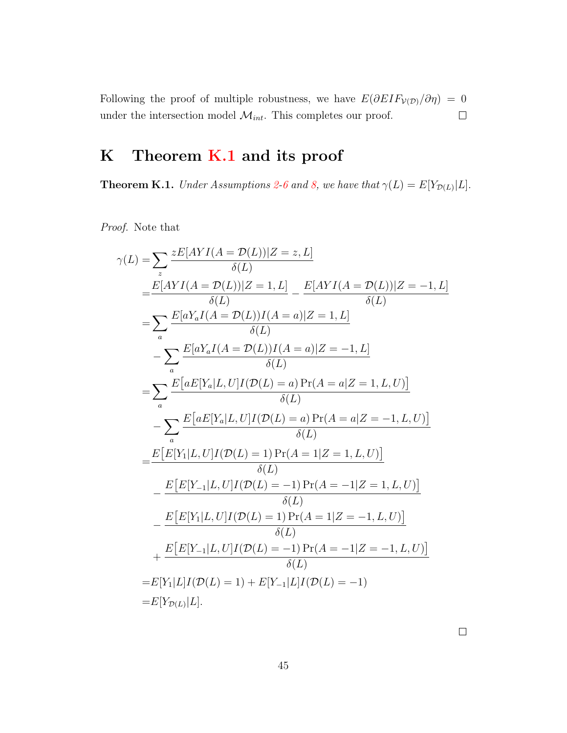Following the proof of multiple robustness, we have $E(\partial EIF_{\mathcal{V}(\mathcal{D})}/\partial\eta) = 0$ under the intersection model $\mathcal{M}_{int}$. This completes our proof. $\square$

# K Theorem K.1 and its proof

**Theorem K.1.** *Under Assumptions 2-6 and 8, we have that* $\gamma(L) = E[Y_{\mathcal{D}(L)}|L]$.

*Proof.* Note that

$$
\begin{aligned}
\gamma(L) =& \sum_z \frac{zE[AYI(A=\mathcal{D}(L))|Z=z,L]}{\delta(L)} \\
=& \frac{E[AYI(A=\mathcal{D}(L))|Z=1,L]}{\delta(L)} - \frac{E[AYI(A=\mathcal{D}(L))|Z=-1,L]}{\delta(L)} \\
=& \sum_a \frac{E[aY_aI(A=\mathcal{D}(L))I(A=a)|Z=1,L]}{\delta(L)} \\
&- \sum_a \frac{E[aY_aI(A=\mathcal{D}(L))I(A=a)|Z=-1,L]}{\delta(L)} \\
=& \sum_a \frac{E\big[aE[Y_a|L,U]I(\mathcal{D}(L)=a)\Pr(A=a|Z=1,L,U)\big]}{\delta(L)} \\
&- \sum_a \frac{E\big[aE[Y_a|L,U]I(\mathcal{D}(L)=a)\Pr(A=a|Z=-1,L,U)\big]}{\delta(L)} \\
=& \frac{E\big[E[Y_1|L,U]I(\mathcal{D}(L)=1)\Pr(A=1|Z=1,L,U)\big]}{\delta(L)} \\
&- \frac{E\big[E[Y_{-1}|L,U]I(\mathcal{D}(L)=-1)\Pr(A=-1|Z=1,L,U)\big]}{\delta(L)} \\
&- \frac{E\big[E[Y_1|L,U]I(\mathcal{D}(L)=1)\Pr(A=1|Z=-1,L,U)\big]}{\delta(L)} \\
&+ \frac{E\big[E[Y_{-1}|L,U]I(\mathcal{D}(L)=-1)\Pr(A=-1|Z=-1,L,U)\big]}{\delta(L)} \\
=& E[Y_1|L]I(\mathcal{D}(L)=1) + E[Y_{-1}|L]I(\mathcal{D}(L)=-1) \\
=& E[Y_{\mathcal{D}(L)}|L].
\end{aligned}
$$

$\square$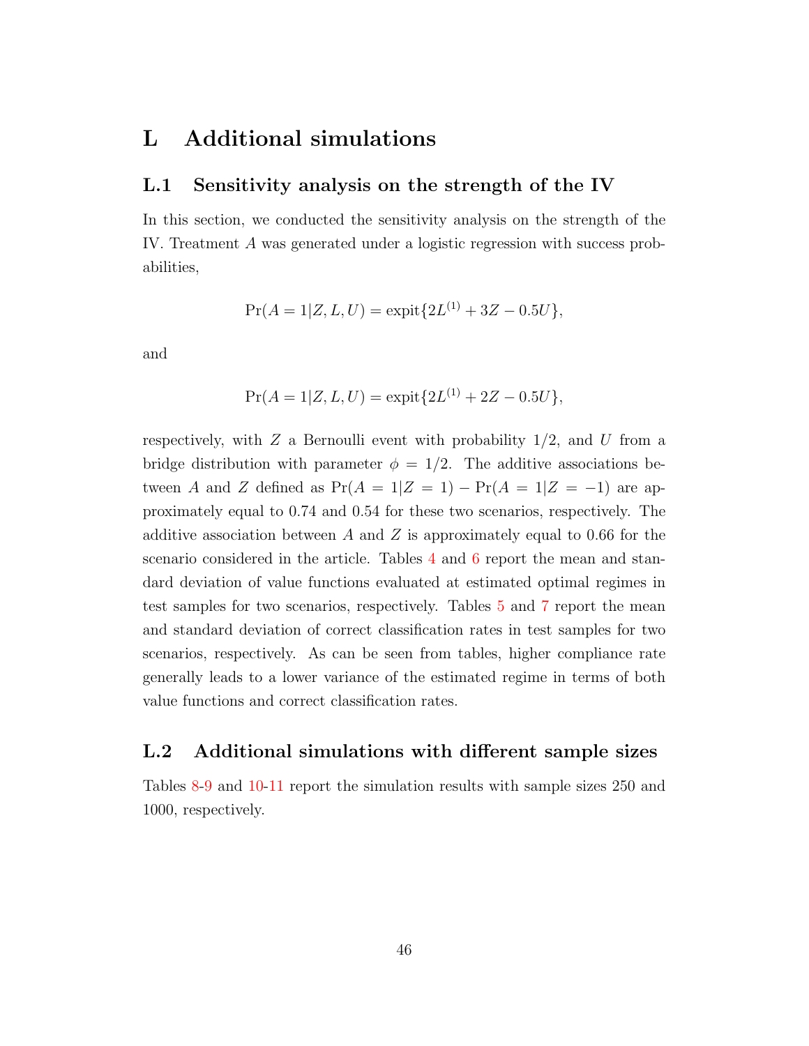# L Additional simulations

## L.1 Sensitivity analysis on the strength of the IV

In this section, we conducted the sensitivity analysis on the strength of the IV. Treatment $A$ was generated under a logistic regression with success probabilities,

$$\Pr(A = 1|Z, L, U) = \text{expit}\{2L^{(1)} + 3Z - 0.5U\},$$

and

$$\Pr(A = 1|Z, L, U) = \text{expit}\{2L^{(1)} + 2Z - 0.5U\},$$

respectively, with $Z$ a Bernoulli event with probability $1/2$, and $U$ from a bridge distribution with parameter $\phi = 1/2$. The additive associations between $A$ and $Z$ defined as $\Pr(A = 1|Z = 1) - \Pr(A = 1|Z = -1)$ are approximately equal to 0.74 and 0.54 for these two scenarios, respectively. The additive association between $A$ and $Z$ is approximately equal to 0.66 for the scenario considered in the article. Tables 4 and 6 report the mean and standard deviation of value functions evaluated at estimated optimal regimes in test samples for two scenarios, respectively. Tables 5 and 7 report the mean and standard deviation of correct classification rates in test samples for two scenarios, respectively. As can be seen from tables, higher compliance rate generally leads to a lower variance of the estimated regime in terms of both value functions and correct classification rates.

## L.2 Additional simulations with different sample sizes

Tables 8-9 and 10-11 report the simulation results with sample sizes 250 and 1000, respectively.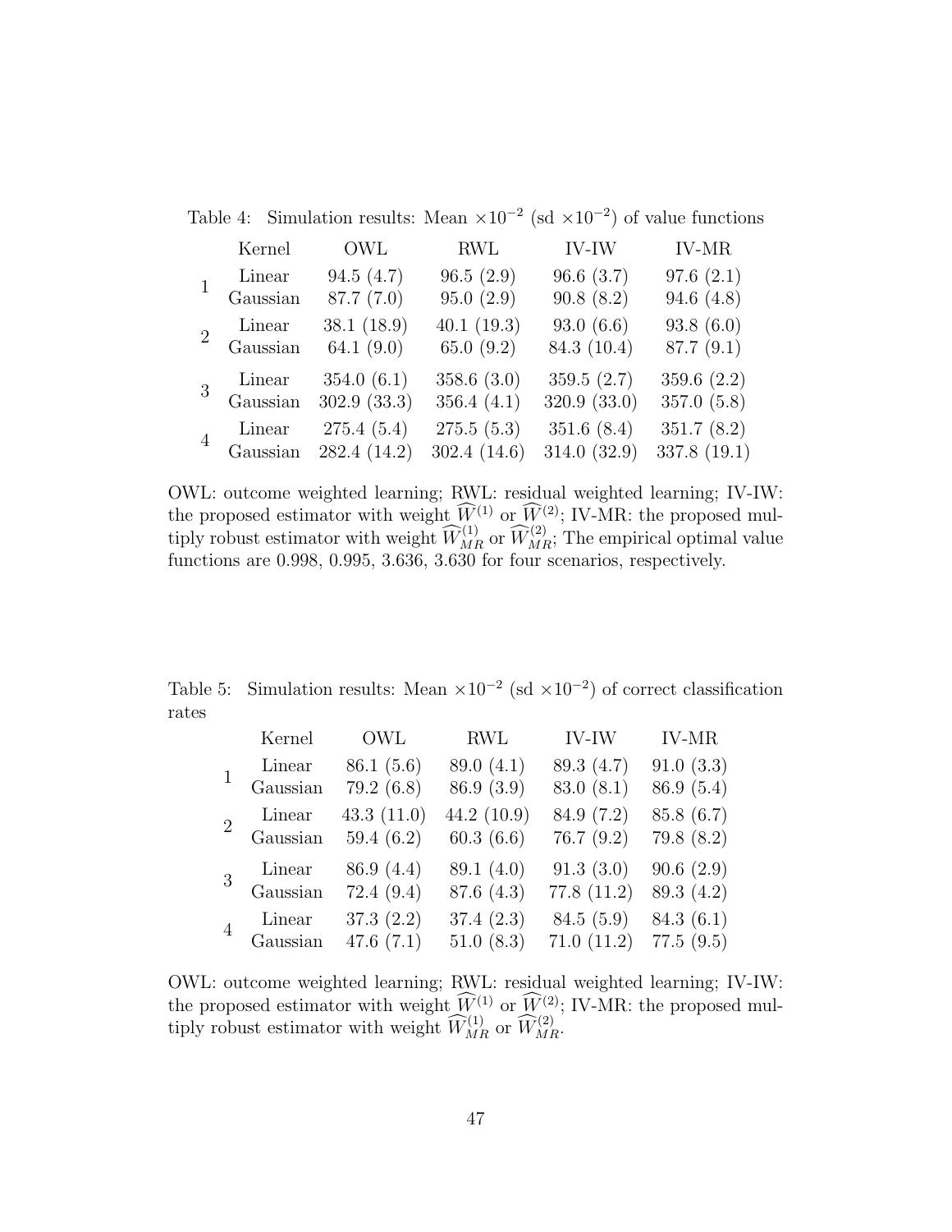Table 4: Simulation results: Mean $\times 10^{-2}$ (sd $\times 10^{-2}$) of value functions

| | Kernel | OWL | RWL | IV-IW | IV-MR |
|---|---|---|---|---|---|
| 1 | Linear | 94.5 (4.7) | 96.5 (2.9) | 96.6 (3.7) | 97.6 (2.1) |
| | Gaussian | 87.7 (7.0) | 95.0 (2.9) | 90.8 (8.2) | 94.6 (4.8) |
| 2 | Linear | 38.1 (18.9) | 40.1 (19.3) | 93.0 (6.6) | 93.8 (6.0) |
| | Gaussian | 64.1 (9.0) | 65.0 (9.2) | 84.3 (10.4) | 87.7 (9.1) |
| 3 | Linear | 354.0 (6.1) | 358.6 (3.0) | 359.5 (2.7) | 359.6 (2.2) |
| | Gaussian | 302.9 (33.3) | 356.4 (4.1) | 320.9 (33.0) | 357.0 (5.8) |
| 4 | Linear | 275.4 (5.4) | 275.5 (5.3) | 351.6 (8.4) | 351.7 (8.2) |
| | Gaussian | 282.4 (14.2) | 302.4 (14.6) | 314.0 (32.9) | 337.8 (19.1) |

OWL: outcome weighted learning; RWL: residual weighted learning; IV-IW: the proposed estimator with weight $\widehat{W}^{(1)}$ or $\widehat{W}^{(2)}$; IV-MR: the proposed multiply robust estimator with weight $\widehat{W}^{(1)}_{MR}$ or $\widehat{W}^{(2)}_{MR}$; The empirical optimal value functions are 0.998, 0.995, 3.636, 3.630 for four scenarios, respectively.

Table 5: Simulation results: Mean $\times 10^{-2}$ (sd $\times 10^{-2}$) of correct classification rates

| | Kernel | OWL | RWL | IV-IW | IV-MR |
|---|---|---|---|---|---|
| 1 | Linear | 86.1 (5.6) | 89.0 (4.1) | 89.3 (4.7) | 91.0 (3.3) |
| | Gaussian | 79.2 (6.8) | 86.9 (3.9) | 83.0 (8.1) | 86.9 (5.4) |
| 2 | Linear | 43.3 (11.0) | 44.2 (10.9) | 84.9 (7.2) | 85.8 (6.7) |
| | Gaussian | 59.4 (6.2) | 60.3 (6.6) | 76.7 (9.2) | 79.8 (8.2) |
| 3 | Linear | 86.9 (4.4) | 89.1 (4.0) | 91.3 (3.0) | 90.6 (2.9) |
| | Gaussian | 72.4 (9.4) | 87.6 (4.3) | 77.8 (11.2) | 89.3 (4.2) |
| 4 | Linear | 37.3 (2.2) | 37.4 (2.3) | 84.5 (5.9) | 84.3 (6.1) |
| | Gaussian | 47.6 (7.1) | 51.0 (8.3) | 71.0 (11.2) | 77.5 (9.5) |

OWL: outcome weighted learning; RWL: residual weighted learning; IV-IW: the proposed estimator with weight $\widehat{W}^{(1)}$ or $\widehat{W}^{(2)}$; IV-MR: the proposed multiply robust estimator with weight $\widehat{W}^{(1)}_{MR}$ or $\widehat{W}^{(2)}_{MR}$.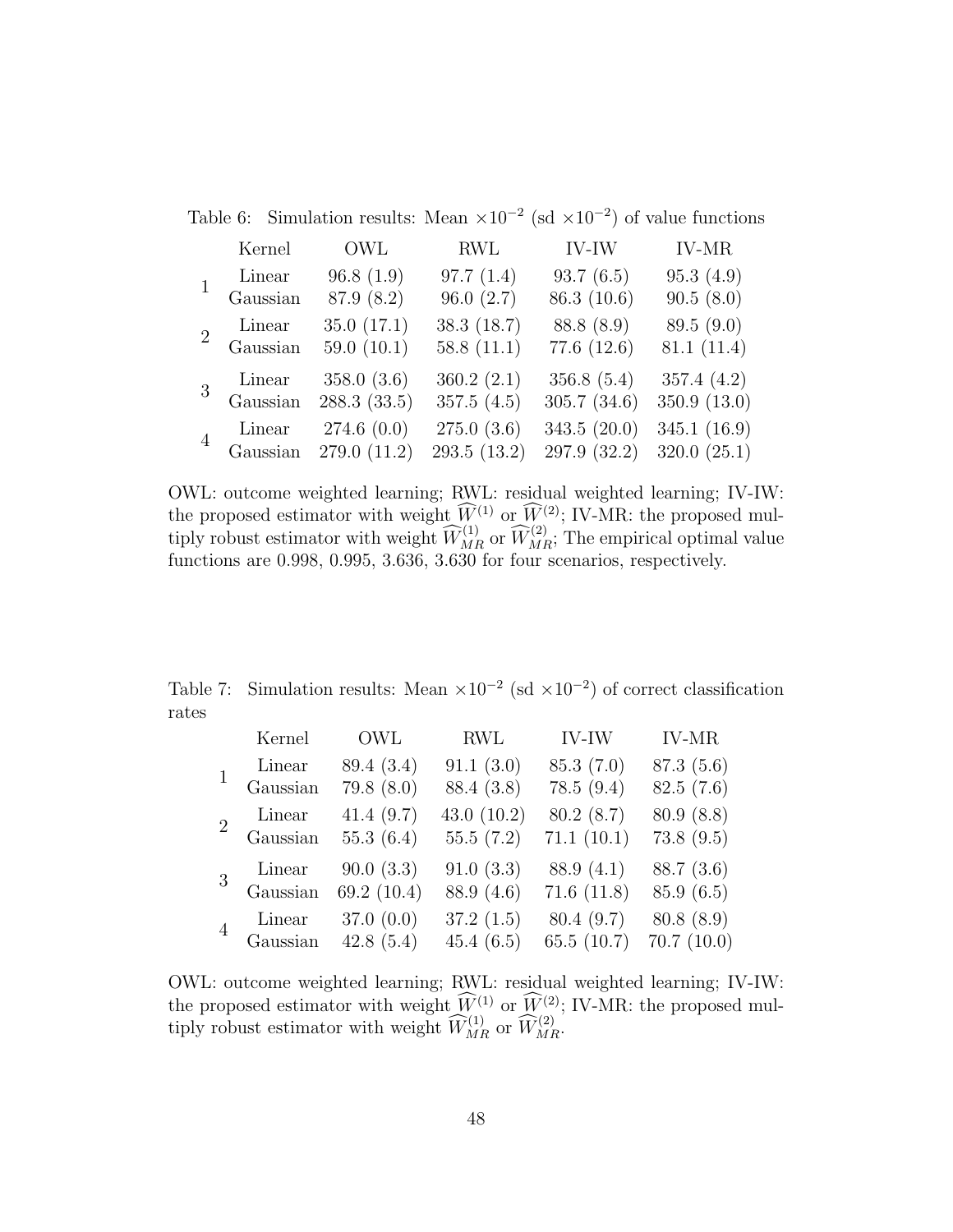Table 6: Simulation results: Mean $\times 10^{-2}$ (sd $\times 10^{-2}$) of value functions

| | Kernel | OWL | RWL | IV-IW | IV-MR |
|---|---|---|---|---|---|
| 1 | Linear | 96.8 (1.9) | 97.7 (1.4) | 93.7 (6.5) | 95.3 (4.9) |
| | Gaussian | 87.9 (8.2) | 96.0 (2.7) | 86.3 (10.6) | 90.5 (8.0) |
| 2 | Linear | 35.0 (17.1) | 38.3 (18.7) | 88.8 (8.9) | 89.5 (9.0) |
| | Gaussian | 59.0 (10.1) | 58.8 (11.1) | 77.6 (12.6) | 81.1 (11.4) |
| 3 | Linear | 358.0 (3.6) | 360.2 (2.1) | 356.8 (5.4) | 357.4 (4.2) |
| | Gaussian | 288.3 (33.5) | 357.5 (4.5) | 305.7 (34.6) | 350.9 (13.0) |
| 4 | Linear | 274.6 (0.0) | 275.0 (3.6) | 343.5 (20.0) | 345.1 (16.9) |
| | Gaussian | 279.0 (11.2) | 293.5 (13.2) | 297.9 (32.2) | 320.0 (25.1) |

OWL: outcome weighted learning; RWL: residual weighted learning; IV-IW: the proposed estimator with weight $\widehat{W}^{(1)}$ or $\widehat{W}^{(2)}$; IV-MR: the proposed multiply robust estimator with weight $\widehat{W}^{(1)}_{MR}$ or $\widehat{W}^{(2)}_{MR}$; The empirical optimal value functions are 0.998, 0.995, 3.636, 3.630 for four scenarios, respectively.

Table 7: Simulation results: Mean $\times 10^{-2}$ (sd $\times 10^{-2}$) of correct classification rates

| | Kernel | OWL | RWL | IV-IW | IV-MR |
|---|---|---|---|---|---|
| 1 | Linear | 89.4 (3.4) | 91.1 (3.0) | 85.3 (7.0) | 87.3 (5.6) |
| | Gaussian | 79.8 (8.0) | 88.4 (3.8) | 78.5 (9.4) | 82.5 (7.6) |
| 2 | Linear | 41.4 (9.7) | 43.0 (10.2) | 80.2 (8.7) | 80.9 (8.8) |
| | Gaussian | 55.3 (6.4) | 55.5 (7.2) | 71.1 (10.1) | 73.8 (9.5) |
| 3 | Linear | 90.0 (3.3) | 91.0 (3.3) | 88.9 (4.1) | 88.7 (3.6) |
| | Gaussian | 69.2 (10.4) | 88.9 (4.6) | 71.6 (11.8) | 85.9 (6.5) |
| 4 | Linear | 37.0 (0.0) | 37.2 (1.5) | 80.4 (9.7) | 80.8 (8.9) |
| | Gaussian | 42.8 (5.4) | 45.4 (6.5) | 65.5 (10.7) | 70.7 (10.0) |

OWL: outcome weighted learning; RWL: residual weighted learning; IV-IW: the proposed estimator with weight $\widehat{W}^{(1)}$ or $\widehat{W}^{(2)}$; IV-MR: the proposed multiply robust estimator with weight $\widehat{W}^{(1)}_{MR}$ or $\widehat{W}^{(2)}_{MR}$.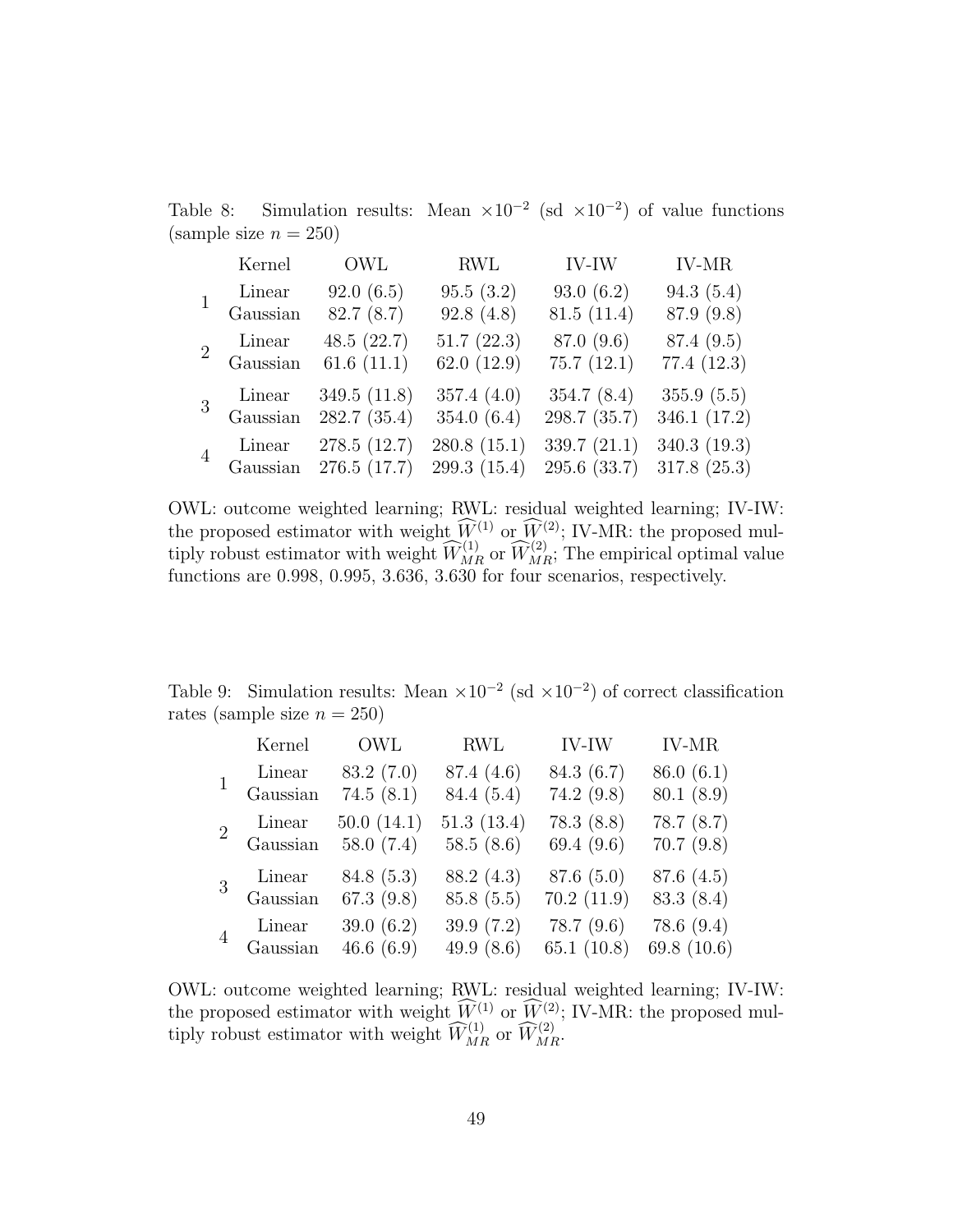Table 8: Simulation results: Mean $\times 10^{-2}$ (sd $\times 10^{-2}$) of value functions (sample size $n = 250$)

| | Kernel | OWL | RWL | IV-IW | IV-MR |
|---|---|---|---|---|---|
| 1 | Linear | 92.0 (6.5) | 95.5 (3.2) | 93.0 (6.2) | 94.3 (5.4) |
| | Gaussian | 82.7 (8.7) | 92.8 (4.8) | 81.5 (11.4) | 87.9 (9.8) |
| 2 | Linear | 48.5 (22.7) | 51.7 (22.3) | 87.0 (9.6) | 87.4 (9.5) |
| | Gaussian | 61.6 (11.1) | 62.0 (12.9) | 75.7 (12.1) | 77.4 (12.3) |
| 3 | Linear | 349.5 (11.8) | 357.4 (4.0) | 354.7 (8.4) | 355.9 (5.5) |
| | Gaussian | 282.7 (35.4) | 354.0 (6.4) | 298.7 (35.7) | 346.1 (17.2) |
| 4 | Linear | 278.5 (12.7) | 280.8 (15.1) | 339.7 (21.1) | 340.3 (19.3) |
| | Gaussian | 276.5 (17.7) | 299.3 (15.4) | 295.6 (33.7) | 317.8 (25.3) |

OWL: outcome weighted learning; RWL: residual weighted learning; IV-IW: the proposed estimator with weight $\widehat{W}^{(1)}$ or $\widehat{W}^{(2)}$; IV-MR: the proposed multiply robust estimator with weight $\widehat{W}_{MR}^{(1)}$ or $\widehat{W}_{MR}^{(2)}$; The empirical optimal value functions are 0.998, 0.995, 3.636, 3.630 for four scenarios, respectively.

Table 9: Simulation results: Mean $\times 10^{-2}$ (sd $\times 10^{-2}$) of correct classification rates (sample size $n = 250$)

| | Kernel | OWL | RWL | IV-IW | IV-MR |
|---|---|---|---|---|---|
| 1 | Linear | 83.2 (7.0) | 87.4 (4.6) | 84.3 (6.7) | 86.0 (6.1) |
| | Gaussian | 74.5 (8.1) | 84.4 (5.4) | 74.2 (9.8) | 80.1 (8.9) |
| 2 | Linear | 50.0 (14.1) | 51.3 (13.4) | 78.3 (8.8) | 78.7 (8.7) |
| | Gaussian | 58.0 (7.4) | 58.5 (8.6) | 69.4 (9.6) | 70.7 (9.8) |
| 3 | Linear | 84.8 (5.3) | 88.2 (4.3) | 87.6 (5.0) | 87.6 (4.5) |
| | Gaussian | 67.3 (9.8) | 85.8 (5.5) | 70.2 (11.9) | 83.3 (8.4) |
| 4 | Linear | 39.0 (6.2) | 39.9 (7.2) | 78.7 (9.6) | 78.6 (9.4) |
| | Gaussian | 46.6 (6.9) | 49.9 (8.6) | 65.1 (10.8) | 69.8 (10.6) |

OWL: outcome weighted learning; RWL: residual weighted learning; IV-IW: the proposed estimator with weight $\widehat{W}^{(1)}$ or $\widehat{W}^{(2)}$; IV-MR: the proposed multiply robust estimator with weight $\widehat{W}_{MR}^{(1)}$ or $\widehat{W}_{MR}^{(2)}$.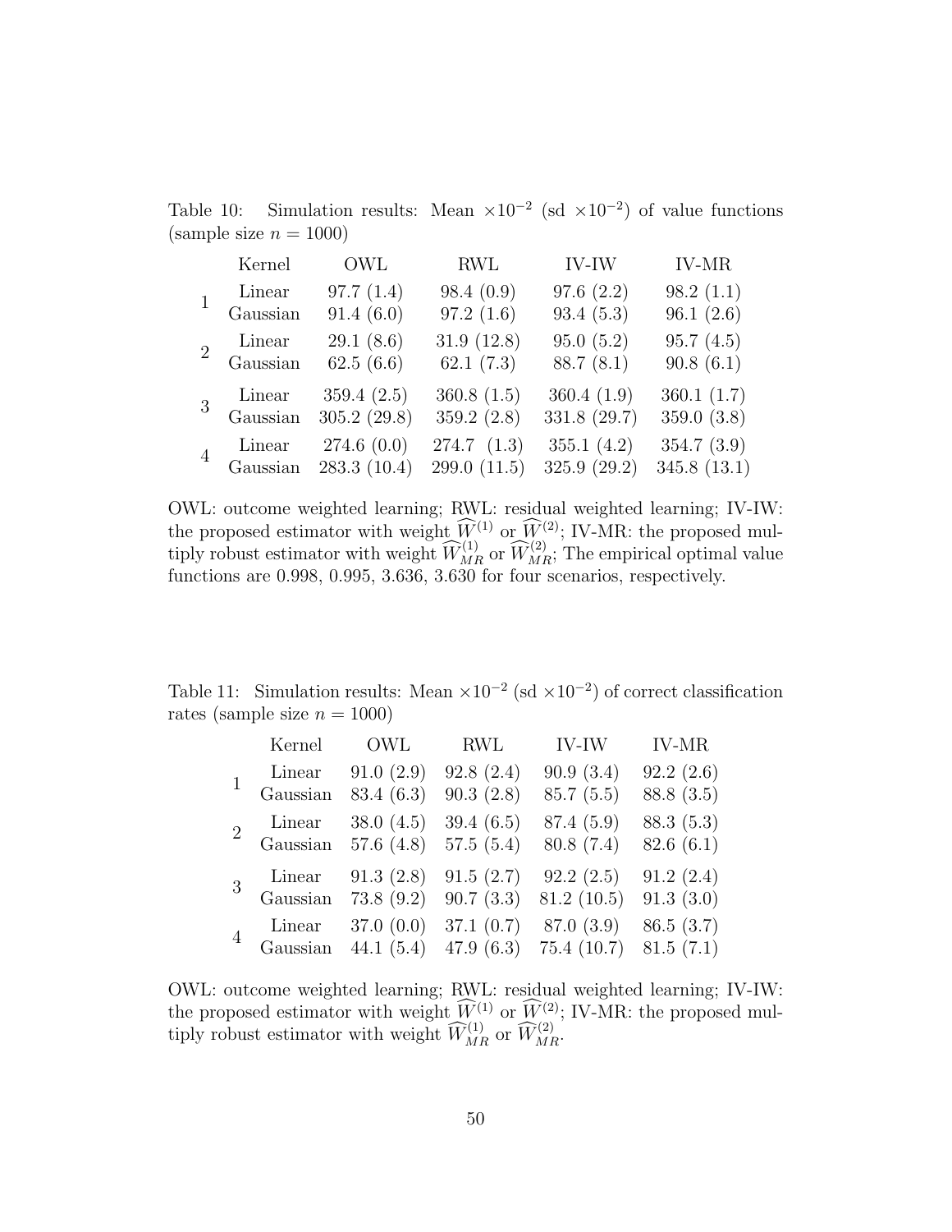Table 10: Simulation results: Mean $\times 10^{-2}$ (sd $\times 10^{-2}$) of value functions (sample size $n = 1000$)

| | Kernel | OWL | RWL | IV-IW | IV-MR |
|---|---|---|---|---|---|
| 1 | Linear | 97.7 (1.4) | 98.4 (0.9) | 97.6 (2.2) | 98.2 (1.1) |
| | Gaussian | 91.4 (6.0) | 97.2 (1.6) | 93.4 (5.3) | 96.1 (2.6) |
| 2 | Linear | 29.1 (8.6) | 31.9 (12.8) | 95.0 (5.2) | 95.7 (4.5) |
| | Gaussian | 62.5 (6.6) | 62.1 (7.3) | 88.7 (8.1) | 90.8 (6.1) |
| 3 | Linear | 359.4 (2.5) | 360.8 (1.5) | 360.4 (1.9) | 360.1 (1.7) |
| | Gaussian | 305.2 (29.8) | 359.2 (2.8) | 331.8 (29.7) | 359.0 (3.8) |
| 4 | Linear | 274.6 (0.0) | 274.7 (1.3) | 355.1 (4.2) | 354.7 (3.9) |
| | Gaussian | 283.3 (10.4) | 299.0 (11.5) | 325.9 (29.2) | 345.8 (13.1) |

OWL: outcome weighted learning; RWL: residual weighted learning; IV-IW: the proposed estimator with weight $\widehat{W}^{(1)}$ or $\widehat{W}^{(2)}$; IV-MR: the proposed multiply robust estimator with weight $\widehat{W}_{MR}^{(1)}$ or $\widehat{W}_{MR}^{(2)}$; The empirical optimal value functions are 0.998, 0.995, 3.636, 3.630 for four scenarios, respectively.

Table 11: Simulation results: Mean $\times 10^{-2}$ (sd $\times 10^{-2}$) of correct classification rates (sample size $n = 1000$)

| | Kernel | OWL | RWL | IV-IW | IV-MR |
|---|---|---|---|---|---|
| 1 | Linear | 91.0 (2.9) | 92.8 (2.4) | 90.9 (3.4) | 92.2 (2.6) |
| | Gaussian | 83.4 (6.3) | 90.3 (2.8) | 85.7 (5.5) | 88.8 (3.5) |
| 2 | Linear | 38.0 (4.5) | 39.4 (6.5) | 87.4 (5.9) | 88.3 (5.3) |
| | Gaussian | 57.6 (4.8) | 57.5 (5.4) | 80.8 (7.4) | 82.6 (6.1) |
| 3 | Linear | 91.3 (2.8) | 91.5 (2.7) | 92.2 (2.5) | 91.2 (2.4) |
| | Gaussian | 73.8 (9.2) | 90.7 (3.3) | 81.2 (10.5) | 91.3 (3.0) |
| 4 | Linear | 37.0 (0.0) | 37.1 (0.7) | 87.0 (3.9) | 86.5 (3.7) |
| | Gaussian | 44.1 (5.4) | 47.9 (6.3) | 75.4 (10.7) | 81.5 (7.1) |

OWL: outcome weighted learning; RWL: residual weighted learning; IV-IW: the proposed estimator with weight $\widehat{W}^{(1)}$ or $\widehat{W}^{(2)}$; IV-MR: the proposed multiply robust estimator with weight $\widehat{W}_{MR}^{(1)}$ or $\widehat{W}_{MR}^{(2)}$.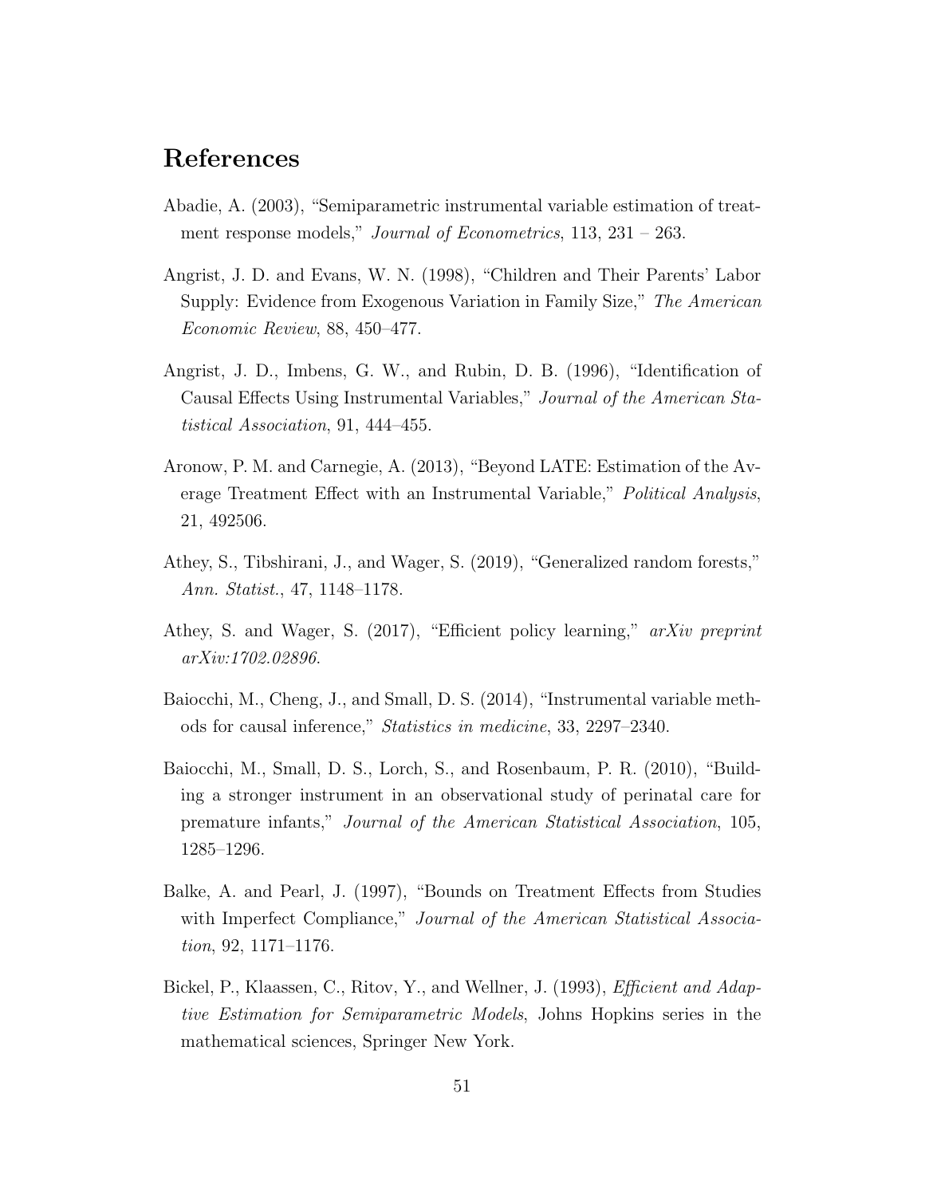# References

Abadie, A. (2003), "Semiparametric instrumental variable estimation of treatment response models," *Journal of Econometrics*, 113, 231 – 263.

Angrist, J. D. and Evans, W. N. (1998), "Children and Their Parents' Labor Supply: Evidence from Exogenous Variation in Family Size," *The American Economic Review*, 88, 450–477.

Angrist, J. D., Imbens, G. W., and Rubin, D. B. (1996), "Identification of Causal Effects Using Instrumental Variables," *Journal of the American Statistical Association*, 91, 444–455.

Aronow, P. M. and Carnegie, A. (2013), "Beyond LATE: Estimation of the Average Treatment Effect with an Instrumental Variable," *Political Analysis*, 21, 492506.

Athey, S., Tibshirani, J., and Wager, S. (2019), "Generalized random forests," *Ann. Statist.*, 47, 1148–1178.

Athey, S. and Wager, S. (2017), "Efficient policy learning," *arXiv preprint arXiv:1702.02896*.

Baiocchi, M., Cheng, J., and Small, D. S. (2014), "Instrumental variable methods for causal inference," *Statistics in medicine*, 33, 2297–2340.

Baiocchi, M., Small, D. S., Lorch, S., and Rosenbaum, P. R. (2010), "Building a stronger instrument in an observational study of perinatal care for premature infants," *Journal of the American Statistical Association*, 105, 1285–1296.

Balke, A. and Pearl, J. (1997), "Bounds on Treatment Effects from Studies with Imperfect Compliance," *Journal of the American Statistical Association*, 92, 1171–1176.

Bickel, P., Klaassen, C., Ritov, Y., and Wellner, J. (1993), *Efficient and Adaptive Estimation for Semiparametric Models*, Johns Hopkins series in the mathematical sciences, Springer New York.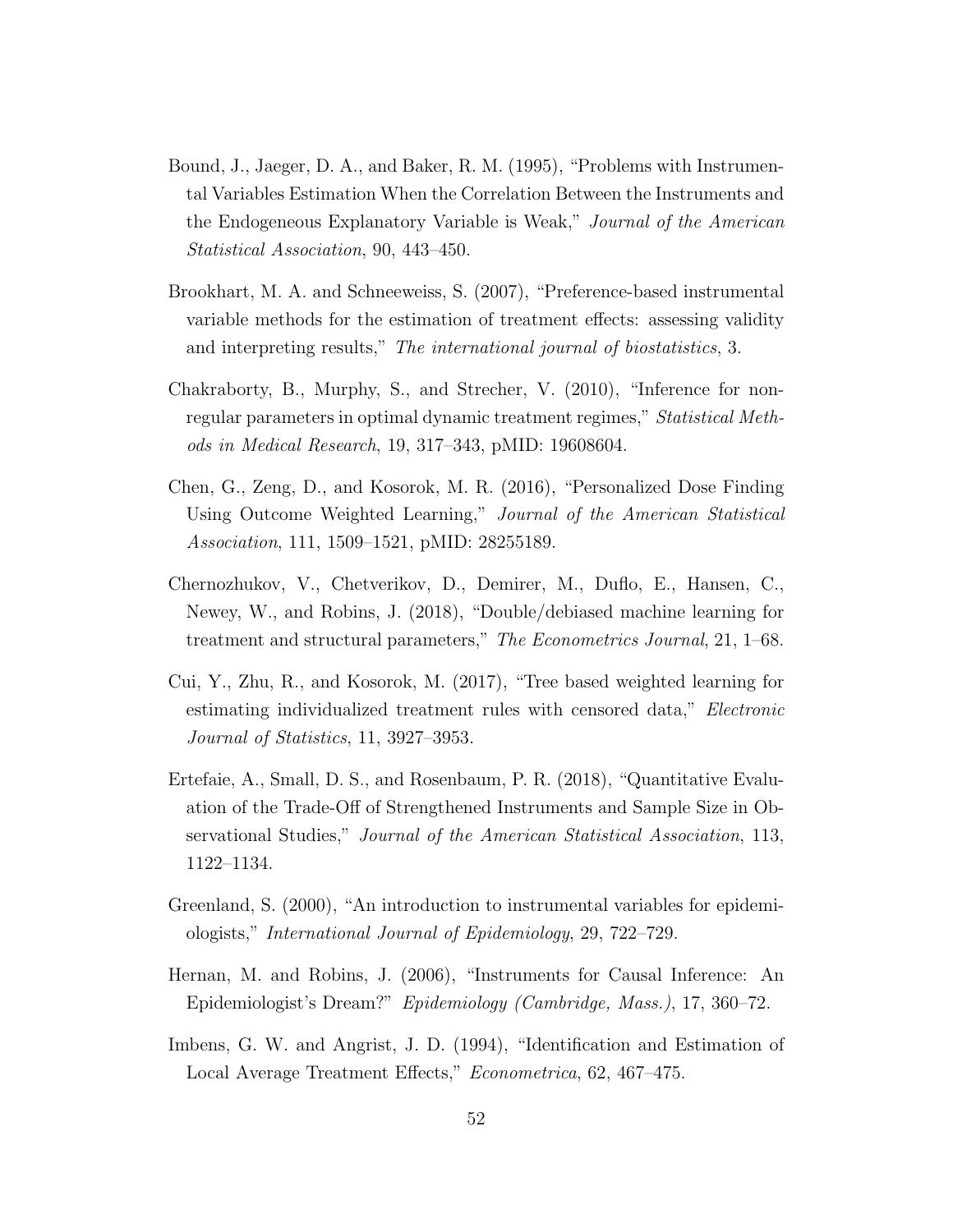Bound, J., Jaeger, D. A., and Baker, R. M. (1995), "Problems with Instrumental Variables Estimation When the Correlation Between the Instruments and the Endogeneous Explanatory Variable is Weak," *Journal of the American Statistical Association*, 90, 443–450.

Brookhart, M. A. and Schneeweiss, S. (2007), "Preference-based instrumental variable methods for the estimation of treatment effects: assessing validity and interpreting results," *The international journal of biostatistics*, 3.

Chakraborty, B., Murphy, S., and Strecher, V. (2010), "Inference for non-regular parameters in optimal dynamic treatment regimes," *Statistical Methods in Medical Research*, 19, 317–343, pMID: 19608604.

Chen, G., Zeng, D., and Kosorok, M. R. (2016), "Personalized Dose Finding Using Outcome Weighted Learning," *Journal of the American Statistical Association*, 111, 1509–1521, pMID: 28255189.

Chernozhukov, V., Chetverikov, D., Demirer, M., Duflo, E., Hansen, C., Newey, W., and Robins, J. (2018), "Double/debiased machine learning for treatment and structural parameters," *The Econometrics Journal*, 21, 1–68.

Cui, Y., Zhu, R., and Kosorok, M. (2017), "Tree based weighted learning for estimating individualized treatment rules with censored data," *Electronic Journal of Statistics*, 11, 3927–3953.

Ertefaie, A., Small, D. S., and Rosenbaum, P. R. (2018), "Quantitative Evaluation of the Trade-Off of Strengthened Instruments and Sample Size in Observational Studies," *Journal of the American Statistical Association*, 113, 1122–1134.

Greenland, S. (2000), "An introduction to instrumental variables for epidemiologists," *International Journal of Epidemiology*, 29, 722–729.

Hernan, M. and Robins, J. (2006), "Instruments for Causal Inference: An Epidemiologist's Dream?" *Epidemiology (Cambridge, Mass.)*, 17, 360–72.

Imbens, G. W. and Angrist, J. D. (1994), "Identification and Estimation of Local Average Treatment Effects," *Econometrica*, 62, 467–475.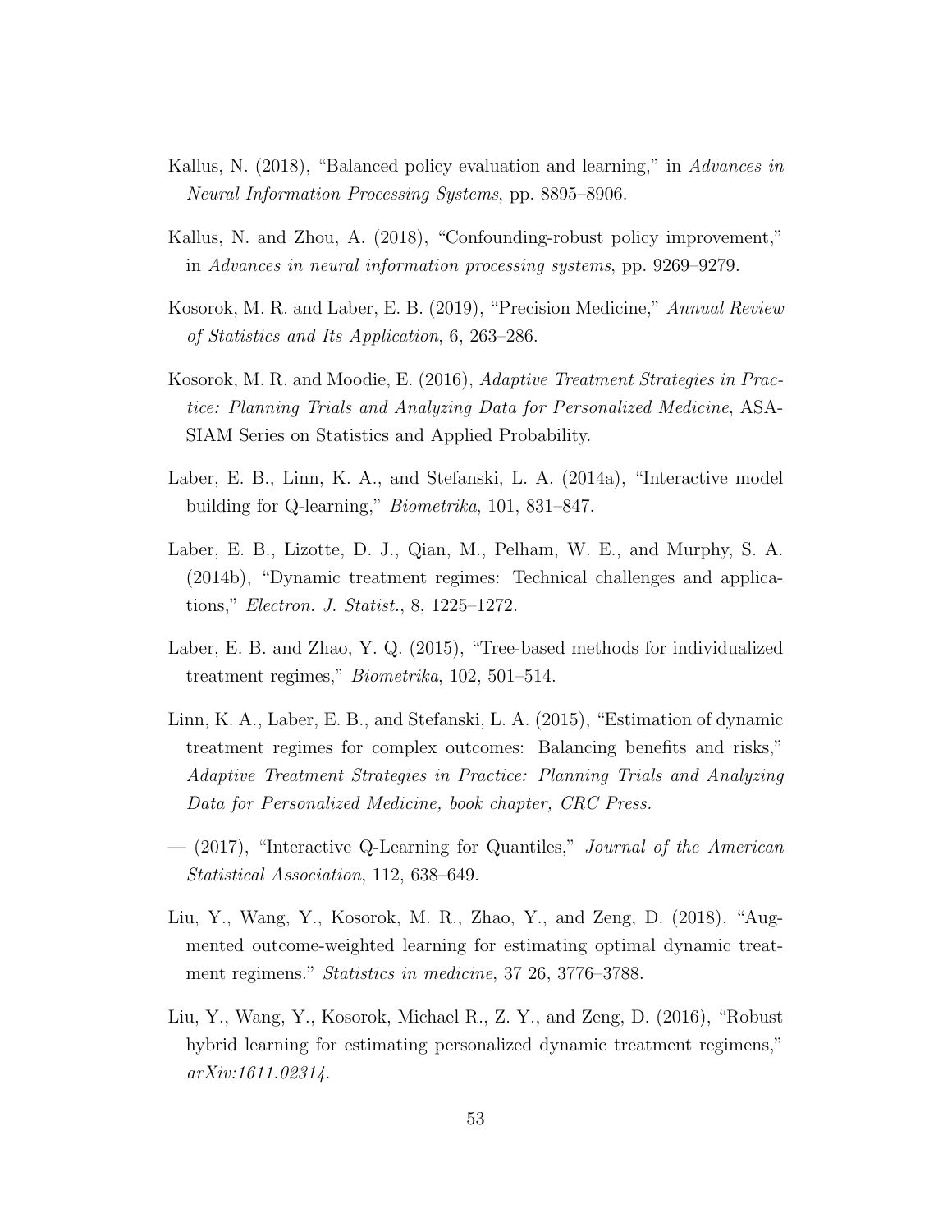Kallus, N. (2018), "Balanced policy evaluation and learning," in *Advances in Neural Information Processing Systems*, pp. 8895–8906.

Kallus, N. and Zhou, A. (2018), "Confounding-robust policy improvement," in *Advances in neural information processing systems*, pp. 9269–9279.

Kosorok, M. R. and Laber, E. B. (2019), "Precision Medicine," *Annual Review of Statistics and Its Application*, 6, 263–286.

Kosorok, M. R. and Moodie, E. (2016), *Adaptive Treatment Strategies in Practice: Planning Trials and Analyzing Data for Personalized Medicine*, ASA-SIAM Series on Statistics and Applied Probability.

Laber, E. B., Linn, K. A., and Stefanski, L. A. (2014a), "Interactive model building for Q-learning," *Biometrika*, 101, 831–847.

Laber, E. B., Lizotte, D. J., Qian, M., Pelham, W. E., and Murphy, S. A. (2014b), "Dynamic treatment regimes: Technical challenges and applications," *Electron. J. Statist.*, 8, 1225–1272.

Laber, E. B. and Zhao, Y. Q. (2015), "Tree-based methods for individualized treatment regimes," *Biometrika*, 102, 501–514.

Linn, K. A., Laber, E. B., and Stefanski, L. A. (2015), "Estimation of dynamic treatment regimes for complex outcomes: Balancing benefits and risks," *Adaptive Treatment Strategies in Practice: Planning Trials and Analyzing Data for Personalized Medicine, book chapter, CRC Press.*

— (2017), "Interactive Q-Learning for Quantiles," *Journal of the American Statistical Association*, 112, 638–649.

Liu, Y., Wang, Y., Kosorok, M. R., Zhao, Y., and Zeng, D. (2018), "Augmented outcome-weighted learning for estimating optimal dynamic treatment regimens." *Statistics in medicine*, 37 26, 3776–3788.

Liu, Y., Wang, Y., Kosorok, Michael R., Z. Y., and Zeng, D. (2016), "Robust hybrid learning for estimating personalized dynamic treatment regimens," *arXiv:1611.02314*.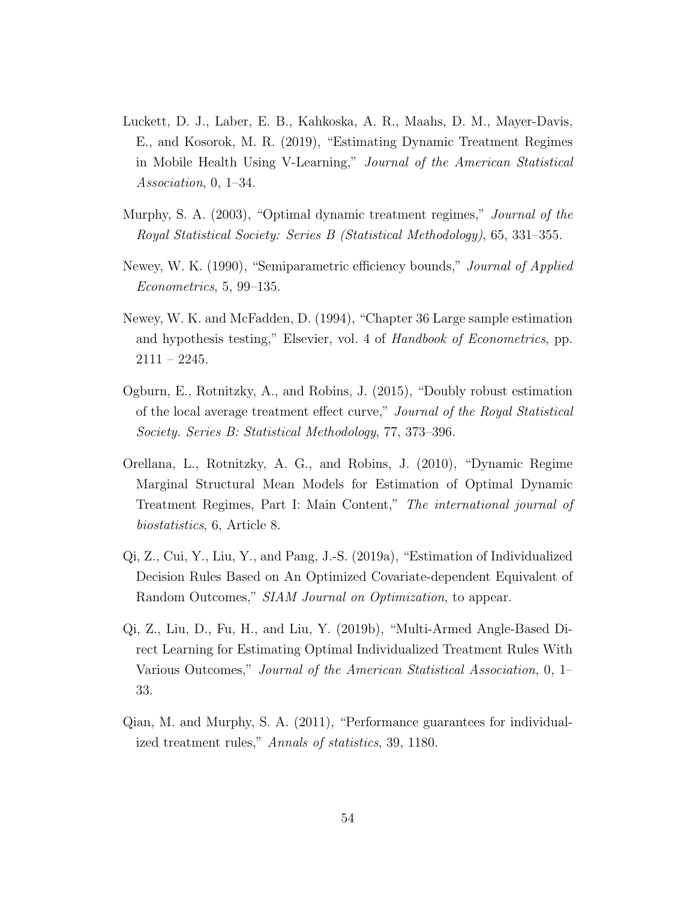Luckett, D. J., Laber, E. B., Kahkoska, A. R., Maahs, D. M., Mayer-Davis, E., and Kosorok, M. R. (2019), "Estimating Dynamic Treatment Regimes in Mobile Health Using V-Learning," *Journal of the American Statistical Association*, 0, 1–34.

Murphy, S. A. (2003), "Optimal dynamic treatment regimes," *Journal of the Royal Statistical Society: Series B (Statistical Methodology)*, 65, 331–355.

Newey, W. K. (1990), "Semiparametric efficiency bounds," *Journal of Applied Econometrics*, 5, 99–135.

Newey, W. K. and McFadden, D. (1994), "Chapter 36 Large sample estimation and hypothesis testing," Elsevier, vol. 4 of *Handbook of Econometrics*, pp. 2111 – 2245.

Ogburn, E., Rotnitzky, A., and Robins, J. (2015), "Doubly robust estimation of the local average treatment effect curve," *Journal of the Royal Statistical Society. Series B: Statistical Methodology*, 77, 373–396.

Orellana, L., Rotnitzky, A. G., and Robins, J. (2010), "Dynamic Regime Marginal Structural Mean Models for Estimation of Optimal Dynamic Treatment Regimes, Part I: Main Content," *The international journal of biostatistics*, 6, Article 8.

Qi, Z., Cui, Y., Liu, Y., and Pang, J.-S. (2019a), "Estimation of Individualized Decision Rules Based on An Optimized Covariate-dependent Equivalent of Random Outcomes," *SIAM Journal on Optimization*, to appear.

Qi, Z., Liu, D., Fu, H., and Liu, Y. (2019b), "Multi-Armed Angle-Based Direct Learning for Estimating Optimal Individualized Treatment Rules With Various Outcomes," *Journal of the American Statistical Association*, 0, 1–33.

Qian, M. and Murphy, S. A. (2011), "Performance guarantees for individualized treatment rules," *Annals of statistics*, 39, 1180.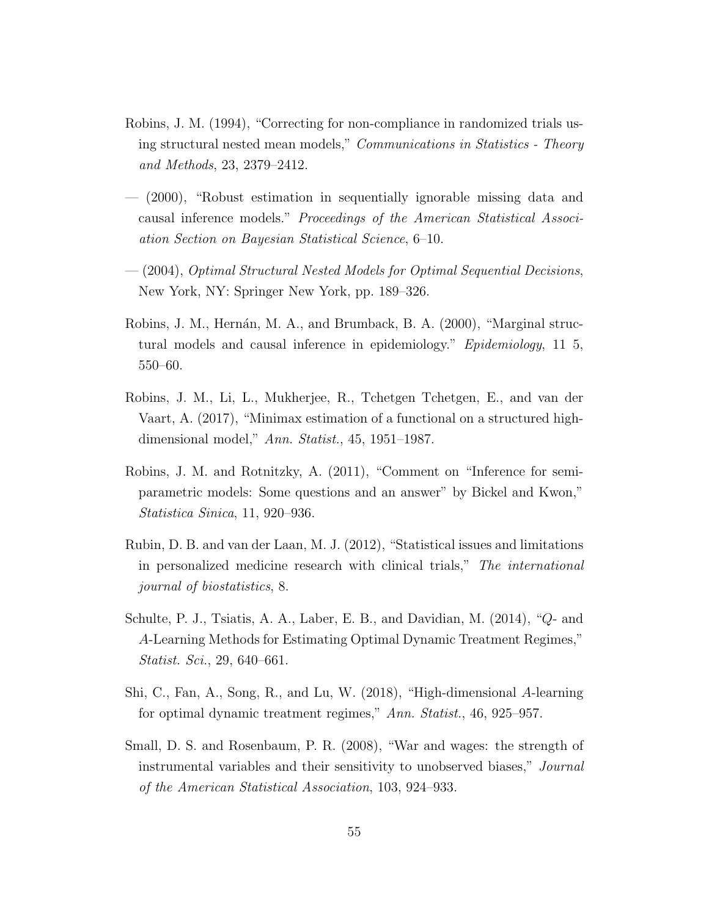Robins, J. M. (1994), "Correcting for non-compliance in randomized trials using structural nested mean models," *Communications in Statistics - Theory and Methods*, 23, 2379–2412.

— (2000), "Robust estimation in sequentially ignorable missing data and causal inference models." *Proceedings of the American Statistical Association Section on Bayesian Statistical Science*, 6–10.

— (2004), *Optimal Structural Nested Models for Optimal Sequential Decisions*, New York, NY: Springer New York, pp. 189–326.

Robins, J. M., Hernán, M. A., and Brumback, B. A. (2000), "Marginal structural models and causal inference in epidemiology." *Epidemiology*, 11 5, 550–60.

Robins, J. M., Li, L., Mukherjee, R., Tchetgen Tchetgen, E., and van der Vaart, A. (2017), "Minimax estimation of a functional on a structured high-dimensional model," *Ann. Statist.*, 45, 1951–1987.

Robins, J. M. and Rotnitzky, A. (2011), "Comment on "Inference for semi-parametric models: Some questions and an answer" by Bickel and Kwon," *Statistica Sinica*, 11, 920–936.

Rubin, D. B. and van der Laan, M. J. (2012), "Statistical issues and limitations in personalized medicine research with clinical trials," *The international journal of biostatistics*, 8.

Schulte, P. J., Tsiatis, A. A., Laber, E. B., and Davidian, M. (2014), "*Q*- and *A*-Learning Methods for Estimating Optimal Dynamic Treatment Regimes," *Statist. Sci.*, 29, 640–661.

Shi, C., Fan, A., Song, R., and Lu, W. (2018), "High-dimensional *A*-learning for optimal dynamic treatment regimes," *Ann. Statist.*, 46, 925–957.

Small, D. S. and Rosenbaum, P. R. (2008), "War and wages: the strength of instrumental variables and their sensitivity to unobserved biases," *Journal of the American Statistical Association*, 103, 924–933.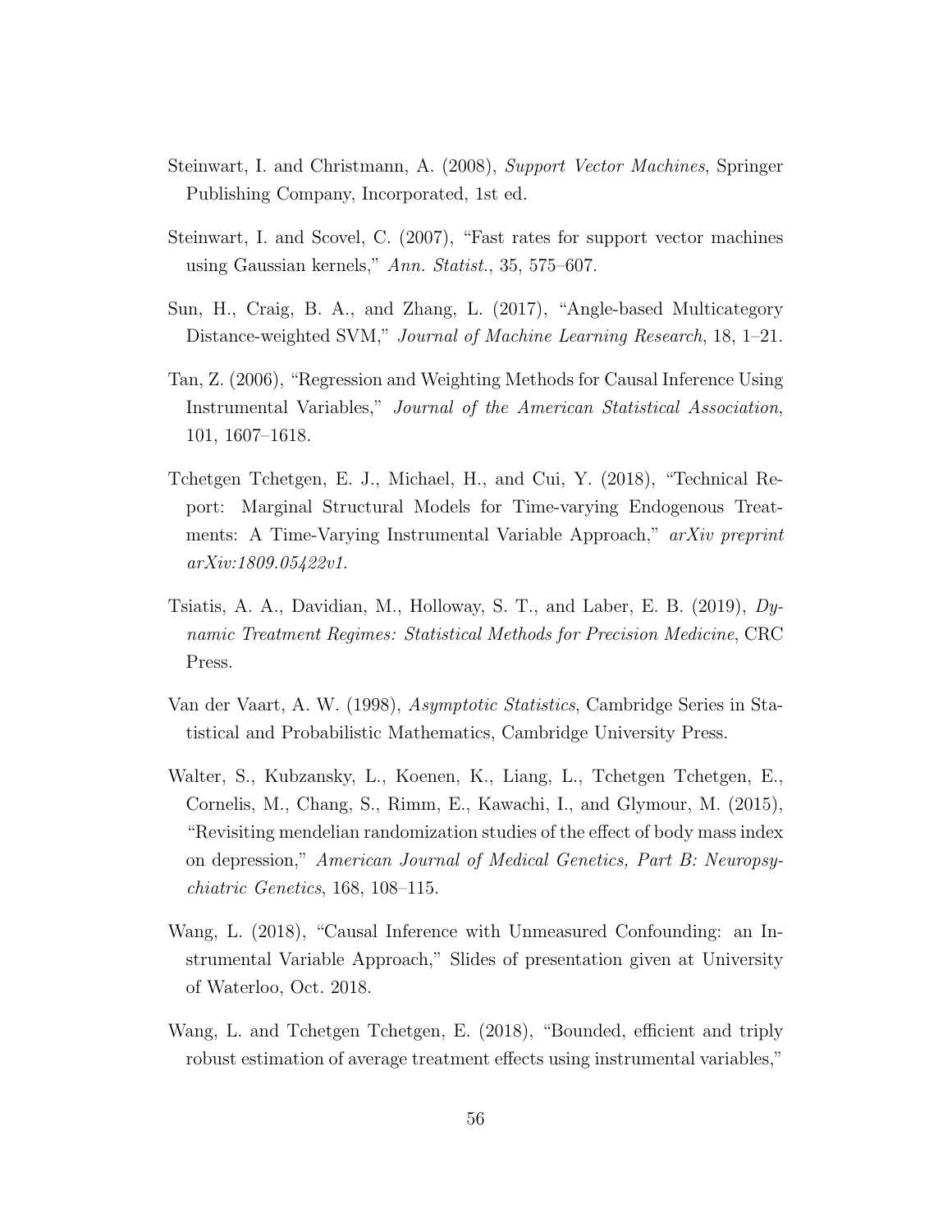Steinwart, I. and Christmann, A. (2008), *Support Vector Machines*, Springer Publishing Company, Incorporated, 1st ed.

Steinwart, I. and Scovel, C. (2007), "Fast rates for support vector machines using Gaussian kernels," *Ann. Statist.*, 35, 575–607.

Sun, H., Craig, B. A., and Zhang, L. (2017), "Angle-based Multicategory Distance-weighted SVM," *Journal of Machine Learning Research*, 18, 1–21.

Tan, Z. (2006), "Regression and Weighting Methods for Causal Inference Using Instrumental Variables," *Journal of the American Statistical Association*, 101, 1607–1618.

Tchetgen Tchetgen, E. J., Michael, H., and Cui, Y. (2018), "Technical Report: Marginal Structural Models for Time-varying Endogenous Treatments: A Time-Varying Instrumental Variable Approach," *arXiv preprint arXiv:1809.05422v1*.

Tsiatis, A. A., Davidian, M., Holloway, S. T., and Laber, E. B. (2019), *Dynamic Treatment Regimes: Statistical Methods for Precision Medicine*, CRC Press.

Van der Vaart, A. W. (1998), *Asymptotic Statistics*, Cambridge Series in Statistical and Probabilistic Mathematics, Cambridge University Press.

Walter, S., Kubzansky, L., Koenen, K., Liang, L., Tchetgen Tchetgen, E., Cornelis, M., Chang, S., Rimm, E., Kawachi, I., and Glymour, M. (2015), "Revisiting mendelian randomization studies of the effect of body mass index on depression," *American Journal of Medical Genetics, Part B: Neuropsychiatric Genetics*, 168, 108–115.

Wang, L. (2018), "Causal Inference with Unmeasured Confounding: an Instrumental Variable Approach," Slides of presentation given at University of Waterloo, Oct. 2018.

Wang, L. and Tchetgen Tchetgen, E. (2018), "Bounded, efficient and triply robust estimation of average treatment effects using instrumental variables,"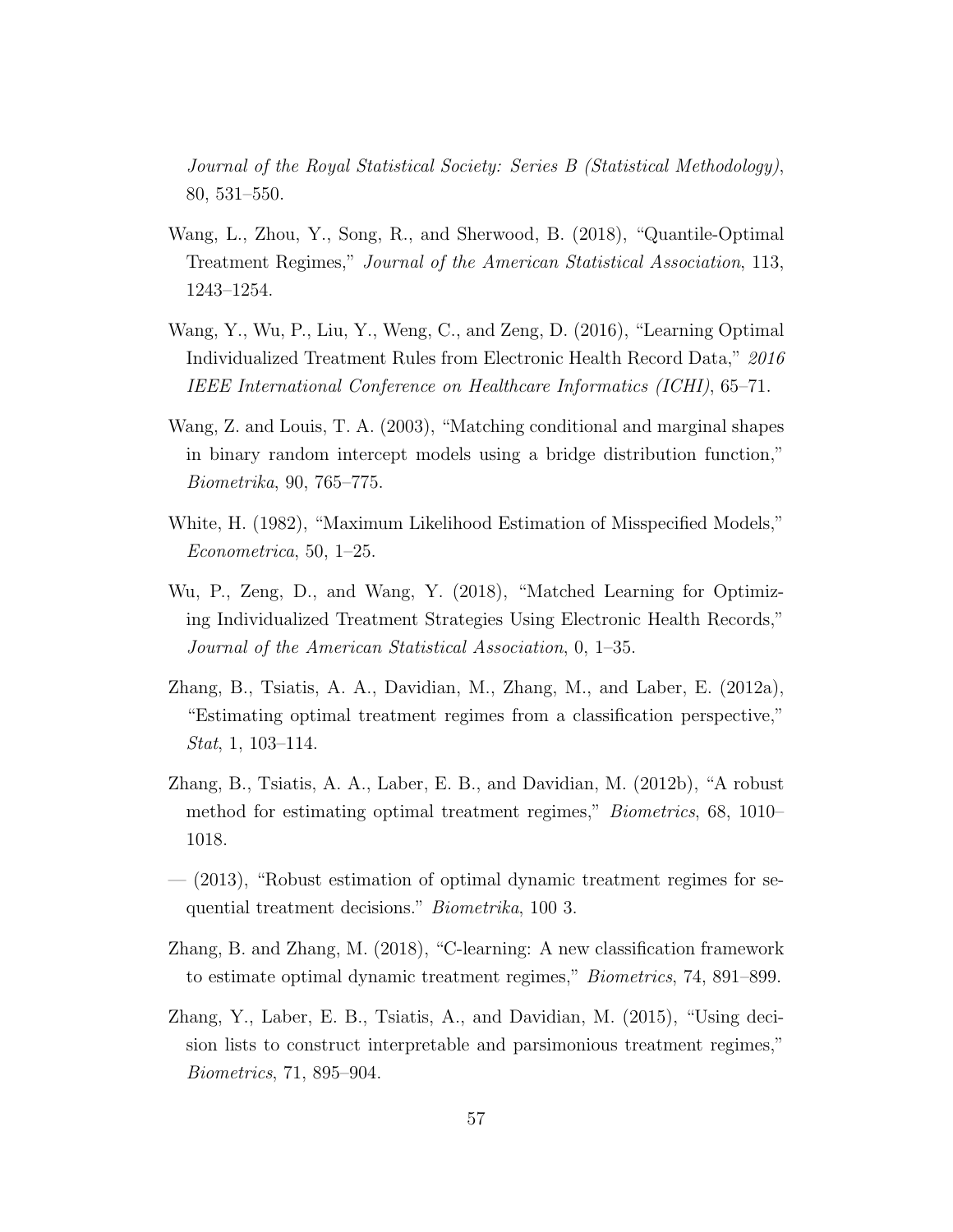*Journal of the Royal Statistical Society: Series B (Statistical Methodology)*, 80, 531–550.

Wang, L., Zhou, Y., Song, R., and Sherwood, B. (2018), "Quantile-Optimal Treatment Regimes," *Journal of the American Statistical Association*, 113, 1243–1254.

Wang, Y., Wu, P., Liu, Y., Weng, C., and Zeng, D. (2016), "Learning Optimal Individualized Treatment Rules from Electronic Health Record Data," *2016 IEEE International Conference on Healthcare Informatics (ICHI)*, 65–71.

Wang, Z. and Louis, T. A. (2003), "Matching conditional and marginal shapes in binary random intercept models using a bridge distribution function," *Biometrika*, 90, 765–775.

White, H. (1982), "Maximum Likelihood Estimation of Misspecified Models," *Econometrica*, 50, 1–25.

Wu, P., Zeng, D., and Wang, Y. (2018), "Matched Learning for Optimizing Individualized Treatment Strategies Using Electronic Health Records," *Journal of the American Statistical Association*, 0, 1–35.

Zhang, B., Tsiatis, A. A., Davidian, M., Zhang, M., and Laber, E. (2012a), "Estimating optimal treatment regimes from a classification perspective," *Stat*, 1, 103–114.

Zhang, B., Tsiatis, A. A., Laber, E. B., and Davidian, M. (2012b), "A robust method for estimating optimal treatment regimes," *Biometrics*, 68, 1010–1018.

— (2013), "Robust estimation of optimal dynamic treatment regimes for sequential treatment decisions." *Biometrika*, 100 3.

Zhang, B. and Zhang, M. (2018), "C-learning: A new classification framework to estimate optimal dynamic treatment regimes," *Biometrics*, 74, 891–899.

Zhang, Y., Laber, E. B., Tsiatis, A., and Davidian, M. (2015), "Using decision lists to construct interpretable and parsimonious treatment regimes," *Biometrics*, 71, 895–904.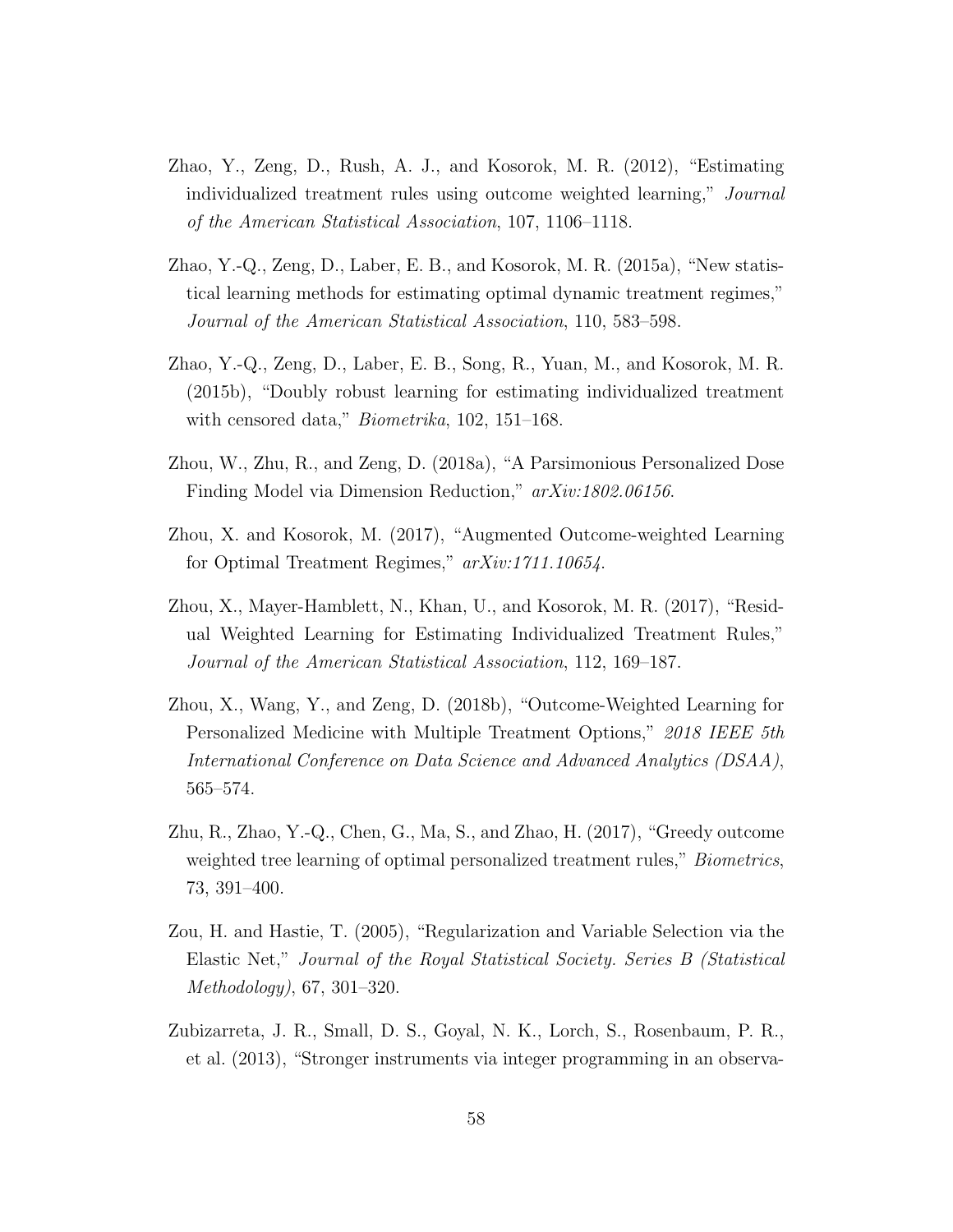Zhao, Y., Zeng, D., Rush, A. J., and Kosorok, M. R. (2012), "Estimating individualized treatment rules using outcome weighted learning," *Journal of the American Statistical Association*, 107, 1106–1118.

Zhao, Y.-Q., Zeng, D., Laber, E. B., and Kosorok, M. R. (2015a), "New statistical learning methods for estimating optimal dynamic treatment regimes," *Journal of the American Statistical Association*, 110, 583–598.

Zhao, Y.-Q., Zeng, D., Laber, E. B., Song, R., Yuan, M., and Kosorok, M. R. (2015b), "Doubly robust learning for estimating individualized treatment with censored data," *Biometrika*, 102, 151–168.

Zhou, W., Zhu, R., and Zeng, D. (2018a), "A Parsimonious Personalized Dose Finding Model via Dimension Reduction," *arXiv:1802.06156*.

Zhou, X. and Kosorok, M. (2017), "Augmented Outcome-weighted Learning for Optimal Treatment Regimes," *arXiv:1711.10654*.

Zhou, X., Mayer-Hamblett, N., Khan, U., and Kosorok, M. R. (2017), "Residual Weighted Learning for Estimating Individualized Treatment Rules," *Journal of the American Statistical Association*, 112, 169–187.

Zhou, X., Wang, Y., and Zeng, D. (2018b), "Outcome-Weighted Learning for Personalized Medicine with Multiple Treatment Options," *2018 IEEE 5th International Conference on Data Science and Advanced Analytics (DSAA)*, 565–574.

Zhu, R., Zhao, Y.-Q., Chen, G., Ma, S., and Zhao, H. (2017), "Greedy outcome weighted tree learning of optimal personalized treatment rules," *Biometrics*, 73, 391–400.

Zou, H. and Hastie, T. (2005), "Regularization and Variable Selection via the Elastic Net," *Journal of the Royal Statistical Society. Series B (Statistical Methodology)*, 67, 301–320.

Zubizarreta, J. R., Small, D. S., Goyal, N. K., Lorch, S., Rosenbaum, P. R., et al. (2013), "Stronger instruments via integer programming in an observa-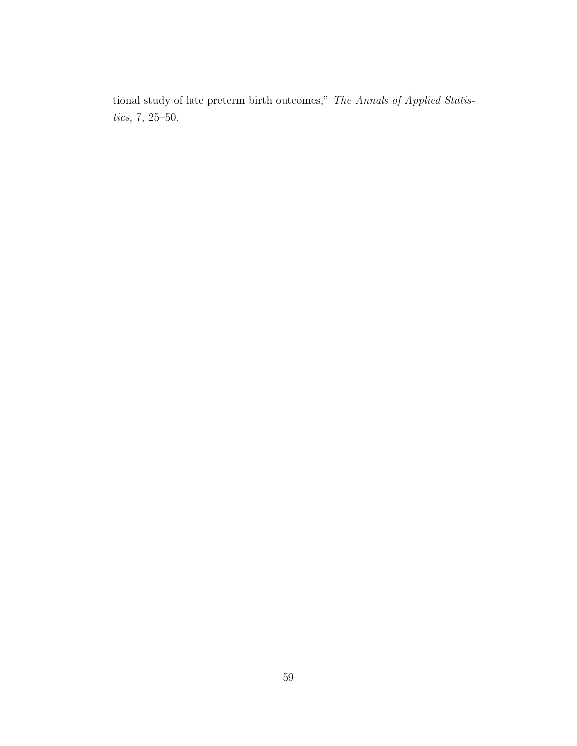tional study of late preterm birth outcomes," *The Annals of Applied Statistics*, 7, 25–50.